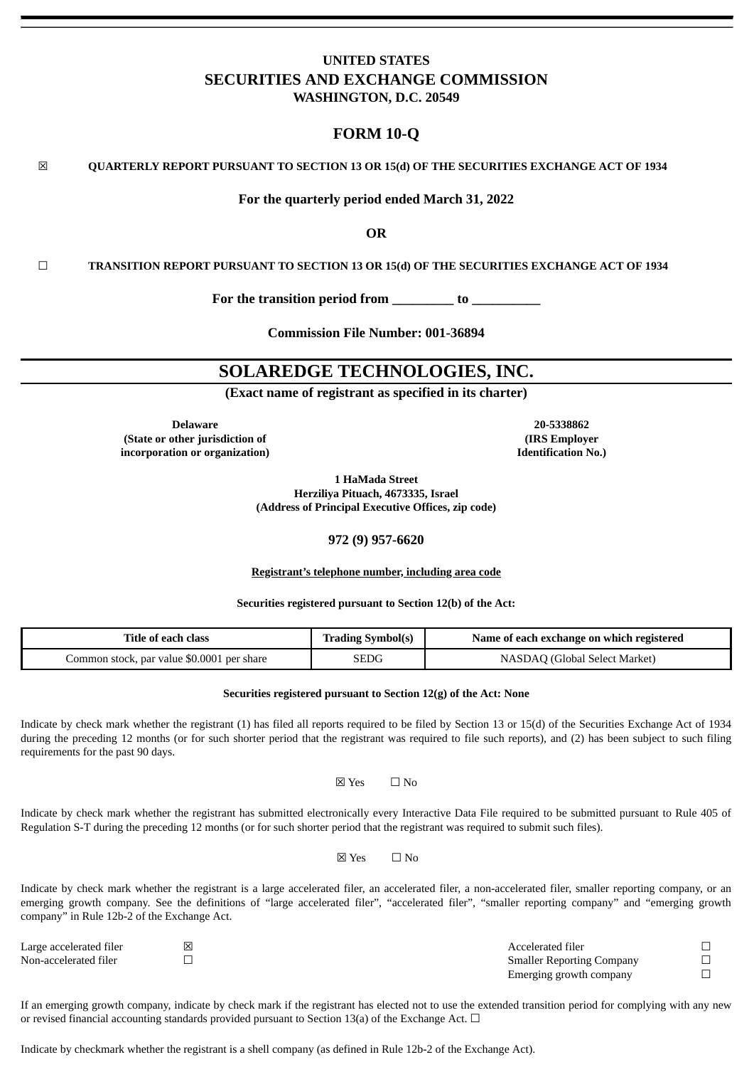# UNITED STATES
# SECURITIES AND EXCHANGE COMMISSION
**WASHINGTON, D.C. 20549**

## FORM 10-Q

☒ **QUARTERLY REPORT PURSUANT TO SECTION 13 OR 15(d) OF THE SECURITIES EXCHANGE ACT OF 1934**

**For the quarterly period ended March 31, 2022**

**OR**

☐ **TRANSITION REPORT PURSUANT TO SECTION 13 OR 15(d) OF THE SECURITIES EXCHANGE ACT OF 1934**

**For the transition period from _________ to __________**

**Commission File Number: 001-36894**

# SOLAREDGE TECHNOLOGIES, INC.

**(Exact name of registrant as specified in its charter)**

| **Delaware** | **20-5338862** |
|---|---|
| **(State or other jurisdiction of incorporation or organization)** | **(IRS Employer Identification No.)** |

**1 HaMada Street**
**Herziliya Pituach, 4673335, Israel**
**(Address of Principal Executive Offices, zip code)**

**972 (9) 957-6620**

**Registrant's telephone number, including area code**

**Securities registered pursuant to Section 12(b) of the Act:**

| Title of each class | Trading Symbol(s) | Name of each exchange on which registered |
|---|---|---|
| Common stock, par value $0.0001 per share | SEDG | NASDAQ (Global Select Market) |

**Securities registered pursuant to Section 12(g) of the Act: None**

Indicate by check mark whether the registrant (1) has filed all reports required to be filed by Section 13 or 15(d) of the Securities Exchange Act of 1934 during the preceding 12 months (or for such shorter period that the registrant was required to file such reports), and (2) has been subject to such filing requirements for the past 90 days.

☒ Yes ☐ No

Indicate by check mark whether the registrant has submitted electronically every Interactive Data File required to be submitted pursuant to Rule 405 of Regulation S-T during the preceding 12 months (or for such shorter period that the registrant was required to submit such files).

☒ Yes ☐ No

Indicate by check mark whether the registrant is a large accelerated filer, an accelerated filer, a non-accelerated filer, smaller reporting company, or an emerging growth company. See the definitions of "large accelerated filer", "accelerated filer", "smaller reporting company" and "emerging growth company" in Rule 12b-2 of the Exchange Act.

| | | | |
|---|---|---|---|
| Large accelerated filer | ☒ | Accelerated filer | ☐ |
| Non-accelerated filer | ☐ | Smaller Reporting Company | ☐ |
| | | Emerging growth company | ☐ |

If an emerging growth company, indicate by check mark if the registrant has elected not to use the extended transition period for complying with any new or revised financial accounting standards provided pursuant to Section 13(a) of the Exchange Act. ☐

Indicate by checkmark whether the registrant is a shell company (as defined in Rule 12b-2 of the Exchange Act).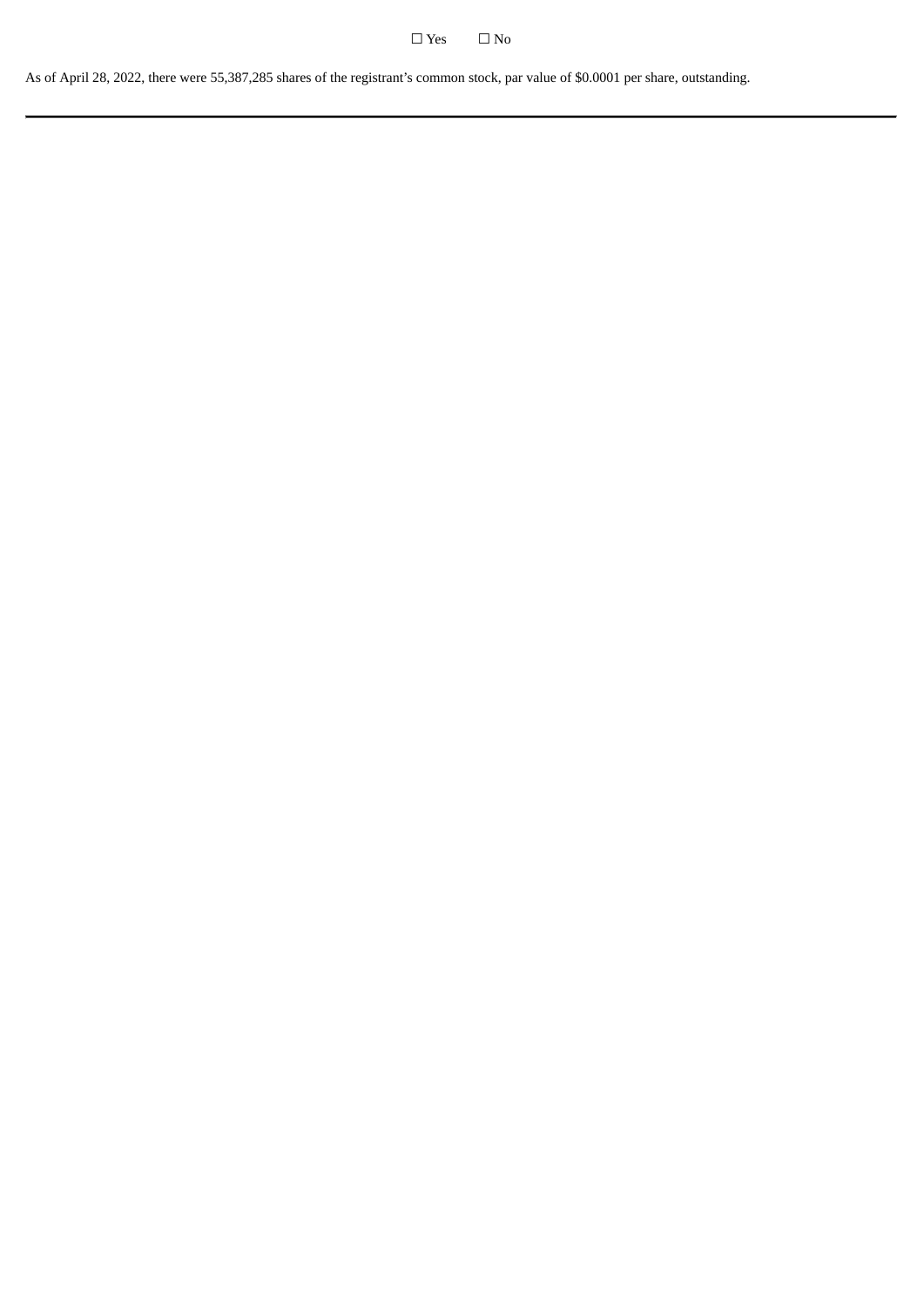☐ Yes ☐ No

As of April 28, 2022, there were 55,387,285 shares of the registrant's common stock, par value of $0.0001 per share, outstanding.

---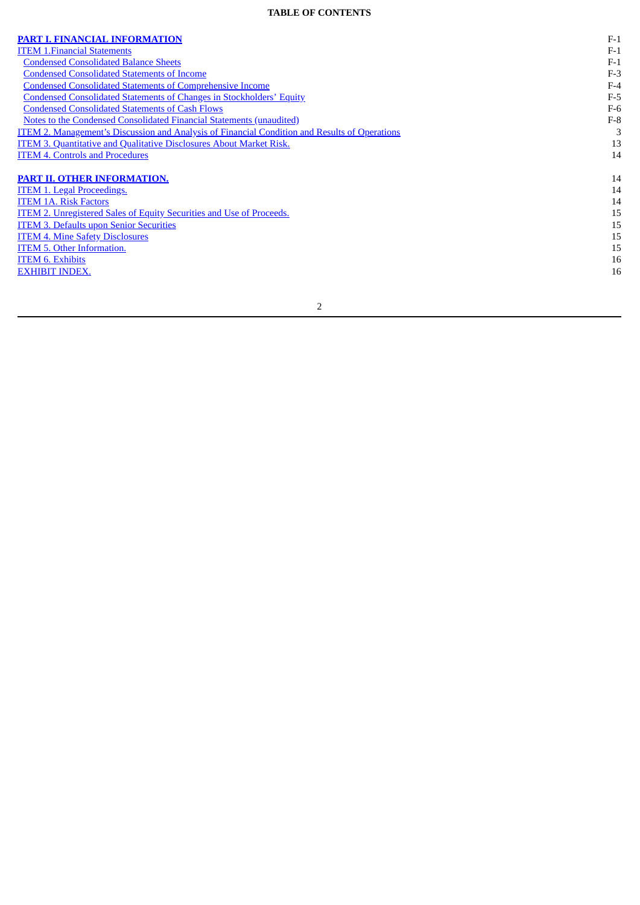**TABLE OF CONTENTS**

| | |
|---|---|
| **PART I. FINANCIAL INFORMATION** | F-1 |
| ITEM 1.Financial Statements | F-1 |
| Condensed Consolidated Balance Sheets | F-1 |
| Condensed Consolidated Statements of Income | F-3 |
| Condensed Consolidated Statements of Comprehensive Income | F-4 |
| Condensed Consolidated Statements of Changes in Stockholders' Equity | F-5 |
| Condensed Consolidated Statements of Cash Flows | F-6 |
| Notes to the Condensed Consolidated Financial Statements (unaudited) | F-8 |
| ITEM 2. Management's Discussion and Analysis of Financial Condition and Results of Operations | 3 |
| ITEM 3. Quantitative and Qualitative Disclosures About Market Risk. | 13 |
| ITEM 4. Controls and Procedures | 14 |
| | |
| **PART II. OTHER INFORMATION.** | 14 |
| ITEM 1. Legal Proceedings. | 14 |
| ITEM 1A. Risk Factors | 14 |
| ITEM 2. Unregistered Sales of Equity Securities and Use of Proceeds. | 15 |
| ITEM 3. Defaults upon Senior Securities | 15 |
| ITEM 4. Mine Safety Disclosures | 15 |
| ITEM 5. Other Information. | 15 |
| ITEM 6. Exhibits | 16 |
| EXHIBIT INDEX. | 16 |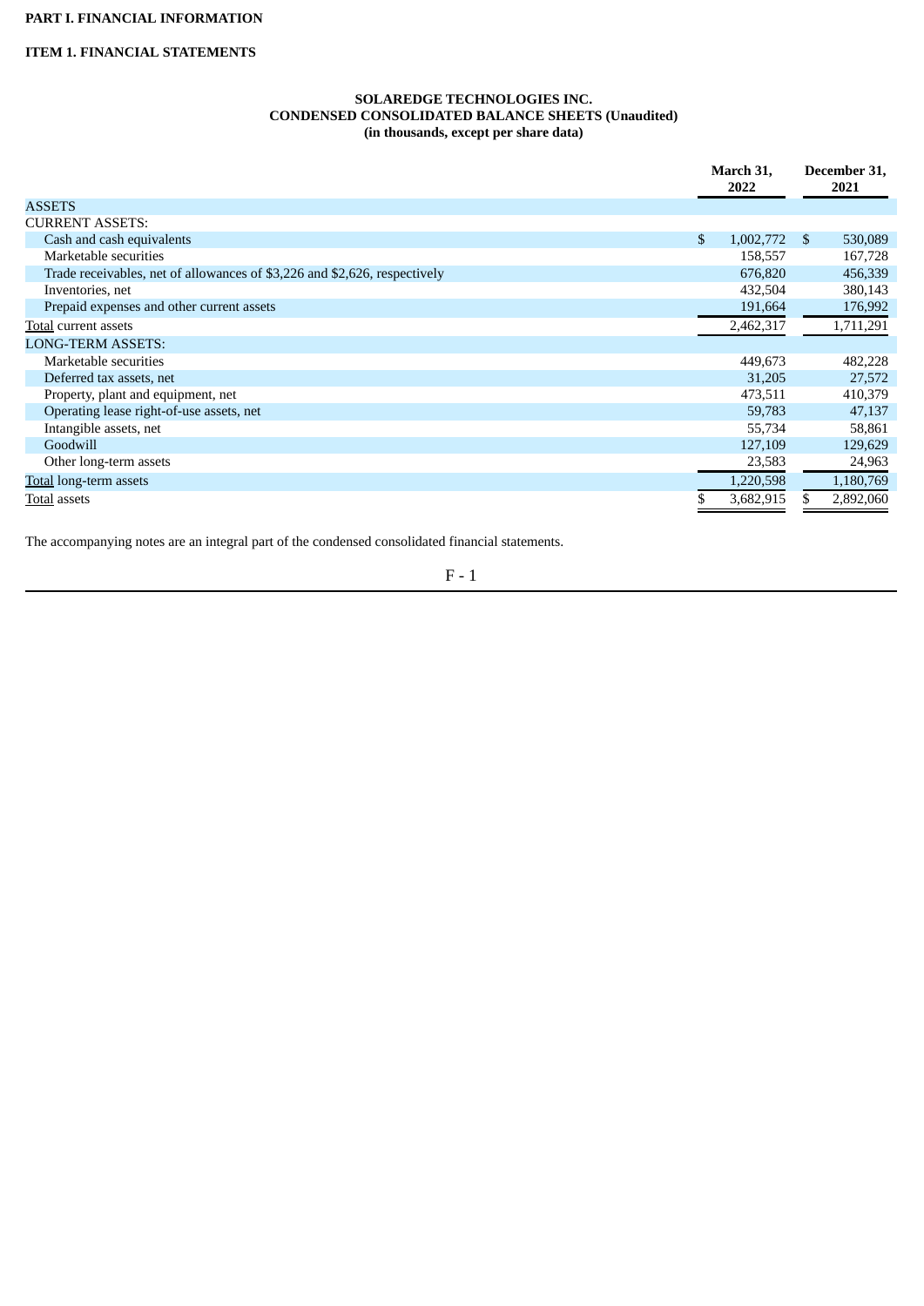**PART I. FINANCIAL INFORMATION**

**ITEM 1. FINANCIAL STATEMENTS**

**SOLAREDGE TECHNOLOGIES INC.**
**CONDENSED CONSOLIDATED BALANCE SHEETS (Unaudited)**
**(in thousands, except per share data)**

| | March 31, 2022 | December 31, 2021 |
|---|---|---|
| ASSETS | | |
| CURRENT ASSETS: | | |
| Cash and cash equivalents | $ 1,002,772 | $ 530,089 |
| Marketable securities | 158,557 | 167,728 |
| Trade receivables, net of allowances of $3,226 and $2,626, respectively | 676,820 | 456,339 |
| Inventories, net | 432,504 | 380,143 |
| Prepaid expenses and other current assets | 191,664 | 176,992 |
| Total current assets | 2,462,317 | 1,711,291 |
| LONG-TERM ASSETS: | | |
| Marketable securities | 449,673 | 482,228 |
| Deferred tax assets, net | 31,205 | 27,572 |
| Property, plant and equipment, net | 473,511 | 410,379 |
| Operating lease right-of-use assets, net | 59,783 | 47,137 |
| Intangible assets, net | 55,734 | 58,861 |
| Goodwill | 127,109 | 129,629 |
| Other long-term assets | 23,583 | 24,963 |
| Total long-term assets | 1,220,598 | 1,180,769 |
| Total assets | $ 3,682,915 | $ 2,892,060 |

The accompanying notes are an integral part of the condensed consolidated financial statements.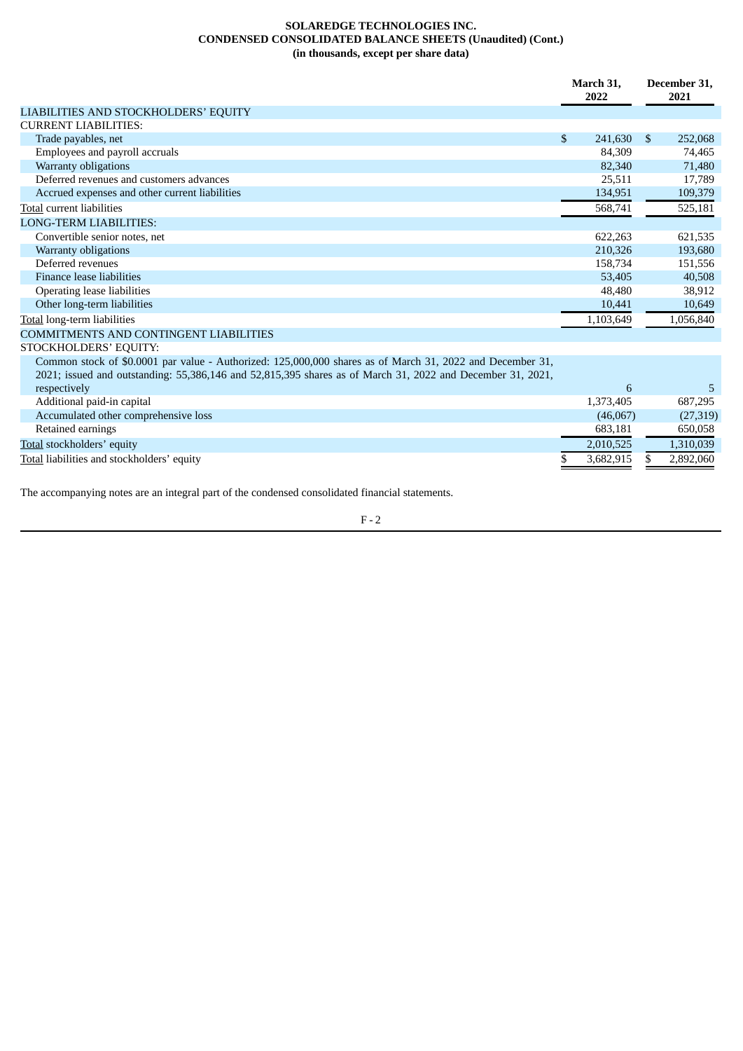**SOLAREDGE TECHNOLOGIES INC.**
**CONDENSED CONSOLIDATED BALANCE SHEETS (Unaudited) (Cont.)**
**(in thousands, except per share data)**

| | March 31, 2022 | December 31, 2021 |
|---|---|---|
| LIABILITIES AND STOCKHOLDERS' EQUITY | | |
| CURRENT LIABILITIES: | | |
| Trade payables, net | $ 241,630 | $ 252,068 |
| Employees and payroll accruals | 84,309 | 74,465 |
| Warranty obligations | 82,340 | 71,480 |
| Deferred revenues and customers advances | 25,511 | 17,789 |
| Accrued expenses and other current liabilities | 134,951 | 109,379 |
| Total current liabilities | 568,741 | 525,181 |
| LONG-TERM LIABILITIES: | | |
| Convertible senior notes, net | 622,263 | 621,535 |
| Warranty obligations | 210,326 | 193,680 |
| Deferred revenues | 158,734 | 151,556 |
| Finance lease liabilities | 53,405 | 40,508 |
| Operating lease liabilities | 48,480 | 38,912 |
| Other long-term liabilities | 10,441 | 10,649 |
| Total long-term liabilities | 1,103,649 | 1,056,840 |
| COMMITMENTS AND CONTINGENT LIABILITIES | | |
| STOCKHOLDERS' EQUITY: | | |
| Common stock of $0.0001 par value - Authorized: 125,000,000 shares as of March 31, 2022 and December 31, 2021; issued and outstanding: 55,386,146 and 52,815,395 shares as of March 31, 2022 and December 31, 2021, respectively | 6 | 5 |
| Additional paid-in capital | 1,373,405 | 687,295 |
| Accumulated other comprehensive loss | (46,067) | (27,319) |
| Retained earnings | 683,181 | 650,058 |
| Total stockholders' equity | 2,010,525 | 1,310,039 |
| Total liabilities and stockholders' equity | $ 3,682,915 | $ 2,892,060 |

The accompanying notes are an integral part of the condensed consolidated financial statements.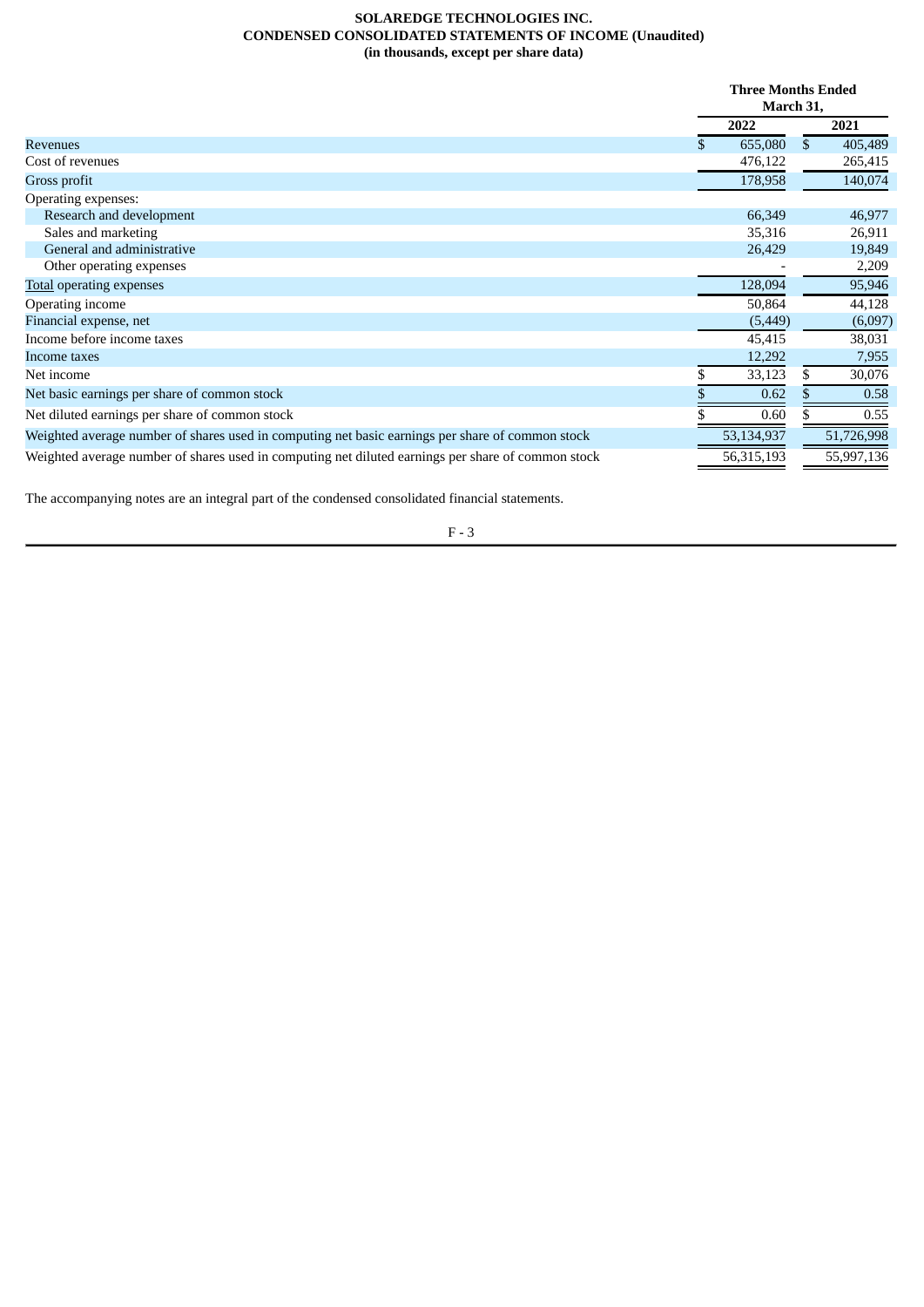**SOLAREDGE TECHNOLOGIES INC.**
**CONDENSED CONSOLIDATED STATEMENTS OF INCOME (Unaudited)**
**(in thousands, except per share data)**

| | Three Months Ended March 31, | |
|---|---|---|
| | 2022 | 2021 |
| Revenues | $ 655,080 | $ 405,489 |
| Cost of revenues | 476,122 | 265,415 |
| Gross profit | 178,958 | 140,074 |
| Operating expenses: | | |
| Research and development | 66,349 | 46,977 |
| Sales and marketing | 35,316 | 26,911 |
| General and administrative | 26,429 | 19,849 |
| Other operating expenses | - | 2,209 |
| Total operating expenses | 128,094 | 95,946 |
| Operating income | 50,864 | 44,128 |
| Financial expense, net | (5,449) | (6,097) |
| Income before income taxes | 45,415 | 38,031 |
| Income taxes | 12,292 | 7,955 |
| Net income | $ 33,123 | $ 30,076 |
| Net basic earnings per share of common stock | $ 0.62 | $ 0.58 |
| Net diluted earnings per share of common stock | $ 0.60 | $ 0.55 |
| Weighted average number of shares used in computing net basic earnings per share of common stock | 53,134,937 | 51,726,998 |
| Weighted average number of shares used in computing net diluted earnings per share of common stock | 56,315,193 | 55,997,136 |

The accompanying notes are an integral part of the condensed consolidated financial statements.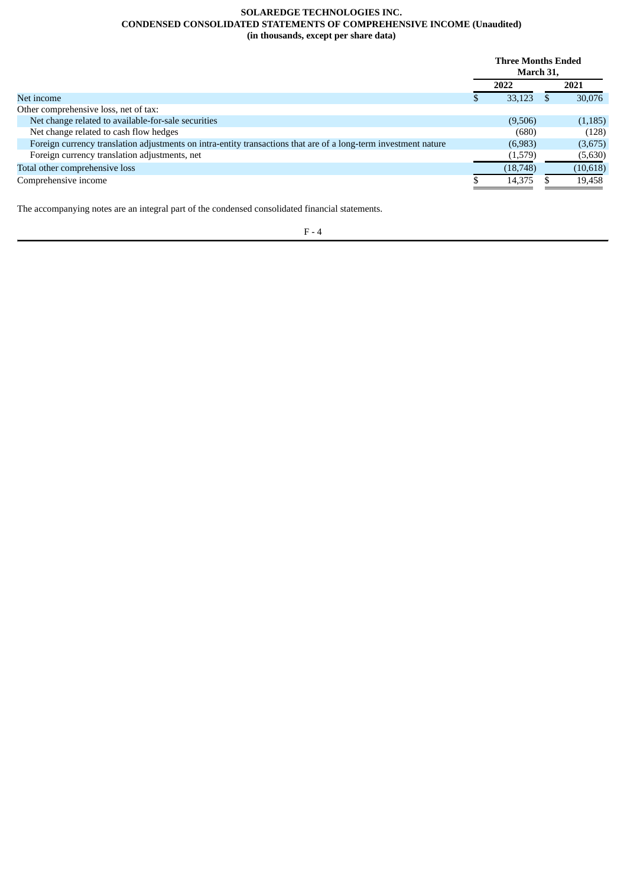**SOLAREDGE TECHNOLOGIES INC.**
**CONDENSED CONSOLIDATED STATEMENTS OF COMPREHENSIVE INCOME (Unaudited)**
**(in thousands, except per share data)**

| | Three Months Ended March 31, | |
|---|---|---|
| | **2022** | **2021** |
| Net income | $ 33,123 | $ 30,076 |
| Other comprehensive loss, net of tax: | | |
| Net change related to available-for-sale securities | (9,506) | (1,185) |
| Net change related to cash flow hedges | (680) | (128) |
| Foreign currency translation adjustments on intra-entity transactions that are of a long-term investment nature | (6,983) | (3,675) |
| Foreign currency translation adjustments, net | (1,579) | (5,630) |
| Total other comprehensive loss | (18,748) | (10,618) |
| Comprehensive income | $ 14,375 | $ 19,458 |

The accompanying notes are an integral part of the condensed consolidated financial statements.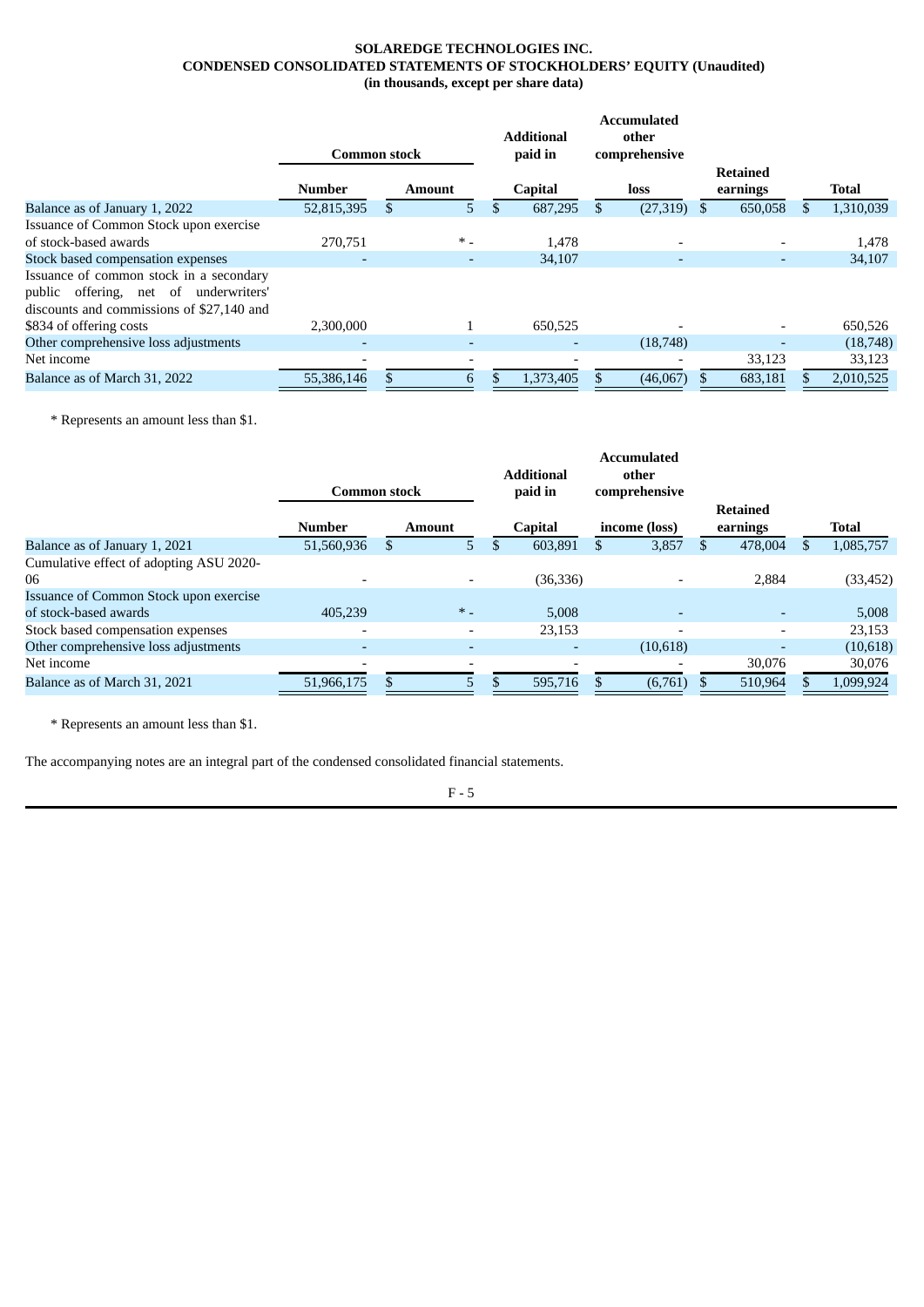**SOLAREDGE TECHNOLOGIES INC.**
**CONDENSED CONSOLIDATED STATEMENTS OF STOCKHOLDERS' EQUITY (Unaudited)**
**(in thousands, except per share data)**

| | Common stock | | Additional paid in | Accumulated other comprehensive | Retained | |
|---|---|---|---|---|---|---|
| | **Number** | **Amount** | **Capital** | **loss** | **earnings** | **Total** |
| Balance as of January 1, 2022 | 52,815,395 | $ 5 | $ 687,295 | $ (27,319) | $ 650,058 | $ 1,310,039 |
| Issuance of Common Stock upon exercise of stock-based awards | 270,751 | * - | 1,478 | - | - | 1,478 |
| Stock based compensation expenses | - | - | 34,107 | - | - | 34,107 |
| Issuance of common stock in a secondary public offering, net of underwriters' discounts and commissions of $27,140 and $834 of offering costs | 2,300,000 | 1 | 650,525 | - | - | 650,526 |
| Other comprehensive loss adjustments | - | - | - | (18,748) | - | (18,748) |
| Net income | - | - | - | - | 33,123 | 33,123 |
| Balance as of March 31, 2022 | 55,386,146 | $ 6 | $ 1,373,405 | $ (46,067) | $ 683,181 | $ 2,010,525 |

\* Represents an amount less than $1.

| | Common stock | | Additional paid in | Accumulated other comprehensive | Retained | |
|---|---|---|---|---|---|---|
| | **Number** | **Amount** | **Capital** | **income (loss)** | **earnings** | **Total** |
| Balance as of January 1, 2021 | 51,560,936 | $ 5 | $ 603,891 | $ 3,857 | $ 478,004 | $ 1,085,757 |
| Cumulative effect of adopting ASU 2020-06 | - | - | (36,336) | - | 2,884 | (33,452) |
| Issuance of Common Stock upon exercise of stock-based awards | 405,239 | * - | 5,008 | - | - | 5,008 |
| Stock based compensation expenses | - | - | 23,153 | - | - | 23,153 |
| Other comprehensive loss adjustments | - | - | - | (10,618) | - | (10,618) |
| Net income | - | - | - | - | 30,076 | 30,076 |
| Balance as of March 31, 2021 | 51,966,175 | $ 5 | $ 595,716 | $ (6,761) | $ 510,964 | $ 1,099,924 |

\* Represents an amount less than $1.

The accompanying notes are an integral part of the condensed consolidated financial statements.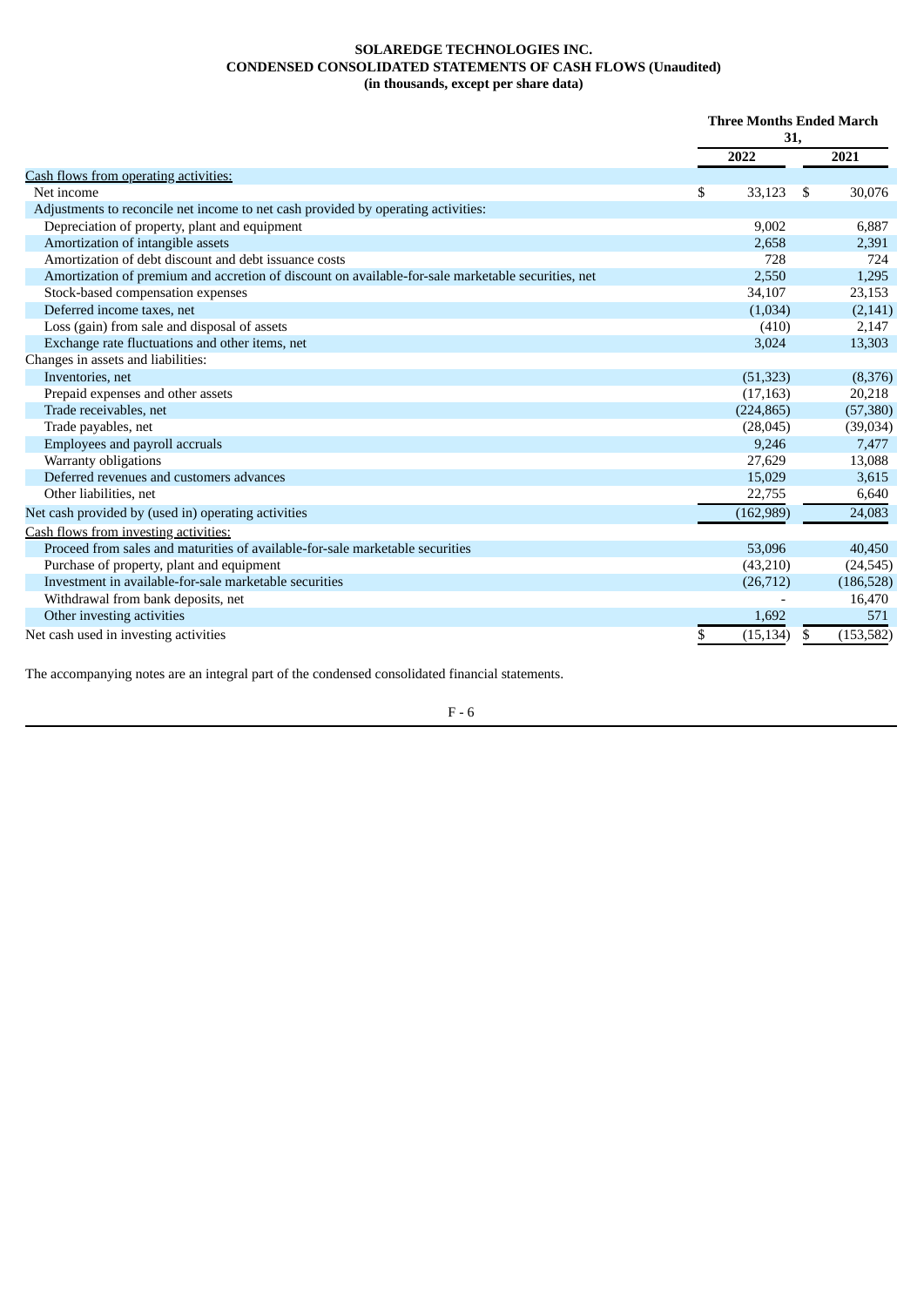**SOLAREDGE TECHNOLOGIES INC.**
**CONDENSED CONSOLIDATED STATEMENTS OF CASH FLOWS (Unaudited)**
**(in thousands, except per share data)**

| | Three Months Ended March 31, | |
|---|---|---|
| | 2022 | 2021 |
| Cash flows from operating activities: | | |
| Net income | $ 33,123 | $ 30,076 |
| Adjustments to reconcile net income to net cash provided by operating activities: | | |
| Depreciation of property, plant and equipment | 9,002 | 6,887 |
| Amortization of intangible assets | 2,658 | 2,391 |
| Amortization of debt discount and debt issuance costs | 728 | 724 |
| Amortization of premium and accretion of discount on available-for-sale marketable securities, net | 2,550 | 1,295 |
| Stock-based compensation expenses | 34,107 | 23,153 |
| Deferred income taxes, net | (1,034) | (2,141) |
| Loss (gain) from sale and disposal of assets | (410) | 2,147 |
| Exchange rate fluctuations and other items, net | 3,024 | 13,303 |
| Changes in assets and liabilities: | | |
| Inventories, net | (51,323) | (8,376) |
| Prepaid expenses and other assets | (17,163) | 20,218 |
| Trade receivables, net | (224,865) | (57,380) |
| Trade payables, net | (28,045) | (39,034) |
| Employees and payroll accruals | 9,246 | 7,477 |
| Warranty obligations | 27,629 | 13,088 |
| Deferred revenues and customers advances | 15,029 | 3,615 |
| Other liabilities, net | 22,755 | 6,640 |
| Net cash provided by (used in) operating activities | (162,989) | 24,083 |
| Cash flows from investing activities: | | |
| Proceed from sales and maturities of available-for-sale marketable securities | 53,096 | 40,450 |
| Purchase of property, plant and equipment | (43,210) | (24,545) |
| Investment in available-for-sale marketable securities | (26,712) | (186,528) |
| Withdrawal from bank deposits, net | - | 16,470 |
| Other investing activities | 1,692 | 571 |
| Net cash used in investing activities | $ (15,134) | $ (153,582) |

The accompanying notes are an integral part of the condensed consolidated financial statements.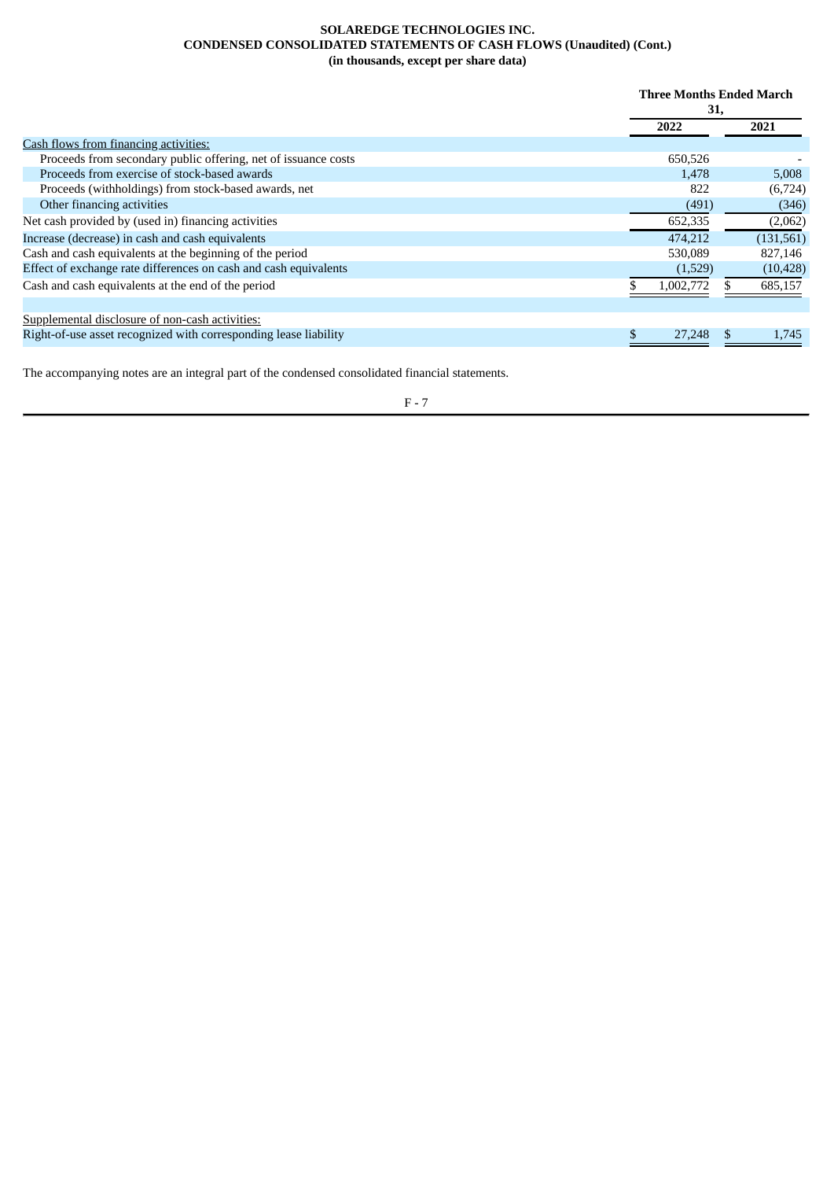**SOLAREDGE TECHNOLOGIES INC.**
**CONDENSED CONSOLIDATED STATEMENTS OF CASH FLOWS (Unaudited) (Cont.)**
**(in thousands, except per share data)**

| | Three Months Ended March 31, | |
|---|---|---|
| | 2022 | 2021 |
| Cash flows from financing activities: | | |
| Proceeds from secondary public offering, net of issuance costs | 650,526 | - |
| Proceeds from exercise of stock-based awards | 1,478 | 5,008 |
| Proceeds (withholdings) from stock-based awards, net | 822 | (6,724) |
| Other financing activities | (491) | (346) |
| Net cash provided by (used in) financing activities | 652,335 | (2,062) |
| Increase (decrease) in cash and cash equivalents | 474,212 | (131,561) |
| Cash and cash equivalents at the beginning of the period | 530,089 | 827,146 |
| Effect of exchange rate differences on cash and cash equivalents | (1,529) | (10,428) |
| Cash and cash equivalents at the end of the period | $ 1,002,772 | $ 685,157 |
| | | |
| Supplemental disclosure of non-cash activities: | | |
| Right-of-use asset recognized with corresponding lease liability | $ 27,248 | $ 1,745 |

The accompanying notes are an integral part of the condensed consolidated financial statements.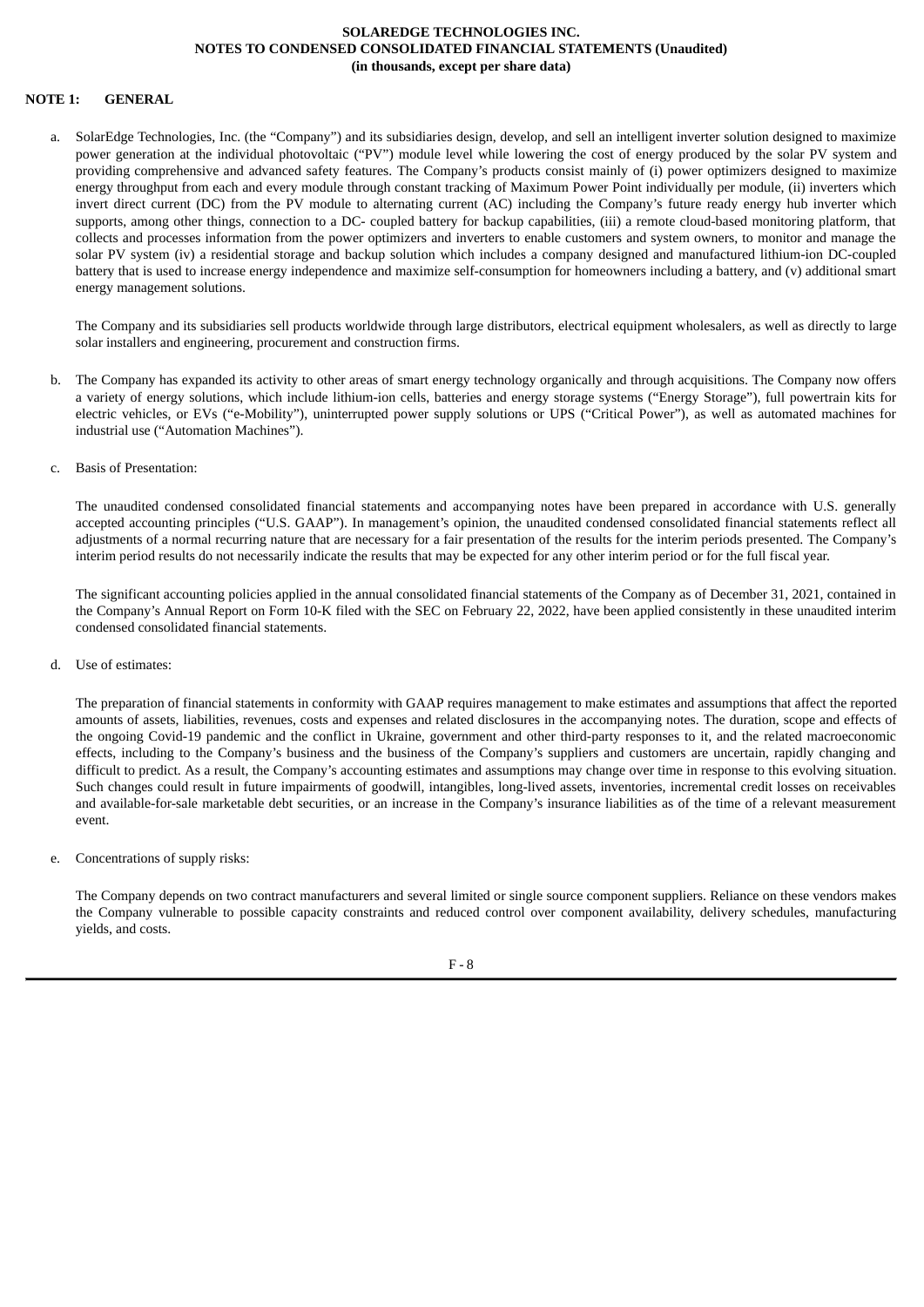**SOLAREDGE TECHNOLOGIES INC.**
**NOTES TO CONDENSED CONSOLIDATED FINANCIAL STATEMENTS (Unaudited)**
**(in thousands, except per share data)**

## NOTE 1: GENERAL

a. SolarEdge Technologies, Inc. (the "Company") and its subsidiaries design, develop, and sell an intelligent inverter solution designed to maximize power generation at the individual photovoltaic ("PV") module level while lowering the cost of energy produced by the solar PV system and providing comprehensive and advanced safety features. The Company's products consist mainly of (i) power optimizers designed to maximize energy throughput from each and every module through constant tracking of Maximum Power Point individually per module, (ii) inverters which invert direct current (DC) from the PV module to alternating current (AC) including the Company's future ready energy hub inverter which supports, among other things, connection to a DC- coupled battery for backup capabilities, (iii) a remote cloud-based monitoring platform, that collects and processes information from the power optimizers and inverters to enable customers and system owners, to monitor and manage the solar PV system (iv) a residential storage and backup solution which includes a company designed and manufactured lithium-ion DC-coupled battery that is used to increase energy independence and maximize self-consumption for homeowners including a battery, and (v) additional smart energy management solutions.

   The Company and its subsidiaries sell products worldwide through large distributors, electrical equipment wholesalers, as well as directly to large solar installers and engineering, procurement and construction firms.

b. The Company has expanded its activity to other areas of smart energy technology organically and through acquisitions. The Company now offers a variety of energy solutions, which include lithium-ion cells, batteries and energy storage systems ("Energy Storage"), full powertrain kits for electric vehicles, or EVs ("e-Mobility"), uninterrupted power supply solutions or UPS ("Critical Power"), as well as automated machines for industrial use ("Automation Machines").

c. Basis of Presentation:

   The unaudited condensed consolidated financial statements and accompanying notes have been prepared in accordance with U.S. generally accepted accounting principles ("U.S. GAAP"). In management's opinion, the unaudited condensed consolidated financial statements reflect all adjustments of a normal recurring nature that are necessary for a fair presentation of the results for the interim periods presented. The Company's interim period results do not necessarily indicate the results that may be expected for any other interim period or for the full fiscal year.

   The significant accounting policies applied in the annual consolidated financial statements of the Company as of December 31, 2021, contained in the Company's Annual Report on Form 10-K filed with the SEC on February 22, 2022, have been applied consistently in these unaudited interim condensed consolidated financial statements.

d. Use of estimates:

   The preparation of financial statements in conformity with GAAP requires management to make estimates and assumptions that affect the reported amounts of assets, liabilities, revenues, costs and expenses and related disclosures in the accompanying notes. The duration, scope and effects of the ongoing Covid-19 pandemic and the conflict in Ukraine, government and other third-party responses to it, and the related macroeconomic effects, including to the Company's business and the business of the Company's suppliers and customers are uncertain, rapidly changing and difficult to predict. As a result, the Company's accounting estimates and assumptions may change over time in response to this evolving situation. Such changes could result in future impairments of goodwill, intangibles, long-lived assets, inventories, incremental credit losses on receivables and available-for-sale marketable debt securities, or an increase in the Company's insurance liabilities as of the time of a relevant measurement event.

e. Concentrations of supply risks:

   The Company depends on two contract manufacturers and several limited or single source component suppliers. Reliance on these vendors makes the Company vulnerable to possible capacity constraints and reduced control over component availability, delivery schedules, manufacturing yields, and costs.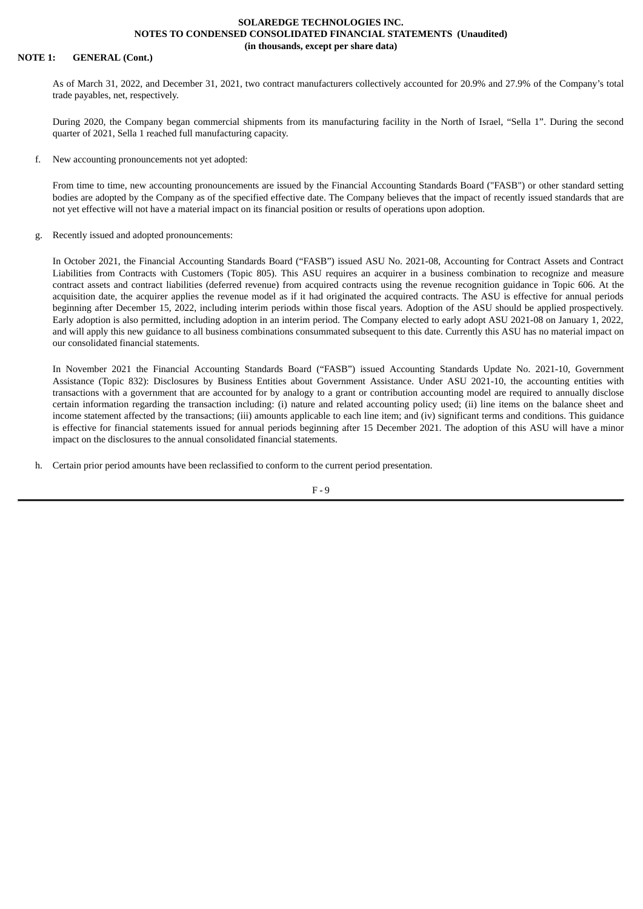**NOTE 1: GENERAL (Cont.)**

As of March 31, 2022, and December 31, 2021, two contract manufacturers collectively accounted for 20.9% and 27.9% of the Company's total trade payables, net, respectively.

During 2020, the Company began commercial shipments from its manufacturing facility in the North of Israel, "Sella 1". During the second quarter of 2021, Sella 1 reached full manufacturing capacity.

f. New accounting pronouncements not yet adopted:

From time to time, new accounting pronouncements are issued by the Financial Accounting Standards Board ("FASB") or other standard setting bodies are adopted by the Company as of the specified effective date. The Company believes that the impact of recently issued standards that are not yet effective will not have a material impact on its financial position or results of operations upon adoption.

g. Recently issued and adopted pronouncements:

In October 2021, the Financial Accounting Standards Board ("FASB") issued ASU No. 2021-08, Accounting for Contract Assets and Contract Liabilities from Contracts with Customers (Topic 805). This ASU requires an acquirer in a business combination to recognize and measure contract assets and contract liabilities (deferred revenue) from acquired contracts using the revenue recognition guidance in Topic 606. At the acquisition date, the acquirer applies the revenue model as if it had originated the acquired contracts. The ASU is effective for annual periods beginning after December 15, 2022, including interim periods within those fiscal years. Adoption of the ASU should be applied prospectively. Early adoption is also permitted, including adoption in an interim period. The Company elected to early adopt ASU 2021-08 on January 1, 2022, and will apply this new guidance to all business combinations consummated subsequent to this date. Currently this ASU has no material impact on our consolidated financial statements.

In November 2021 the Financial Accounting Standards Board ("FASB") issued Accounting Standards Update No. 2021-10, Government Assistance (Topic 832): Disclosures by Business Entities about Government Assistance. Under ASU 2021-10, the accounting entities with transactions with a government that are accounted for by analogy to a grant or contribution accounting model are required to annually disclose certain information regarding the transaction including: (i) nature and related accounting policy used; (ii) line items on the balance sheet and income statement affected by the transactions; (iii) amounts applicable to each line item; and (iv) significant terms and conditions. This guidance is effective for financial statements issued for annual periods beginning after 15 December 2021. The adoption of this ASU will have a minor impact on the disclosures to the annual consolidated financial statements.

h. Certain prior period amounts have been reclassified to conform to the current period presentation.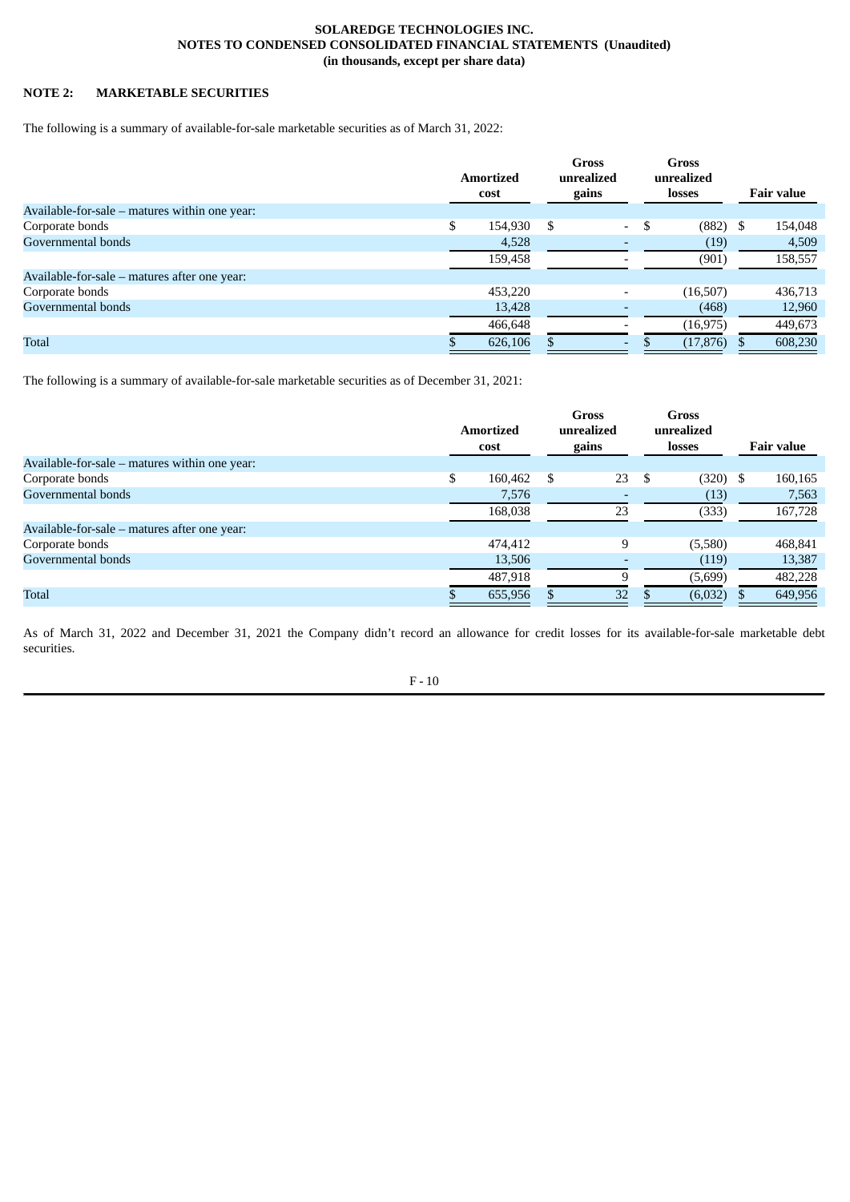**SOLAREDGE TECHNOLOGIES INC.**
**NOTES TO CONDENSED CONSOLIDATED FINANCIAL STATEMENTS (Unaudited)**
**(in thousands, except per share data)**

## NOTE 2: MARKETABLE SECURITIES

The following is a summary of available-for-sale marketable securities as of March 31, 2022:

| | Amortized cost | Gross unrealized gains | Gross unrealized losses | Fair value |
|---|---|---|---|---|
| Available-for-sale – matures within one year: | | | | |
| Corporate bonds | $ 154,930 | $ - | $ (882) | $ 154,048 |
| Governmental bonds | 4,528 | - | (19) | 4,509 |
| | 159,458 | - | (901) | 158,557 |
| Available-for-sale – matures after one year: | | | | |
| Corporate bonds | 453,220 | - | (16,507) | 436,713 |
| Governmental bonds | 13,428 | - | (468) | 12,960 |
| | 466,648 | - | (16,975) | 449,673 |
| Total | $ 626,106 | $ - | $ (17,876) | $ 608,230 |

The following is a summary of available-for-sale marketable securities as of December 31, 2021:

| | Amortized cost | Gross unrealized gains | Gross unrealized losses | Fair value |
|---|---|---|---|---|
| Available-for-sale – matures within one year: | | | | |
| Corporate bonds | $ 160,462 | $ 23 | $ (320) | $ 160,165 |
| Governmental bonds | 7,576 | - | (13) | 7,563 |
| | 168,038 | 23 | (333) | 167,728 |
| Available-for-sale – matures after one year: | | | | |
| Corporate bonds | 474,412 | 9 | (5,580) | 468,841 |
| Governmental bonds | 13,506 | - | (119) | 13,387 |
| | 487,918 | 9 | (5,699) | 482,228 |
| Total | $ 655,956 | $ 32 | $ (6,032) | $ 649,956 |

As of March 31, 2022 and December 31, 2021 the Company didn't record an allowance for credit losses for its available-for-sale marketable debt securities.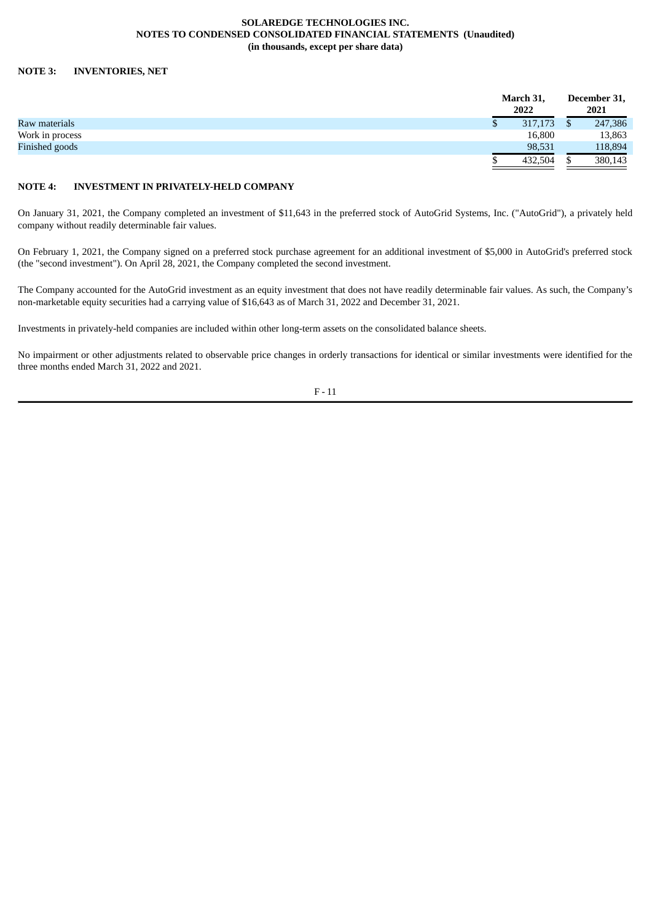**NOTE 3: INVENTORIES, NET**

| | March 31, 2022 | December 31, 2021 |
|---|---|---|
| Raw materials | $ 317,173 | $ 247,386 |
| Work in process | 16,800 | 13,863 |
| Finished goods | 98,531 | 118,894 |
| | $ 432,504 | $ 380,143 |

**NOTE 4: INVESTMENT IN PRIVATELY-HELD COMPANY**

On January 31, 2021, the Company completed an investment of $11,643 in the preferred stock of AutoGrid Systems, Inc. ("AutoGrid"), a privately held company without readily determinable fair values.

On February 1, 2021, the Company signed on a preferred stock purchase agreement for an additional investment of $5,000 in AutoGrid's preferred stock (the "second investment"). On April 28, 2021, the Company completed the second investment.

The Company accounted for the AutoGrid investment as an equity investment that does not have readily determinable fair values. As such, the Company's non-marketable equity securities had a carrying value of $16,643 as of March 31, 2022 and December 31, 2021.

Investments in privately-held companies are included within other long-term assets on the consolidated balance sheets.

No impairment or other adjustments related to observable price changes in orderly transactions for identical or similar investments were identified for the three months ended March 31, 2022 and 2021.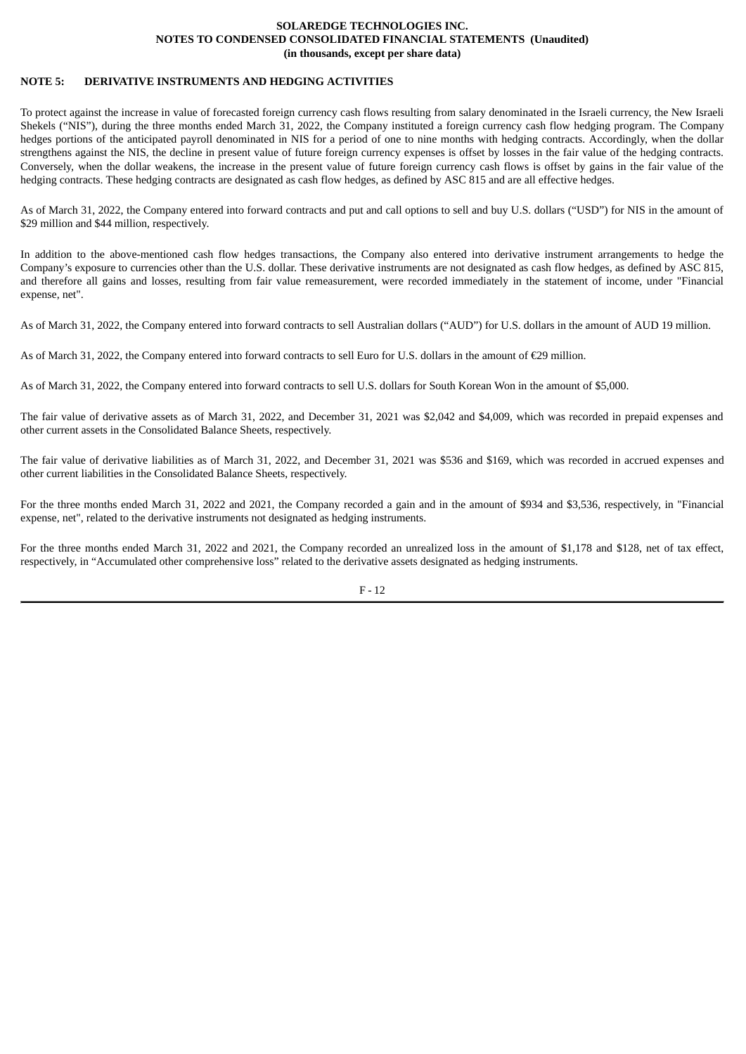**NOTE 5: DERIVATIVE INSTRUMENTS AND HEDGING ACTIVITIES**

To protect against the increase in value of forecasted foreign currency cash flows resulting from salary denominated in the Israeli currency, the New Israeli Shekels ("NIS"), during the three months ended March 31, 2022, the Company instituted a foreign currency cash flow hedging program. The Company hedges portions of the anticipated payroll denominated in NIS for a period of one to nine months with hedging contracts. Accordingly, when the dollar strengthens against the NIS, the decline in present value of future foreign currency expenses is offset by losses in the fair value of the hedging contracts. Conversely, when the dollar weakens, the increase in the present value of future foreign currency cash flows is offset by gains in the fair value of the hedging contracts. These hedging contracts are designated as cash flow hedges, as defined by ASC 815 and are all effective hedges.

As of March 31, 2022, the Company entered into forward contracts and put and call options to sell and buy U.S. dollars ("USD") for NIS in the amount of $29 million and $44 million, respectively.

In addition to the above-mentioned cash flow hedges transactions, the Company also entered into derivative instrument arrangements to hedge the Company's exposure to currencies other than the U.S. dollar. These derivative instruments are not designated as cash flow hedges, as defined by ASC 815, and therefore all gains and losses, resulting from fair value remeasurement, were recorded immediately in the statement of income, under "Financial expense, net".

As of March 31, 2022, the Company entered into forward contracts to sell Australian dollars ("AUD") for U.S. dollars in the amount of AUD 19 million.

As of March 31, 2022, the Company entered into forward contracts to sell Euro for U.S. dollars in the amount of €29 million.

As of March 31, 2022, the Company entered into forward contracts to sell U.S. dollars for South Korean Won in the amount of $5,000.

The fair value of derivative assets as of March 31, 2022, and December 31, 2021 was $2,042 and $4,009, which was recorded in prepaid expenses and other current assets in the Consolidated Balance Sheets, respectively.

The fair value of derivative liabilities as of March 31, 2022, and December 31, 2021 was $536 and $169, which was recorded in accrued expenses and other current liabilities in the Consolidated Balance Sheets, respectively.

For the three months ended March 31, 2022 and 2021, the Company recorded a gain and in the amount of $934 and $3,536, respectively, in "Financial expense, net", related to the derivative instruments not designated as hedging instruments.

For the three months ended March 31, 2022 and 2021, the Company recorded an unrealized loss in the amount of $1,178 and $128, net of tax effect, respectively, in "Accumulated other comprehensive loss" related to the derivative assets designated as hedging instruments.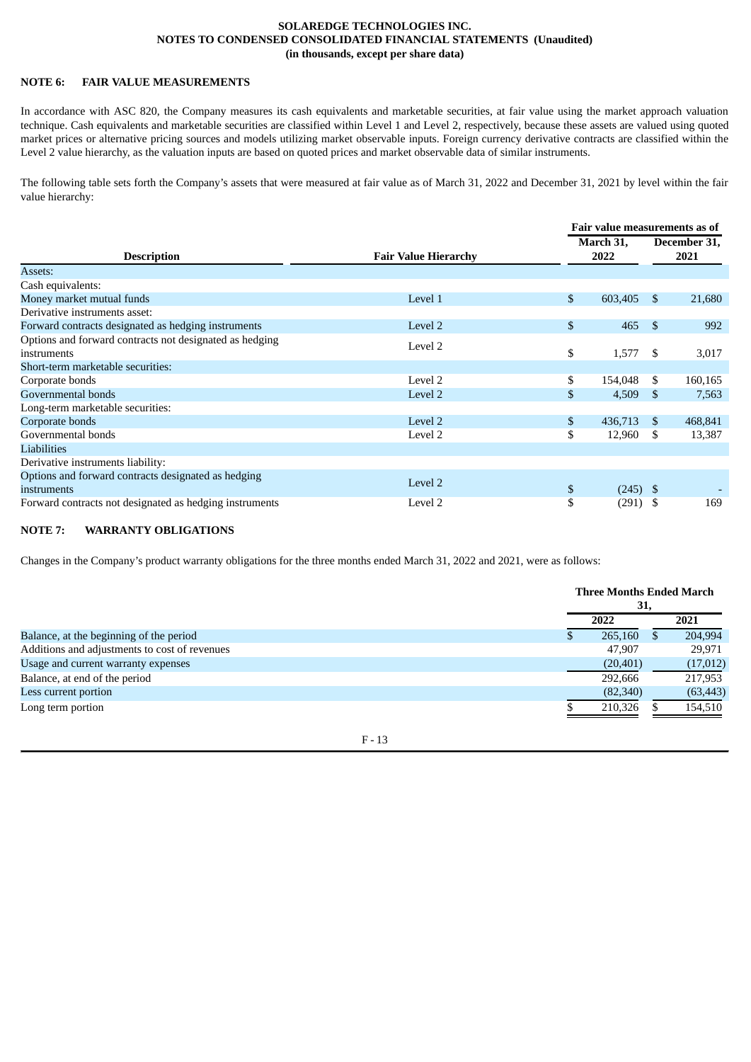**SOLAREDGE TECHNOLOGIES INC.**
**NOTES TO CONDENSED CONSOLIDATED FINANCIAL STATEMENTS (Unaudited)**
**(in thousands, except per share data)**

## NOTE 6: FAIR VALUE MEASUREMENTS

In accordance with ASC 820, the Company measures its cash equivalents and marketable securities, at fair value using the market approach valuation technique. Cash equivalents and marketable securities are classified within Level 1 and Level 2, respectively, because these assets are valued using quoted market prices or alternative pricing sources and models utilizing market observable inputs. Foreign currency derivative contracts are classified within the Level 2 value hierarchy, as the valuation inputs are based on quoted prices and market observable data of similar instruments.

The following table sets forth the Company's assets that were measured at fair value as of March 31, 2022 and December 31, 2021 by level within the fair value hierarchy:

| Description | Fair Value Hierarchy | Fair value measurements as of | |
|---|---|---|---|
| | | March 31, 2022 | December 31, 2021 |
| Assets: | | | |
| Cash equivalents: | | | |
| Money market mutual funds | Level 1 | $ 603,405 | $ 21,680 |
| Derivative instruments asset: | | | |
| Forward contracts designated as hedging instruments | Level 2 | $ 465 | $ 992 |
| Options and forward contracts not designated as hedging instruments | Level 2 | $ 1,577 | $ 3,017 |
| Short-term marketable securities: | | | |
| Corporate bonds | Level 2 | $ 154,048 | $ 160,165 |
| Governmental bonds | Level 2 | $ 4,509 | $ 7,563 |
| Long-term marketable securities: | | | |
| Corporate bonds | Level 2 | $ 436,713 | $ 468,841 |
| Governmental bonds | Level 2 | $ 12,960 | $ 13,387 |
| Liabilities | | | |
| Derivative instruments liability: | | | |
| Options and forward contracts designated as hedging instruments | Level 2 | $ (245) | $ - |
| Forward contracts not designated as hedging instruments | Level 2 | $ (291) | $ 169 |

## NOTE 7: WARRANTY OBLIGATIONS

Changes in the Company's product warranty obligations for the three months ended March 31, 2022 and 2021, were as follows:

| | Three Months Ended March 31, | |
|---|---|---|
| | 2022 | 2021 |
| Balance, at the beginning of the period | $ 265,160 | $ 204,994 |
| Additions and adjustments to cost of revenues | 47,907 | 29,971 |
| Usage and current warranty expenses | (20,401) | (17,012) |
| Balance, at end of the period | 292,666 | 217,953 |
| Less current portion | (82,340) | (63,443) |
| Long term portion | $ 210,326 | $ 154,510 |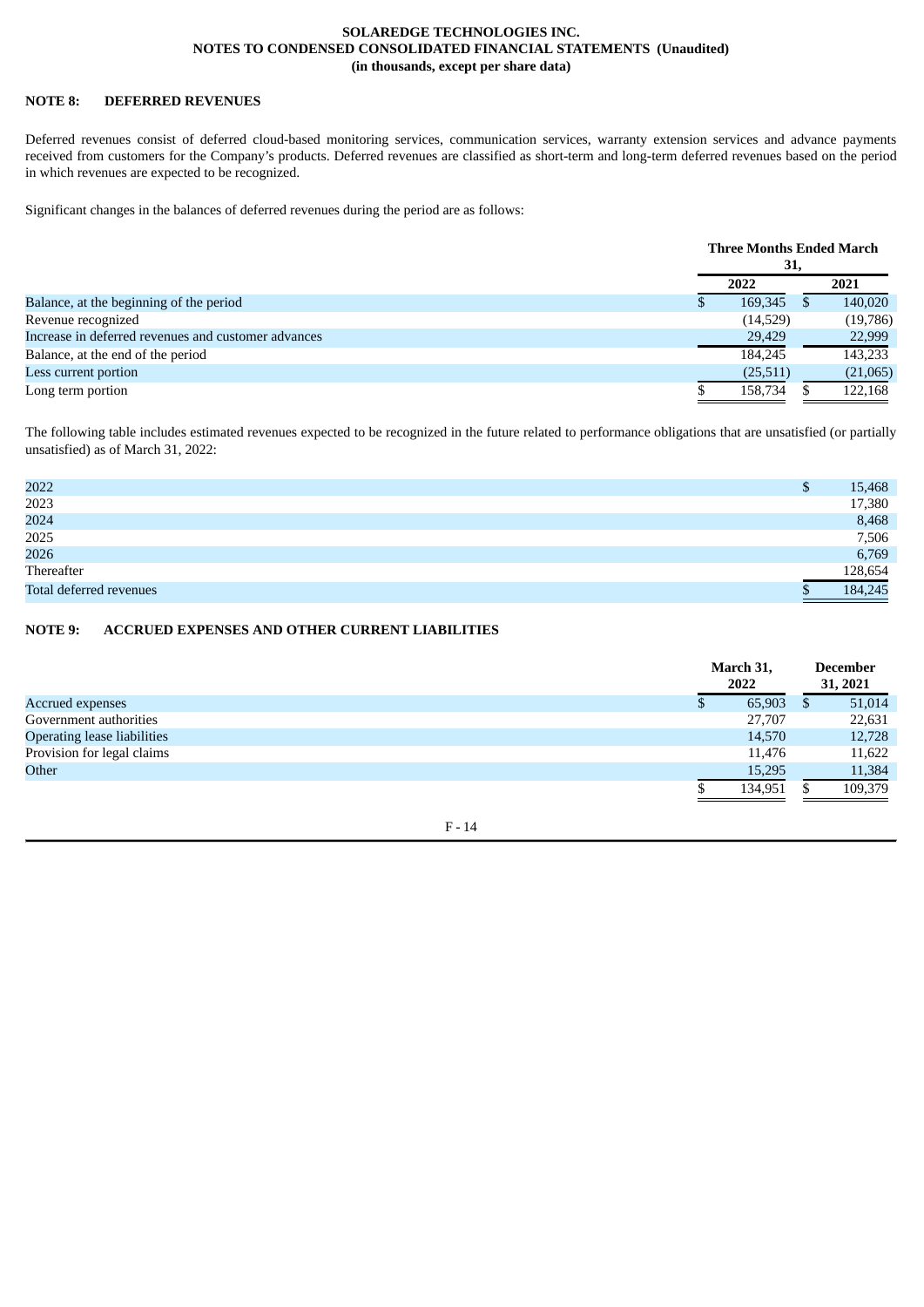## NOTE 8: DEFERRED REVENUES

Deferred revenues consist of deferred cloud-based monitoring services, communication services, warranty extension services and advance payments received from customers for the Company's products. Deferred revenues are classified as short-term and long-term deferred revenues based on the period in which revenues are expected to be recognized.

Significant changes in the balances of deferred revenues during the period are as follows:

| | Three Months Ended March 31, | |
|---|---|---|
| | 2022 | 2021 |
| Balance, at the beginning of the period | $ 169,345 | $ 140,020 |
| Revenue recognized | (14,529) | (19,786) |
| Increase in deferred revenues and customer advances | 29,429 | 22,999 |
| Balance, at the end of the period | 184,245 | 143,233 |
| Less current portion | (25,511) | (21,065) |
| Long term portion | $ 158,734 | $ 122,168 |

The following table includes estimated revenues expected to be recognized in the future related to performance obligations that are unsatisfied (or partially unsatisfied) as of March 31, 2022:

| | |
|---|---|
| 2022 | $ 15,468 |
| 2023 | 17,380 |
| 2024 | 8,468 |
| 2025 | 7,506 |
| 2026 | 6,769 |
| Thereafter | 128,654 |
| Total deferred revenues | $ 184,245 |

## NOTE 9: ACCRUED EXPENSES AND OTHER CURRENT LIABILITIES

| | March 31, 2022 | December 31, 2021 |
|---|---|---|
| Accrued expenses | $ 65,903 | $ 51,014 |
| Government authorities | 27,707 | 22,631 |
| Operating lease liabilities | 14,570 | 12,728 |
| Provision for legal claims | 11,476 | 11,622 |
| Other | 15,295 | 11,384 |
| | $ 134,951 | $ 109,379 |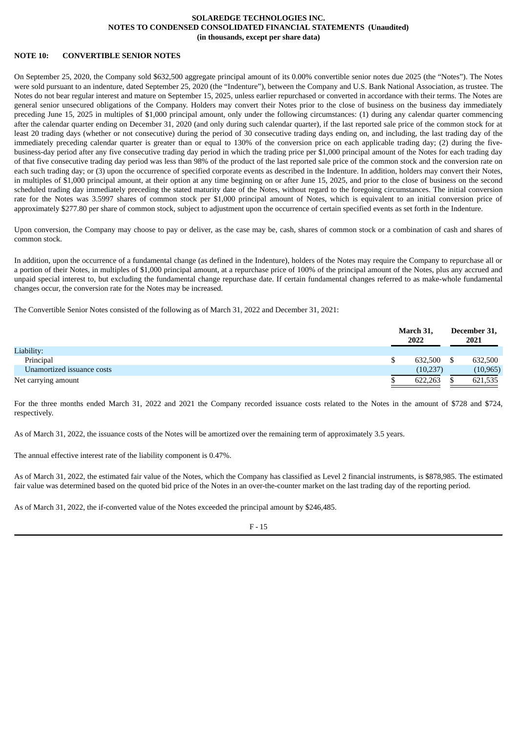**SOLAREDGE TECHNOLOGIES INC.**
**NOTES TO CONDENSED CONSOLIDATED FINANCIAL STATEMENTS (Unaudited)**
**(in thousands, except per share data)**

## NOTE 10: CONVERTIBLE SENIOR NOTES

On September 25, 2020, the Company sold $632,500 aggregate principal amount of its 0.00% convertible senior notes due 2025 (the "Notes"). The Notes were sold pursuant to an indenture, dated September 25, 2020 (the "Indenture"), between the Company and U.S. Bank National Association, as trustee. The Notes do not bear regular interest and mature on September 15, 2025, unless earlier repurchased or converted in accordance with their terms. The Notes are general senior unsecured obligations of the Company. Holders may convert their Notes prior to the close of business on the business day immediately preceding June 15, 2025 in multiples of $1,000 principal amount, only under the following circumstances: (1) during any calendar quarter commencing after the calendar quarter ending on December 31, 2020 (and only during such calendar quarter), if the last reported sale price of the common stock for at least 20 trading days (whether or not consecutive) during the period of 30 consecutive trading days ending on, and including, the last trading day of the immediately preceding calendar quarter is greater than or equal to 130% of the conversion price on each applicable trading day; (2) during the five-business-day period after any five consecutive trading day period in which the trading price per $1,000 principal amount of the Notes for each trading day of that five consecutive trading day period was less than 98% of the product of the last reported sale price of the common stock and the conversion rate on each such trading day; or (3) upon the occurrence of specified corporate events as described in the Indenture. In addition, holders may convert their Notes, in multiples of $1,000 principal amount, at their option at any time beginning on or after June 15, 2025, and prior to the close of business on the second scheduled trading day immediately preceding the stated maturity date of the Notes, without regard to the foregoing circumstances. The initial conversion rate for the Notes was 3.5997 shares of common stock per $1,000 principal amount of Notes, which is equivalent to an initial conversion price of approximately $277.80 per share of common stock, subject to adjustment upon the occurrence of certain specified events as set forth in the Indenture.

Upon conversion, the Company may choose to pay or deliver, as the case may be, cash, shares of common stock or a combination of cash and shares of common stock.

In addition, upon the occurrence of a fundamental change (as defined in the Indenture), holders of the Notes may require the Company to repurchase all or a portion of their Notes, in multiples of $1,000 principal amount, at a repurchase price of 100% of the principal amount of the Notes, plus any accrued and unpaid special interest to, but excluding the fundamental change repurchase date. If certain fundamental changes referred to as make-whole fundamental changes occur, the conversion rate for the Notes may be increased.

The Convertible Senior Notes consisted of the following as of March 31, 2022 and December 31, 2021:

| | March 31, 2022 | December 31, 2021 |
|---|---|---|
| Liability: | | |
| Principal | $ 632,500 | $ 632,500 |
| Unamortized issuance costs | (10,237) | (10,965) |
| Net carrying amount | $ 622,263 | $ 621,535 |

For the three months ended March 31, 2022 and 2021 the Company recorded issuance costs related to the Notes in the amount of $728 and $724, respectively.

As of March 31, 2022, the issuance costs of the Notes will be amortized over the remaining term of approximately 3.5 years.

The annual effective interest rate of the liability component is 0.47%.

As of March 31, 2022, the estimated fair value of the Notes, which the Company has classified as Level 2 financial instruments, is $878,985. The estimated fair value was determined based on the quoted bid price of the Notes in an over-the-counter market on the last trading day of the reporting period.

As of March 31, 2022, the if-converted value of the Notes exceeded the principal amount by $246,485.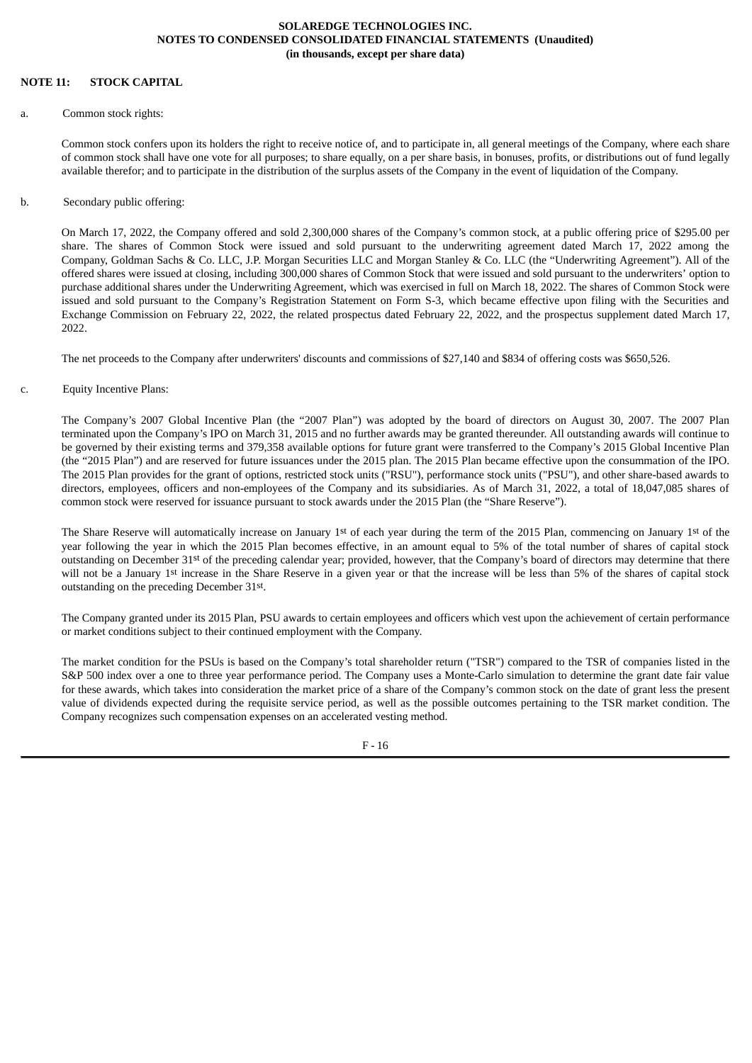## NOTE 11: STOCK CAPITAL

a. Common stock rights:

Common stock confers upon its holders the right to receive notice of, and to participate in, all general meetings of the Company, where each share of common stock shall have one vote for all purposes; to share equally, on a per share basis, in bonuses, profits, or distributions out of fund legally available therefor; and to participate in the distribution of the surplus assets of the Company in the event of liquidation of the Company.

b. Secondary public offering:

On March 17, 2022, the Company offered and sold 2,300,000 shares of the Company's common stock, at a public offering price of $295.00 per share. The shares of Common Stock were issued and sold pursuant to the underwriting agreement dated March 17, 2022 among the Company, Goldman Sachs & Co. LLC, J.P. Morgan Securities LLC and Morgan Stanley & Co. LLC (the "Underwriting Agreement"). All of the offered shares were issued at closing, including 300,000 shares of Common Stock that were issued and sold pursuant to the underwriters' option to purchase additional shares under the Underwriting Agreement, which was exercised in full on March 18, 2022. The shares of Common Stock were issued and sold pursuant to the Company's Registration Statement on Form S-3, which became effective upon filing with the Securities and Exchange Commission on February 22, 2022, the related prospectus dated February 22, 2022, and the prospectus supplement dated March 17, 2022.

The net proceeds to the Company after underwriters' discounts and commissions of $27,140 and $834 of offering costs was $650,526.

c. Equity Incentive Plans:

The Company's 2007 Global Incentive Plan (the "2007 Plan") was adopted by the board of directors on August 30, 2007. The 2007 Plan terminated upon the Company's IPO on March 31, 2015 and no further awards may be granted thereunder. All outstanding awards will continue to be governed by their existing terms and 379,358 available options for future grant were transferred to the Company's 2015 Global Incentive Plan (the "2015 Plan") and are reserved for future issuances under the 2015 plan. The 2015 Plan became effective upon the consummation of the IPO. The 2015 Plan provides for the grant of options, restricted stock units ("RSU"), performance stock units ("PSU"), and other share-based awards to directors, employees, officers and non-employees of the Company and its subsidiaries. As of March 31, 2022, a total of 18,047,085 shares of common stock were reserved for issuance pursuant to stock awards under the 2015 Plan (the "Share Reserve").

The Share Reserve will automatically increase on January 1st of each year during the term of the 2015 Plan, commencing on January 1st of the year following the year in which the 2015 Plan becomes effective, in an amount equal to 5% of the total number of shares of capital stock outstanding on December 31st of the preceding calendar year; provided, however, that the Company's board of directors may determine that there will not be a January 1st increase in the Share Reserve in a given year or that the increase will be less than 5% of the shares of capital stock outstanding on the preceding December 31st.

The Company granted under its 2015 Plan, PSU awards to certain employees and officers which vest upon the achievement of certain performance or market conditions subject to their continued employment with the Company.

The market condition for the PSUs is based on the Company's total shareholder return ("TSR") compared to the TSR of companies listed in the S&P 500 index over a one to three year performance period. The Company uses a Monte-Carlo simulation to determine the grant date fair value for these awards, which takes into consideration the market price of a share of the Company's common stock on the date of grant less the present value of dividends expected during the requisite service period, as well as the possible outcomes pertaining to the TSR market condition. The Company recognizes such compensation expenses on an accelerated vesting method.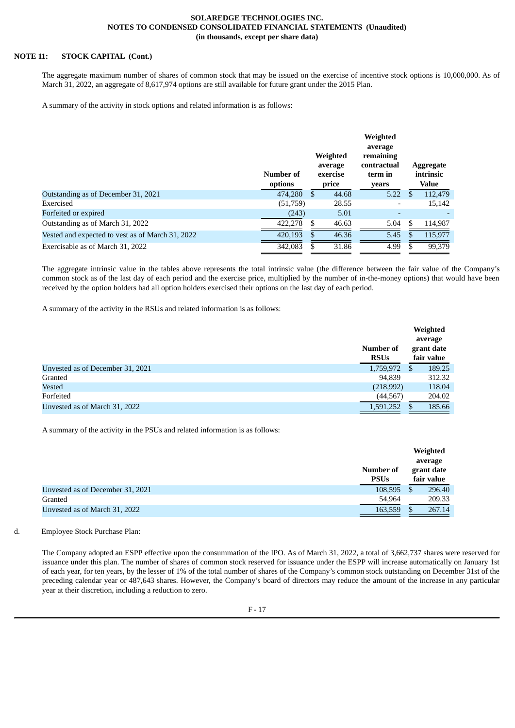**SOLAREDGE TECHNOLOGIES INC.**
**NOTES TO CONDENSED CONSOLIDATED FINANCIAL STATEMENTS (Unaudited)**
**(in thousands, except per share data)**

**NOTE 11: STOCK CAPITAL (Cont.)**

The aggregate maximum number of shares of common stock that may be issued on the exercise of incentive stock options is 10,000,000. As of March 31, 2022, an aggregate of 8,617,974 options are still available for future grant under the 2015 Plan.

A summary of the activity in stock options and related information is as follows:

| | Number of options | Weighted average exercise price | Weighted average remaining contractual term in years | Aggregate intrinsic Value |
|---|---|---|---|---|
| Outstanding as of December 31, 2021 | 474,280 | $ 44.68 | 5.22 | $ 112,479 |
| Exercised | (51,759) | 28.55 | - | 15,142 |
| Forfeited or expired | (243) | 5.01 | - | - |
| Outstanding as of March 31, 2022 | 422,278 | $ 46.63 | 5.04 | $ 114,987 |
| Vested and expected to vest as of March 31, 2022 | 420,193 | $ 46.36 | 5.45 | $ 115,977 |
| Exercisable as of March 31, 2022 | 342,083 | $ 31.86 | 4.99 | $ 99,379 |

The aggregate intrinsic value in the tables above represents the total intrinsic value (the difference between the fair value of the Company's common stock as of the last day of each period and the exercise price, multiplied by the number of in-the-money options) that would have been received by the option holders had all option holders exercised their options on the last day of each period.

A summary of the activity in the RSUs and related information is as follows:

| | Number of RSUs | Weighted average grant date fair value |
|---|---|---|
| Unvested as of December 31, 2021 | 1,759,972 | $ 189.25 |
| Granted | 94,839 | 312.32 |
| Vested | (218,992) | 118.04 |
| Forfeited | (44,567) | 204.02 |
| Unvested as of March 31, 2022 | 1,591,252 | $ 185.66 |

A summary of the activity in the PSUs and related information is as follows:

| | Number of PSUs | Weighted average grant date fair value |
|---|---|---|
| Unvested as of December 31, 2021 | 108,595 | $ 296.40 |
| Granted | 54,964 | 209.33 |
| Unvested as of March 31, 2022 | 163,559 | $ 267.14 |

d. Employee Stock Purchase Plan:

The Company adopted an ESPP effective upon the consummation of the IPO. As of March 31, 2022, a total of 3,662,737 shares were reserved for issuance under this plan. The number of shares of common stock reserved for issuance under the ESPP will increase automatically on January 1st of each year, for ten years, by the lesser of 1% of the total number of shares of the Company's common stock outstanding on December 31st of the preceding calendar year or 487,643 shares. However, the Company's board of directors may reduce the amount of the increase in any particular year at their discretion, including a reduction to zero.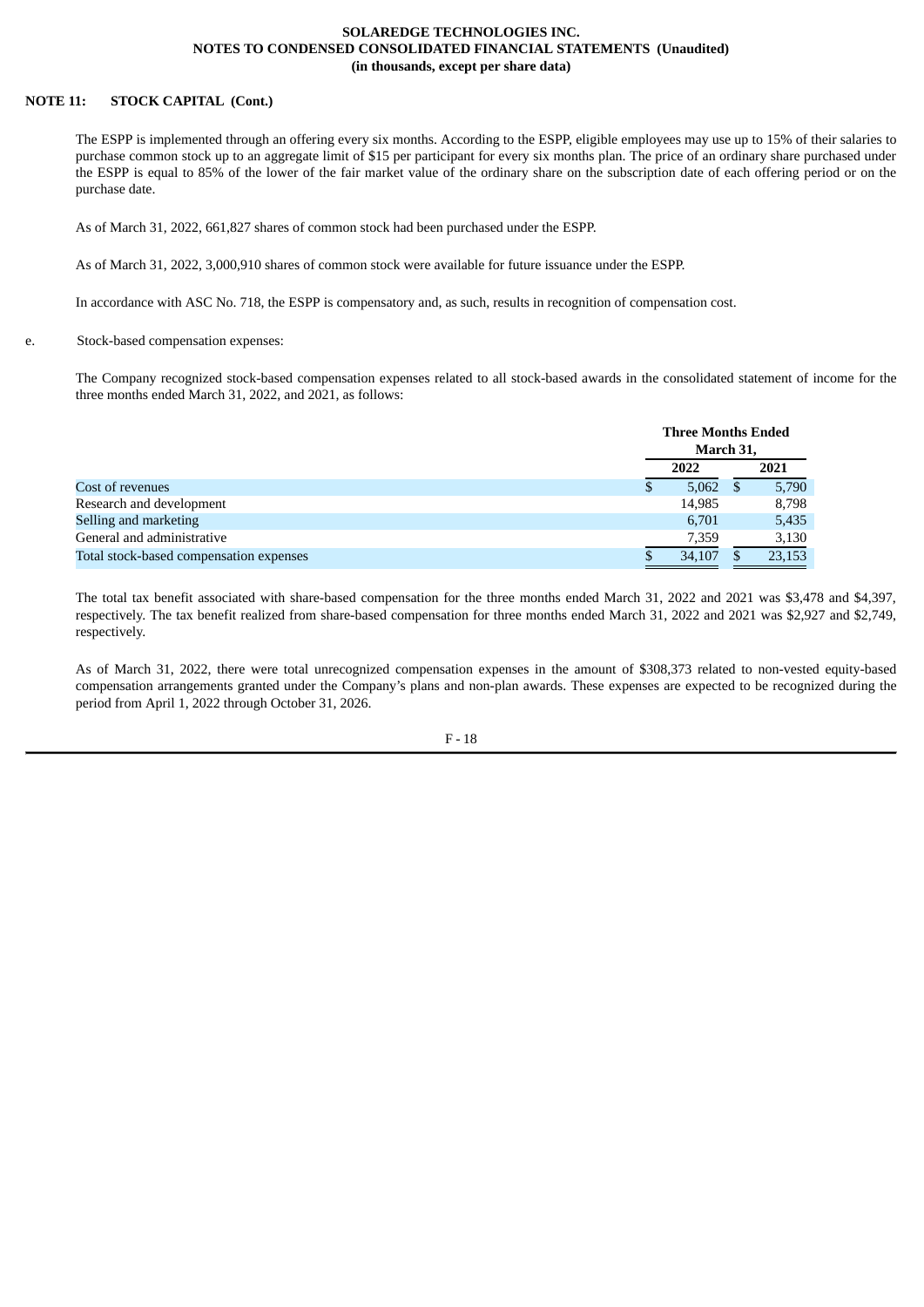**NOTE 11: STOCK CAPITAL (Cont.)**

The ESPP is implemented through an offering every six months. According to the ESPP, eligible employees may use up to 15% of their salaries to purchase common stock up to an aggregate limit of $15 per participant for every six months plan. The price of an ordinary share purchased under the ESPP is equal to 85% of the lower of the fair market value of the ordinary share on the subscription date of each offering period or on the purchase date.

As of March 31, 2022, 661,827 shares of common stock had been purchased under the ESPP.

As of March 31, 2022, 3,000,910 shares of common stock were available for future issuance under the ESPP.

In accordance with ASC No. 718, the ESPP is compensatory and, as such, results in recognition of compensation cost.

e. Stock-based compensation expenses:

The Company recognized stock-based compensation expenses related to all stock-based awards in the consolidated statement of income for the three months ended March 31, 2022, and 2021, as follows:

| | Three Months Ended March 31, | |
|---|---|---|
| | 2022 | 2021 |
| Cost of revenues | $ 5,062 | $ 5,790 |
| Research and development | 14,985 | 8,798 |
| Selling and marketing | 6,701 | 5,435 |
| General and administrative | 7,359 | 3,130 |
| Total stock-based compensation expenses | $ 34,107 | $ 23,153 |

The total tax benefit associated with share-based compensation for the three months ended March 31, 2022 and 2021 was $3,478 and $4,397, respectively. The tax benefit realized from share-based compensation for three months ended March 31, 2022 and 2021 was $2,927 and $2,749, respectively.

As of March 31, 2022, there were total unrecognized compensation expenses in the amount of $308,373 related to non-vested equity-based compensation arrangements granted under the Company's plans and non-plan awards. These expenses are expected to be recognized during the period from April 1, 2022 through October 31, 2026.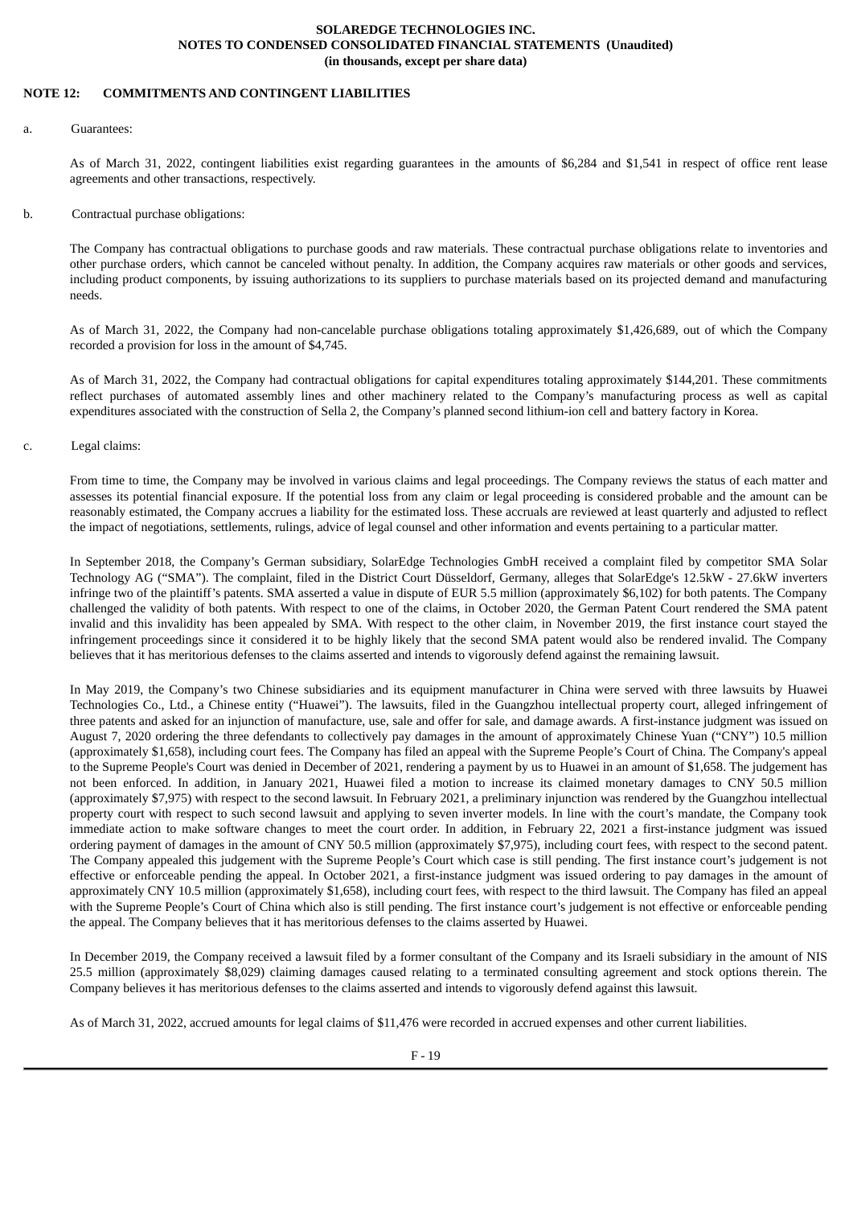# NOTE 12: COMMITMENTS AND CONTINGENT LIABILITIES

a. Guarantees:

As of March 31, 2022, contingent liabilities exist regarding guarantees in the amounts of $6,284 and $1,541 in respect of office rent lease agreements and other transactions, respectively.

b. Contractual purchase obligations:

The Company has contractual obligations to purchase goods and raw materials. These contractual purchase obligations relate to inventories and other purchase orders, which cannot be canceled without penalty. In addition, the Company acquires raw materials or other goods and services, including product components, by issuing authorizations to its suppliers to purchase materials based on its projected demand and manufacturing needs.

As of March 31, 2022, the Company had non-cancelable purchase obligations totaling approximately $1,426,689, out of which the Company recorded a provision for loss in the amount of $4,745.

As of March 31, 2022, the Company had contractual obligations for capital expenditures totaling approximately $144,201. These commitments reflect purchases of automated assembly lines and other machinery related to the Company's manufacturing process as well as capital expenditures associated with the construction of Sella 2, the Company's planned second lithium-ion cell and battery factory in Korea.

c. Legal claims:

From time to time, the Company may be involved in various claims and legal proceedings. The Company reviews the status of each matter and assesses its potential financial exposure. If the potential loss from any claim or legal proceeding is considered probable and the amount can be reasonably estimated, the Company accrues a liability for the estimated loss. These accruals are reviewed at least quarterly and adjusted to reflect the impact of negotiations, settlements, rulings, advice of legal counsel and other information and events pertaining to a particular matter.

In September 2018, the Company's German subsidiary, SolarEdge Technologies GmbH received a complaint filed by competitor SMA Solar Technology AG ("SMA"). The complaint, filed in the District Court Düsseldorf, Germany, alleges that SolarEdge's 12.5kW - 27.6kW inverters infringe two of the plaintiff's patents. SMA asserted a value in dispute of EUR 5.5 million (approximately $6,102) for both patents. The Company challenged the validity of both patents. With respect to one of the claims, in October 2020, the German Patent Court rendered the SMA patent invalid and this invalidity has been appealed by SMA. With respect to the other claim, in November 2019, the first instance court stayed the infringement proceedings since it considered it to be highly likely that the second SMA patent would also be rendered invalid. The Company believes that it has meritorious defenses to the claims asserted and intends to vigorously defend against the remaining lawsuit.

In May 2019, the Company's two Chinese subsidiaries and its equipment manufacturer in China were served with three lawsuits by Huawei Technologies Co., Ltd., a Chinese entity ("Huawei"). The lawsuits, filed in the Guangzhou intellectual property court, alleged infringement of three patents and asked for an injunction of manufacture, use, sale and offer for sale, and damage awards. A first-instance judgment was issued on August 7, 2020 ordering the three defendants to collectively pay damages in the amount of approximately Chinese Yuan ("CNY") 10.5 million (approximately $1,658), including court fees. The Company has filed an appeal with the Supreme People's Court of China. The Company's appeal to the Supreme People's Court was denied in December of 2021, rendering a payment by us to Huawei in an amount of $1,658. The judgement has not been enforced. In addition, in January 2021, Huawei filed a motion to increase its claimed monetary damages to CNY 50.5 million (approximately $7,975) with respect to the second lawsuit. In February 2021, a preliminary injunction was rendered by the Guangzhou intellectual property court with respect to such second lawsuit and applying to seven inverter models. In line with the court's mandate, the Company took immediate action to make software changes to meet the court order. In addition, in February 22, 2021 a first-instance judgment was issued ordering payment of damages in the amount of CNY 50.5 million (approximately $7,975), including court fees, with respect to the second patent. The Company appealed this judgement with the Supreme People's Court which case is still pending. The first instance court's judgement is not effective or enforceable pending the appeal. In October 2021, a first-instance judgment was issued ordering to pay damages in the amount of approximately CNY 10.5 million (approximately $1,658), including court fees, with respect to the third lawsuit. The Company has filed an appeal with the Supreme People's Court of China which also is still pending. The first instance court's judgement is not effective or enforceable pending the appeal. The Company believes that it has meritorious defenses to the claims asserted by Huawei.

In December 2019, the Company received a lawsuit filed by a former consultant of the Company and its Israeli subsidiary in the amount of NIS 25.5 million (approximately $8,029) claiming damages caused relating to a terminated consulting agreement and stock options therein. The Company believes it has meritorious defenses to the claims asserted and intends to vigorously defend against this lawsuit.

As of March 31, 2022, accrued amounts for legal claims of $11,476 were recorded in accrued expenses and other current liabilities.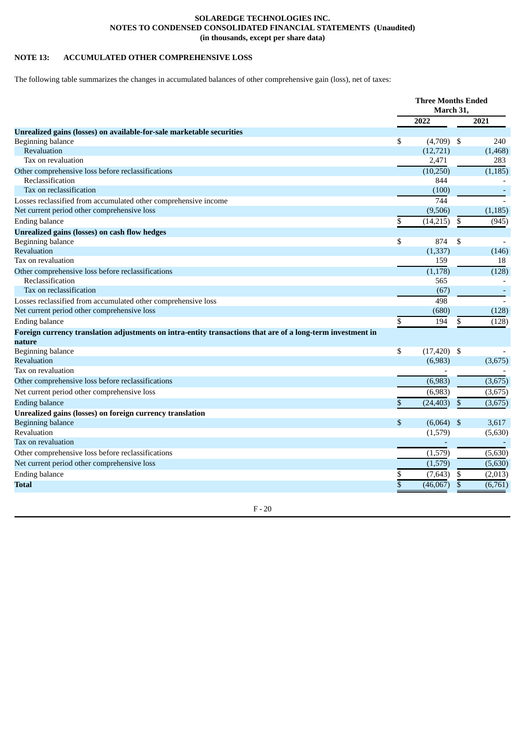**SOLAREDGE TECHNOLOGIES INC.**
**NOTES TO CONDENSED CONSOLIDATED FINANCIAL STATEMENTS (Unaudited)**
**(in thousands, except per share data)**

## NOTE 13: ACCUMULATED OTHER COMPREHENSIVE LOSS

The following table summarizes the changes in accumulated balances of other comprehensive gain (loss), net of taxes:

| | Three Months Ended March 31, | |
|---|---|---|
| | 2022 | 2021 |
| **Unrealized gains (losses) on available-for-sale marketable securities** | | |
| Beginning balance | $ (4,709) | $ 240 |
| Revaluation | (12,721) | (1,468) |
| Tax on revaluation | 2,471 | 283 |
| Other comprehensive loss before reclassifications | (10,250) | (1,185) |
| Reclassification | 844 | - |
| Tax on reclassification | (100) | - |
| Losses reclassified from accumulated other comprehensive income | 744 | - |
| Net current period other comprehensive loss | (9,506) | (1,185) |
| Ending balance | $ (14,215) | $ (945) |
| **Unrealized gains (losses) on cash flow hedges** | | |
| Beginning balance | $ 874 | $ - |
| Revaluation | (1,337) | (146) |
| Tax on revaluation | 159 | 18 |
| Other comprehensive loss before reclassifications | (1,178) | (128) |
| Reclassification | 565 | - |
| Tax on reclassification | (67) | - |
| Losses reclassified from accumulated other comprehensive loss | 498 | - |
| Net current period other comprehensive loss | (680) | (128) |
| Ending balance | $ 194 | $ (128) |
| **Foreign currency translation adjustments on intra-entity transactions that are of a long-term investment in nature** | | |
| Beginning balance | $ (17,420) | $ - |
| Revaluation | (6,983) | (3,675) |
| Tax on revaluation | - | - |
| Other comprehensive loss before reclassifications | (6,983) | (3,675) |
| Net current period other comprehensive loss | (6,983) | (3,675) |
| Ending balance | $ (24,403) | $ (3,675) |
| **Unrealized gains (losses) on foreign currency translation** | | |
| Beginning balance | $ (6,064) | $ 3,617 |
| Revaluation | (1,579) | (5,630) |
| Tax on revaluation | - | - |
| Other comprehensive loss before reclassifications | (1,579) | (5,630) |
| Net current period other comprehensive loss | (1,579) | (5,630) |
| Ending balance | $ (7,643) | $ (2,013) |
| **Total** | $ (46,067) | $ (6,761) |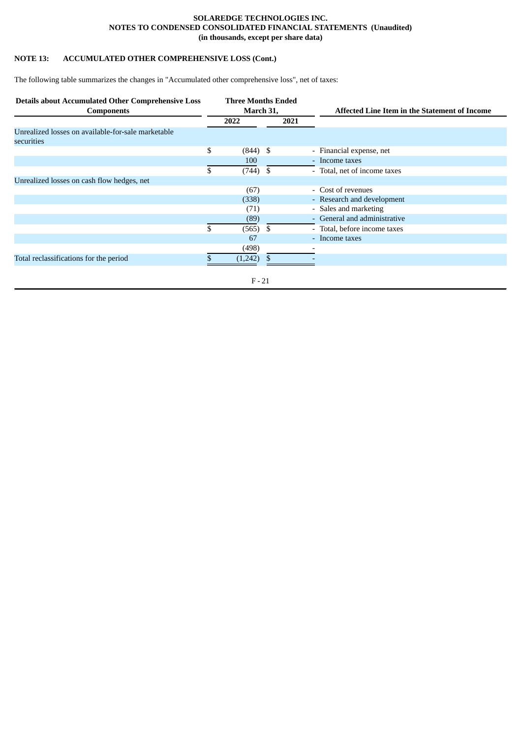**SOLAREDGE TECHNOLOGIES INC.**
**NOTES TO CONDENSED CONSOLIDATED FINANCIAL STATEMENTS (Unaudited)**
**(in thousands, except per share data)**

## NOTE 13: ACCUMULATED OTHER COMPREHENSIVE LOSS (Cont.)

The following table summarizes the changes in "Accumulated other comprehensive loss", net of taxes:

| Details about Accumulated Other Comprehensive Loss Components | Three Months Ended March 31, | | Affected Line Item in the Statement of Income |
|---|---|---|---|
| | 2022 | 2021 | |
| Unrealized losses on available-for-sale marketable securities | | | |
| | $ (844) | $ - | Financial expense, net |
| | 100 | - | Income taxes |
| | $ (744) | $ - | Total, net of income taxes |
| Unrealized losses on cash flow hedges, net | | | |
| | (67) | - | Cost of revenues |
| | (338) | - | Research and development |
| | (71) | - | Sales and marketing |
| | (89) | - | General and administrative |
| | $ (565) | $ - | Total, before income taxes |
| | 67 | - | Income taxes |
| | (498) | - | |
| Total reclassifications for the period | $ (1,242) | $ - | |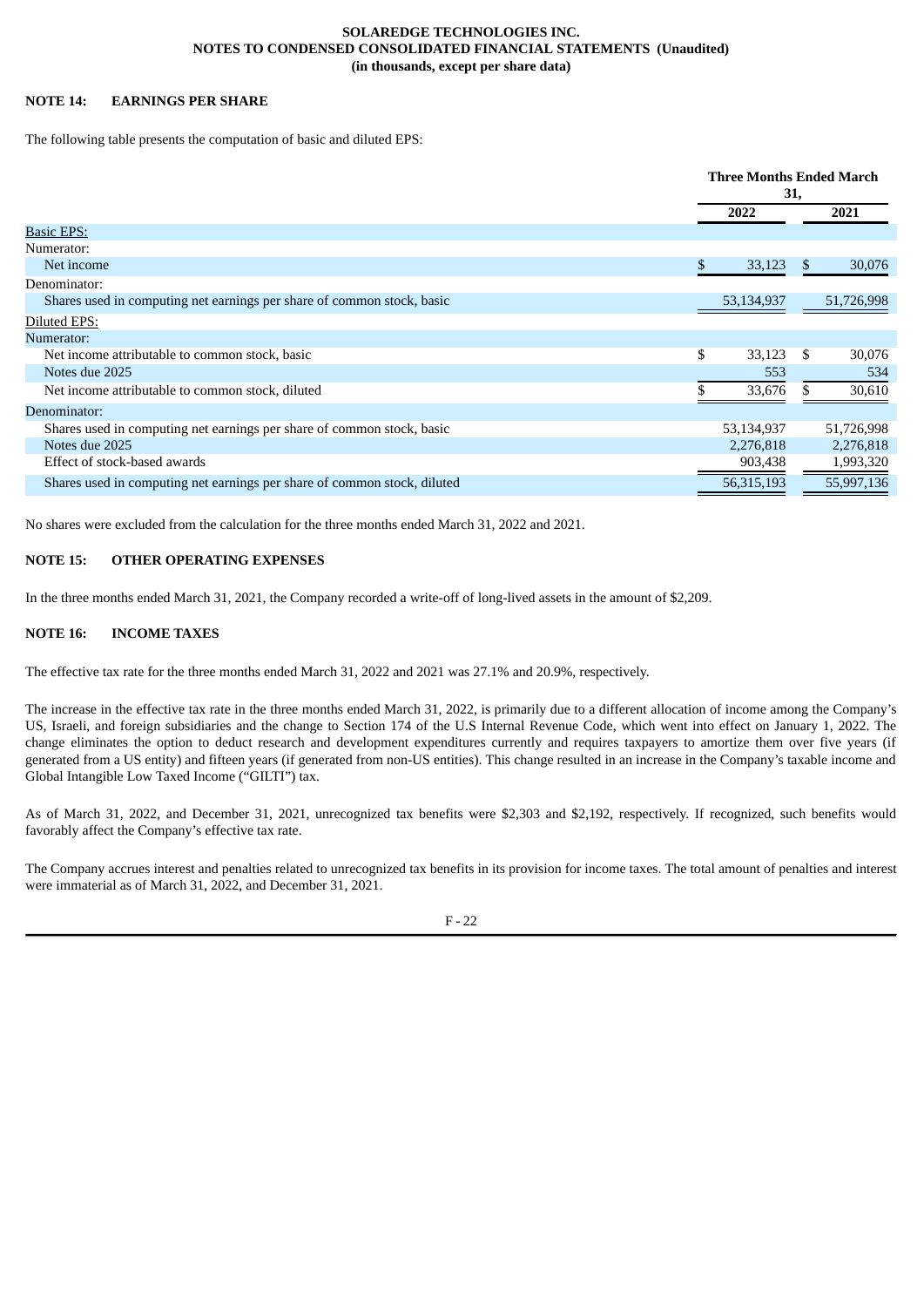**SOLAREDGE TECHNOLOGIES INC.**
**NOTES TO CONDENSED CONSOLIDATED FINANCIAL STATEMENTS (Unaudited)**
**(in thousands, except per share data)**

## NOTE 14: EARNINGS PER SHARE

The following table presents the computation of basic and diluted EPS:

| | Three Months Ended March 31, | |
|---|---|---|
| | 2022 | 2021 |
| Basic EPS: | | |
| Numerator: | | |
| Net income | $ 33,123 | $ 30,076 |
| Denominator: | | |
| Shares used in computing net earnings per share of common stock, basic | 53,134,937 | 51,726,998 |
| Diluted EPS: | | |
| Numerator: | | |
| Net income attributable to common stock, basic | $ 33,123 | $ 30,076 |
| Notes due 2025 | 553 | 534 |
| Net income attributable to common stock, diluted | $ 33,676 | $ 30,610 |
| Denominator: | | |
| Shares used in computing net earnings per share of common stock, basic | 53,134,937 | 51,726,998 |
| Notes due 2025 | 2,276,818 | 2,276,818 |
| Effect of stock-based awards | 903,438 | 1,993,320 |
| Shares used in computing net earnings per share of common stock, diluted | 56,315,193 | 55,997,136 |

No shares were excluded from the calculation for the three months ended March 31, 2022 and 2021.

## NOTE 15: OTHER OPERATING EXPENSES

In the three months ended March 31, 2021, the Company recorded a write-off of long-lived assets in the amount of $2,209.

## NOTE 16: INCOME TAXES

The effective tax rate for the three months ended March 31, 2022 and 2021 was 27.1% and 20.9%, respectively.

The increase in the effective tax rate in the three months ended March 31, 2022, is primarily due to a different allocation of income among the Company's US, Israeli, and foreign subsidiaries and the change to Section 174 of the U.S Internal Revenue Code, which went into effect on January 1, 2022. The change eliminates the option to deduct research and development expenditures currently and requires taxpayers to amortize them over five years (if generated from a US entity) and fifteen years (if generated from non-US entities). This change resulted in an increase in the Company's taxable income and Global Intangible Low Taxed Income ("GILTI") tax.

As of March 31, 2022, and December 31, 2021, unrecognized tax benefits were $2,303 and $2,192, respectively. If recognized, such benefits would favorably affect the Company's effective tax rate.

The Company accrues interest and penalties related to unrecognized tax benefits in its provision for income taxes. The total amount of penalties and interest were immaterial as of March 31, 2022, and December 31, 2021.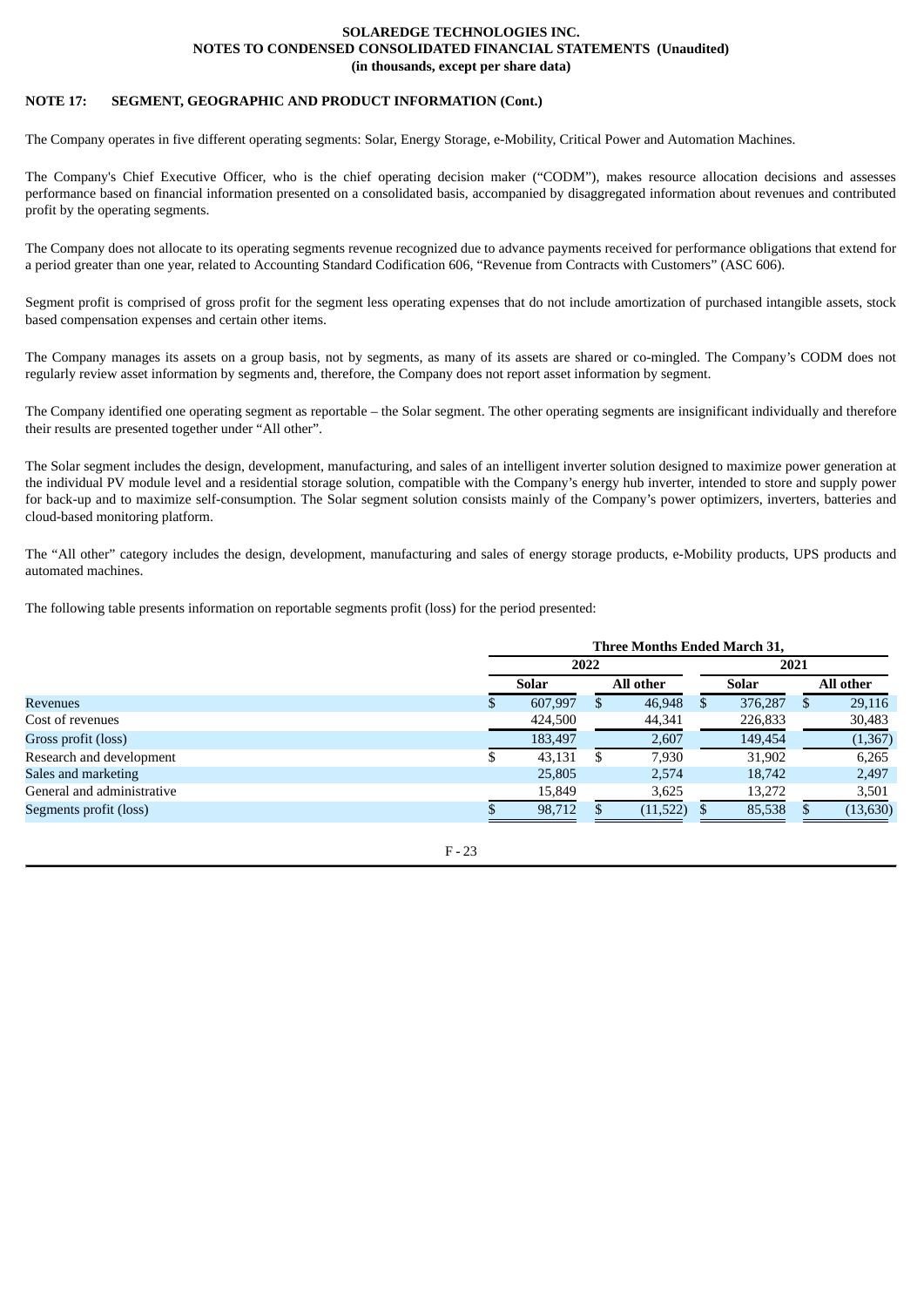**SOLAREDGE TECHNOLOGIES INC.**
**NOTES TO CONDENSED CONSOLIDATED FINANCIAL STATEMENTS (Unaudited)**
**(in thousands, except per share data)**

**NOTE 17: SEGMENT, GEOGRAPHIC AND PRODUCT INFORMATION (Cont.)**

The Company operates in five different operating segments: Solar, Energy Storage, e-Mobility, Critical Power and Automation Machines.

The Company's Chief Executive Officer, who is the chief operating decision maker ("CODM"), makes resource allocation decisions and assesses performance based on financial information presented on a consolidated basis, accompanied by disaggregated information about revenues and contributed profit by the operating segments.

The Company does not allocate to its operating segments revenue recognized due to advance payments received for performance obligations that extend for a period greater than one year, related to Accounting Standard Codification 606, "Revenue from Contracts with Customers" (ASC 606).

Segment profit is comprised of gross profit for the segment less operating expenses that do not include amortization of purchased intangible assets, stock based compensation expenses and certain other items.

The Company manages its assets on a group basis, not by segments, as many of its assets are shared or co-mingled. The Company's CODM does not regularly review asset information by segments and, therefore, the Company does not report asset information by segment.

The Company identified one operating segment as reportable – the Solar segment. The other operating segments are insignificant individually and therefore their results are presented together under "All other".

The Solar segment includes the design, development, manufacturing, and sales of an intelligent inverter solution designed to maximize power generation at the individual PV module level and a residential storage solution, compatible with the Company's energy hub inverter, intended to store and supply power for back-up and to maximize self-consumption. The Solar segment solution consists mainly of the Company's power optimizers, inverters, batteries and cloud-based monitoring platform.

The "All other" category includes the design, development, manufacturing and sales of energy storage products, e-Mobility products, UPS products and automated machines.

The following table presents information on reportable segments profit (loss) for the period presented:

| | Three Months Ended March 31, | | | |
|---|---|---|---|---|
| | 2022 | | 2021 | |
| | Solar | All other | Solar | All other |
| Revenues | $ 607,997 | $ 46,948 | $ 376,287 | $ 29,116 |
| Cost of revenues | 424,500 | 44,341 | 226,833 | 30,483 |
| Gross profit (loss) | 183,497 | 2,607 | 149,454 | (1,367) |
| Research and development | $ 43,131 | $ 7,930 | 31,902 | 6,265 |
| Sales and marketing | 25,805 | 2,574 | 18,742 | 2,497 |
| General and administrative | 15,849 | 3,625 | 13,272 | 3,501 |
| Segments profit (loss) | $ 98,712 | $ (11,522) | $ 85,538 | $ (13,630) |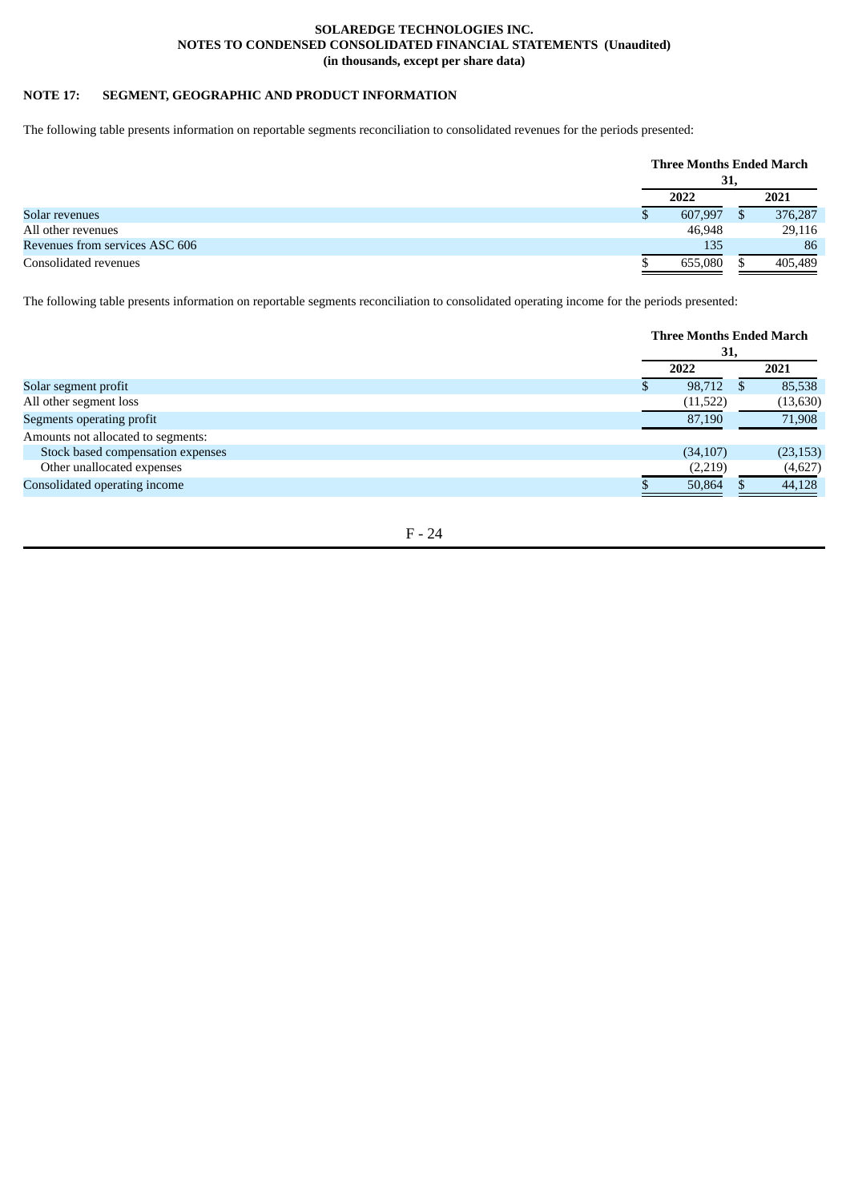**SOLAREDGE TECHNOLOGIES INC.**
**NOTES TO CONDENSED CONSOLIDATED FINANCIAL STATEMENTS (Unaudited)**
**(in thousands, except per share data)**

## NOTE 17: SEGMENT, GEOGRAPHIC AND PRODUCT INFORMATION

The following table presents information on reportable segments reconciliation to consolidated revenues for the periods presented:

| | Three Months Ended March 31, | |
|---|---|---|
| | 2022 | 2021 |
| Solar revenues | $ 607,997 | $ 376,287 |
| All other revenues | 46,948 | 29,116 |
| Revenues from services ASC 606 | 135 | 86 |
| Consolidated revenues | $ 655,080 | $ 405,489 |

The following table presents information on reportable segments reconciliation to consolidated operating income for the periods presented:

| | Three Months Ended March 31, | |
|---|---|---|
| | 2022 | 2021 |
| Solar segment profit | $ 98,712 | $ 85,538 |
| All other segment loss | (11,522) | (13,630) |
| Segments operating profit | 87,190 | 71,908 |
| Amounts not allocated to segments: | | |
| Stock based compensation expenses | (34,107) | (23,153) |
| Other unallocated expenses | (2,219) | (4,627) |
| Consolidated operating income | $ 50,864 | $ 44,128 |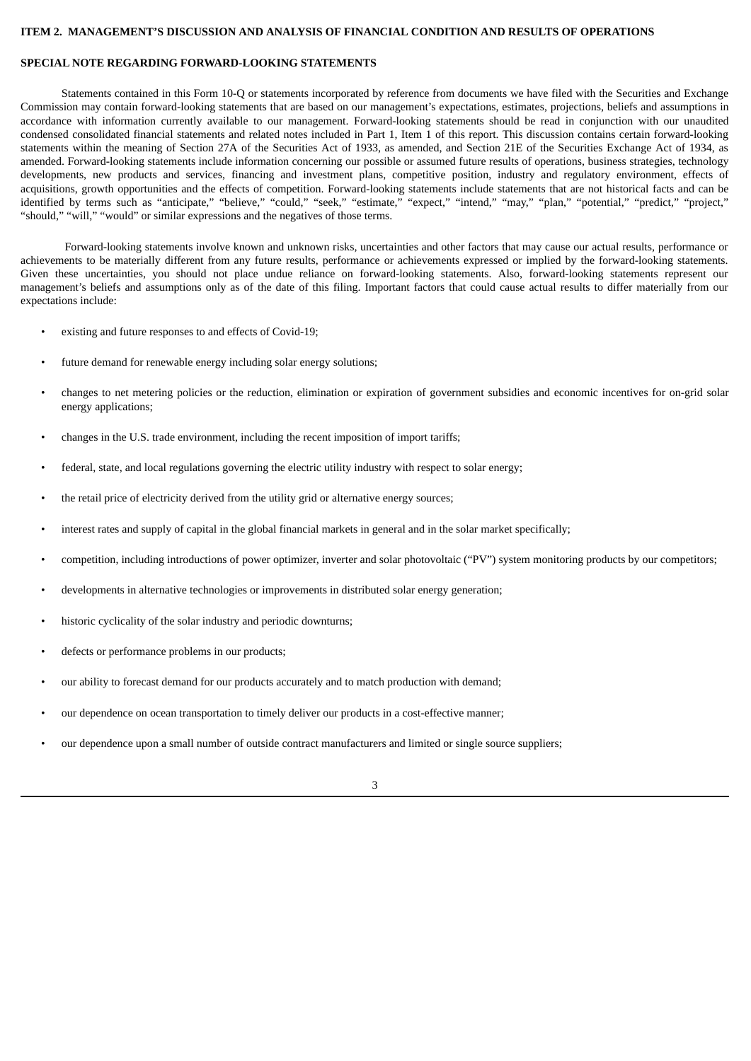# ITEM 2. MANAGEMENT'S DISCUSSION AND ANALYSIS OF FINANCIAL CONDITION AND RESULTS OF OPERATIONS

## SPECIAL NOTE REGARDING FORWARD-LOOKING STATEMENTS

Statements contained in this Form 10-Q or statements incorporated by reference from documents we have filed with the Securities and Exchange Commission may contain forward-looking statements that are based on our management's expectations, estimates, projections, beliefs and assumptions in accordance with information currently available to our management. Forward-looking statements should be read in conjunction with our unaudited condensed consolidated financial statements and related notes included in Part 1, Item 1 of this report. This discussion contains certain forward-looking statements within the meaning of Section 27A of the Securities Act of 1933, as amended, and Section 21E of the Securities Exchange Act of 1934, as amended. Forward-looking statements include information concerning our possible or assumed future results of operations, business strategies, technology developments, new products and services, financing and investment plans, competitive position, industry and regulatory environment, effects of acquisitions, growth opportunities and the effects of competition. Forward-looking statements include statements that are not historical facts and can be identified by terms such as "anticipate," "believe," "could," "seek," "estimate," "expect," "intend," "may," "plan," "potential," "predict," "project," "should," "will," "would" or similar expressions and the negatives of those terms.

Forward-looking statements involve known and unknown risks, uncertainties and other factors that may cause our actual results, performance or achievements to be materially different from any future results, performance or achievements expressed or implied by the forward-looking statements. Given these uncertainties, you should not place undue reliance on forward-looking statements. Also, forward-looking statements represent our management's beliefs and assumptions only as of the date of this filing. Important factors that could cause actual results to differ materially from our expectations include:

- existing and future responses to and effects of Covid-19;
- future demand for renewable energy including solar energy solutions;
- changes to net metering policies or the reduction, elimination or expiration of government subsidies and economic incentives for on-grid solar energy applications;
- changes in the U.S. trade environment, including the recent imposition of import tariffs;
- federal, state, and local regulations governing the electric utility industry with respect to solar energy;
- the retail price of electricity derived from the utility grid or alternative energy sources;
- interest rates and supply of capital in the global financial markets in general and in the solar market specifically;
- competition, including introductions of power optimizer, inverter and solar photovoltaic ("PV") system monitoring products by our competitors;
- developments in alternative technologies or improvements in distributed solar energy generation;
- historic cyclicality of the solar industry and periodic downturns;
- defects or performance problems in our products;
- our ability to forecast demand for our products accurately and to match production with demand;
- our dependence on ocean transportation to timely deliver our products in a cost-effective manner;
- our dependence upon a small number of outside contract manufacturers and limited or single source suppliers;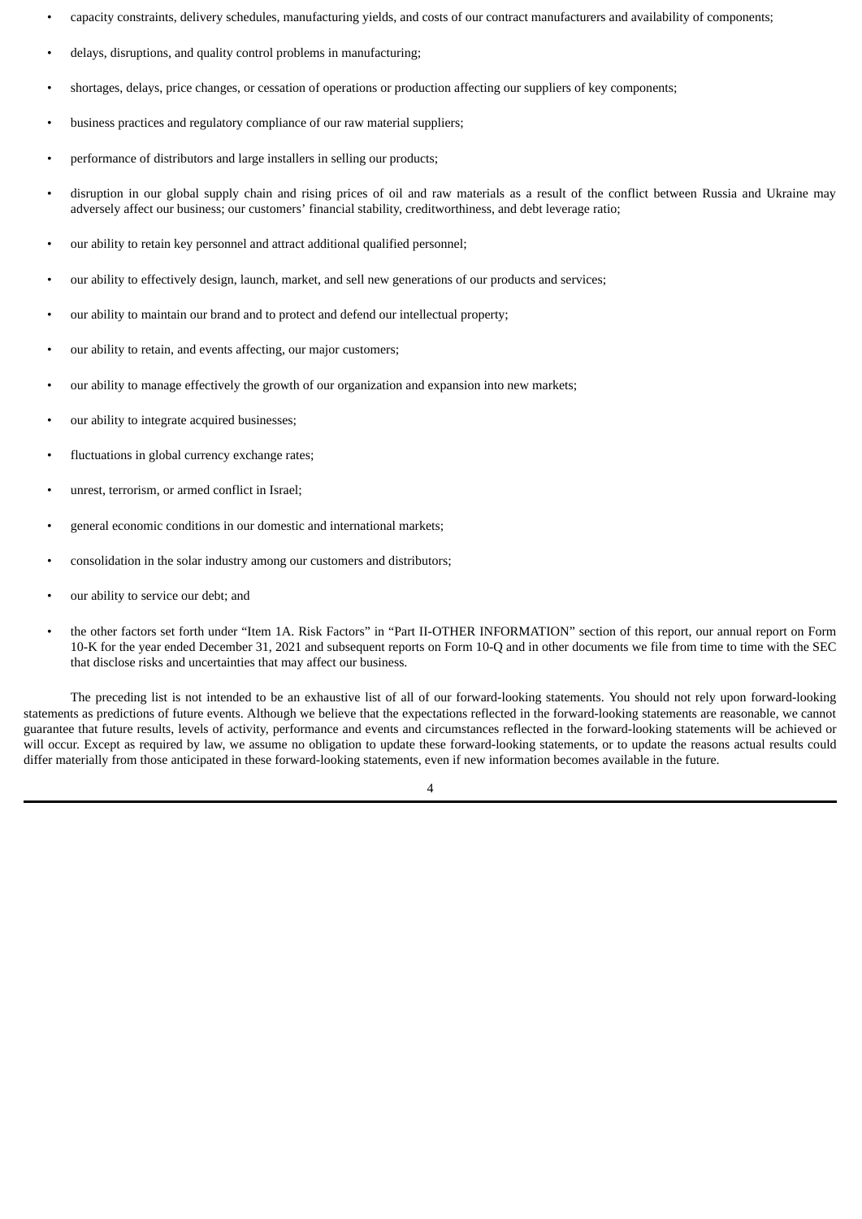- capacity constraints, delivery schedules, manufacturing yields, and costs of our contract manufacturers and availability of components;
- delays, disruptions, and quality control problems in manufacturing;
- shortages, delays, price changes, or cessation of operations or production affecting our suppliers of key components;
- business practices and regulatory compliance of our raw material suppliers;
- performance of distributors and large installers in selling our products;
- disruption in our global supply chain and rising prices of oil and raw materials as a result of the conflict between Russia and Ukraine may adversely affect our business; our customers' financial stability, creditworthiness, and debt leverage ratio;
- our ability to retain key personnel and attract additional qualified personnel;
- our ability to effectively design, launch, market, and sell new generations of our products and services;
- our ability to maintain our brand and to protect and defend our intellectual property;
- our ability to retain, and events affecting, our major customers;
- our ability to manage effectively the growth of our organization and expansion into new markets;
- our ability to integrate acquired businesses;
- fluctuations in global currency exchange rates;
- unrest, terrorism, or armed conflict in Israel;
- general economic conditions in our domestic and international markets;
- consolidation in the solar industry among our customers and distributors;
- our ability to service our debt; and
- the other factors set forth under "Item 1A. Risk Factors" in "Part II-OTHER INFORMATION" section of this report, our annual report on Form 10-K for the year ended December 31, 2021 and subsequent reports on Form 10-Q and in other documents we file from time to time with the SEC that disclose risks and uncertainties that may affect our business.

The preceding list is not intended to be an exhaustive list of all of our forward-looking statements. You should not rely upon forward-looking statements as predictions of future events. Although we believe that the expectations reflected in the forward-looking statements are reasonable, we cannot guarantee that future results, levels of activity, performance and events and circumstances reflected in the forward-looking statements will be achieved or will occur. Except as required by law, we assume no obligation to update these forward-looking statements, or to update the reasons actual results could differ materially from those anticipated in these forward-looking statements, even if new information becomes available in the future.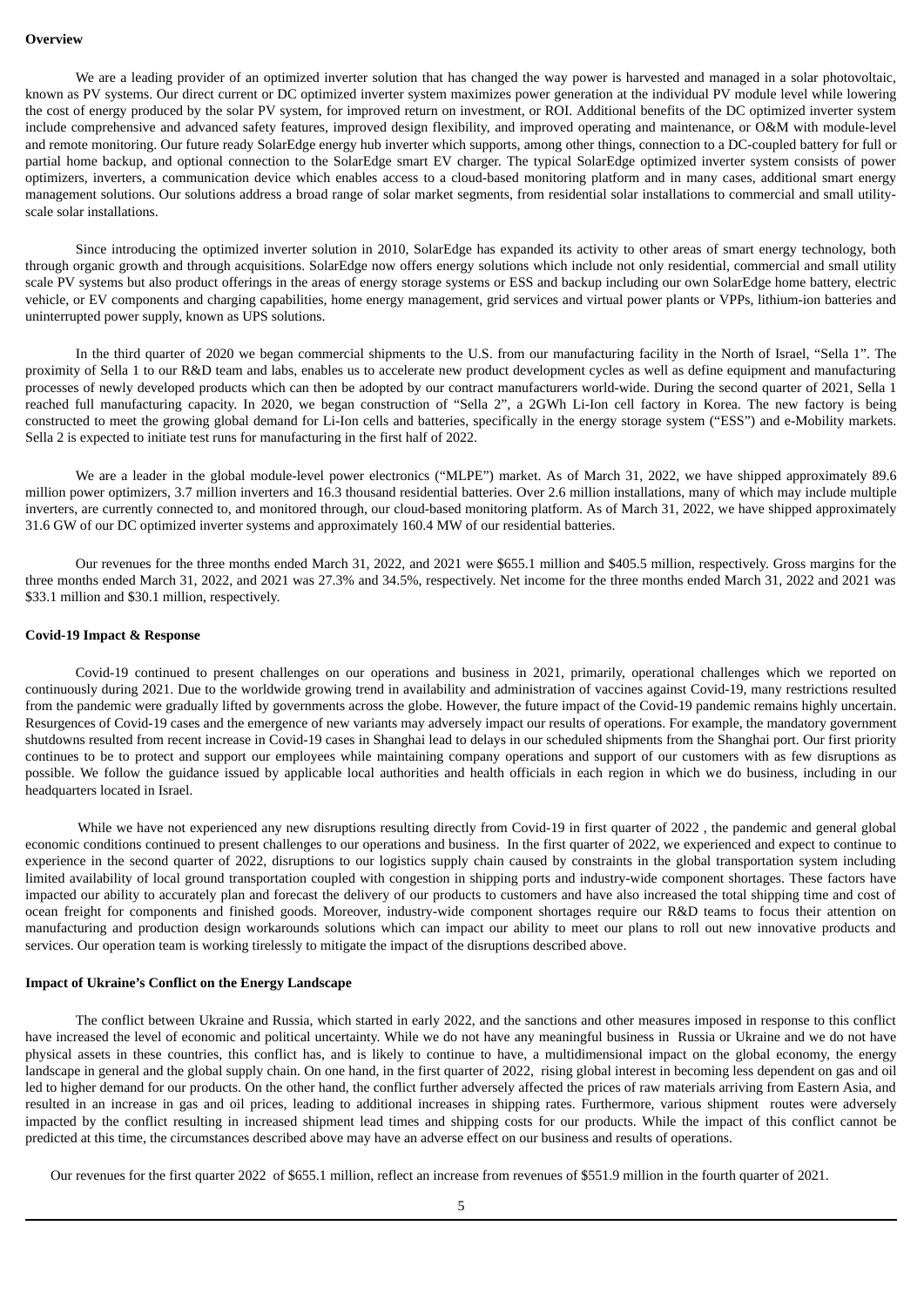**Overview**

We are a leading provider of an optimized inverter solution that has changed the way power is harvested and managed in a solar photovoltaic, known as PV systems. Our direct current or DC optimized inverter system maximizes power generation at the individual PV module level while lowering the cost of energy produced by the solar PV system, for improved return on investment, or ROI. Additional benefits of the DC optimized inverter system include comprehensive and advanced safety features, improved design flexibility, and improved operating and maintenance, or O&M with module-level and remote monitoring. Our future ready SolarEdge energy hub inverter which supports, among other things, connection to a DC-coupled battery for full or partial home backup, and optional connection to the SolarEdge smart EV charger. The typical SolarEdge optimized inverter system consists of power optimizers, inverters, a communication device which enables access to a cloud-based monitoring platform and in many cases, additional smart energy management solutions. Our solutions address a broad range of solar market segments, from residential solar installations to commercial and small utility-scale solar installations.

Since introducing the optimized inverter solution in 2010, SolarEdge has expanded its activity to other areas of smart energy technology, both through organic growth and through acquisitions. SolarEdge now offers energy solutions which include not only residential, commercial and small utility scale PV systems but also product offerings in the areas of energy storage systems or ESS and backup including our own SolarEdge home battery, electric vehicle, or EV components and charging capabilities, home energy management, grid services and virtual power plants or VPPs, lithium-ion batteries and uninterrupted power supply, known as UPS solutions.

In the third quarter of 2020 we began commercial shipments to the U.S. from our manufacturing facility in the North of Israel, "Sella 1". The proximity of Sella 1 to our R&D team and labs, enables us to accelerate new product development cycles as well as define equipment and manufacturing processes of newly developed products which can then be adopted by our contract manufacturers world-wide. During the second quarter of 2021, Sella 1 reached full manufacturing capacity. In 2020, we began construction of "Sella 2", a 2GWh Li-Ion cell factory in Korea. The new factory is being constructed to meet the growing global demand for Li-Ion cells and batteries, specifically in the energy storage system ("ESS") and e-Mobility markets. Sella 2 is expected to initiate test runs for manufacturing in the first half of 2022.

We are a leader in the global module-level power electronics ("MLPE") market. As of March 31, 2022, we have shipped approximately 89.6 million power optimizers, 3.7 million inverters and 16.3 thousand residential batteries. Over 2.6 million installations, many of which may include multiple inverters, are currently connected to, and monitored through, our cloud-based monitoring platform. As of March 31, 2022, we have shipped approximately 31.6 GW of our DC optimized inverter systems and approximately 160.4 MW of our residential batteries.

Our revenues for the three months ended March 31, 2022, and 2021 were $655.1 million and $405.5 million, respectively. Gross margins for the three months ended March 31, 2022, and 2021 was 27.3% and 34.5%, respectively. Net income for the three months ended March 31, 2022 and 2021 was $33.1 million and $30.1 million, respectively.

**Covid-19 Impact & Response**

Covid-19 continued to present challenges on our operations and business in 2021, primarily, operational challenges which we reported on continuously during 2021. Due to the worldwide growing trend in availability and administration of vaccines against Covid-19, many restrictions resulted from the pandemic were gradually lifted by governments across the globe. However, the future impact of the Covid-19 pandemic remains highly uncertain. Resurgences of Covid-19 cases and the emergence of new variants may adversely impact our results of operations. For example, the mandatory government shutdowns resulted from recent increase in Covid-19 cases in Shanghai lead to delays in our scheduled shipments from the Shanghai port. Our first priority continues to be to protect and support our employees while maintaining company operations and support of our customers with as few disruptions as possible. We follow the guidance issued by applicable local authorities and health officials in each region in which we do business, including in our headquarters located in Israel.

While we have not experienced any new disruptions resulting directly from Covid-19 in first quarter of 2022 , the pandemic and general global economic conditions continued to present challenges to our operations and business. In the first quarter of 2022, we experienced and expect to continue to experience in the second quarter of 2022, disruptions to our logistics supply chain caused by constraints in the global transportation system including limited availability of local ground transportation coupled with congestion in shipping ports and industry-wide component shortages. These factors have impacted our ability to accurately plan and forecast the delivery of our products to customers and have also increased the total shipping time and cost of ocean freight for components and finished goods. Moreover, industry-wide component shortages require our R&D teams to focus their attention on manufacturing and production design workarounds solutions which can impact our ability to meet our plans to roll out new innovative products and services. Our operation team is working tirelessly to mitigate the impact of the disruptions described above.

**Impact of Ukraine's Conflict on the Energy Landscape**

The conflict between Ukraine and Russia, which started in early 2022, and the sanctions and other measures imposed in response to this conflict have increased the level of economic and political uncertainty. While we do not have any meaningful business in Russia or Ukraine and we do not have physical assets in these countries, this conflict has, and is likely to continue to have, a multidimensional impact on the global economy, the energy landscape in general and the global supply chain. On one hand, in the first quarter of 2022, rising global interest in becoming less dependent on gas and oil led to higher demand for our products. On the other hand, the conflict further adversely affected the prices of raw materials arriving from Eastern Asia, and resulted in an increase in gas and oil prices, leading to additional increases in shipping rates. Furthermore, various shipment routes were adversely impacted by the conflict resulting in increased shipment lead times and shipping costs for our products. While the impact of this conflict cannot be predicted at this time, the circumstances described above may have an adverse effect on our business and results of operations.

Our revenues for the first quarter 2022 of $655.1 million, reflect an increase from revenues of $551.9 million in the fourth quarter of 2021.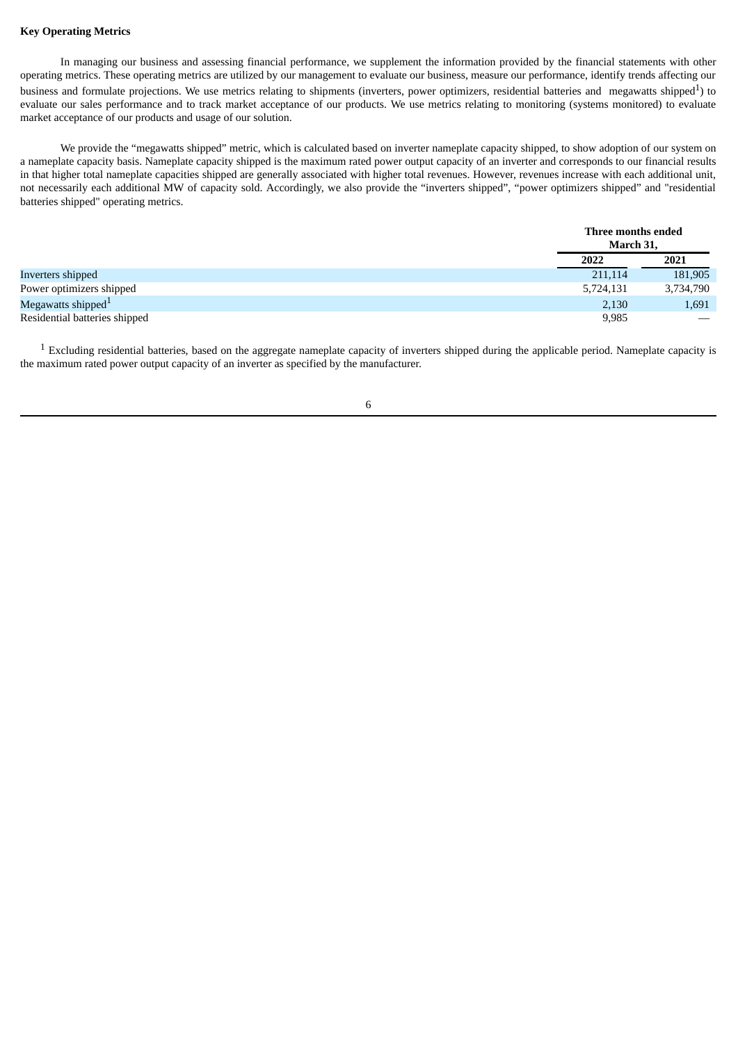**Key Operating Metrics**

In managing our business and assessing financial performance, we supplement the information provided by the financial statements with other operating metrics. These operating metrics are utilized by our management to evaluate our business, measure our performance, identify trends affecting our business and formulate projections. We use metrics relating to shipments (inverters, power optimizers, residential batteries and megawatts shipped[1]) to evaluate our sales performance and to track market acceptance of our products. We use metrics relating to monitoring (systems monitored) to evaluate market acceptance of our products and usage of our solution.

We provide the "megawatts shipped" metric, which is calculated based on inverter nameplate capacity shipped, to show adoption of our system on a nameplate capacity basis. Nameplate capacity shipped is the maximum rated power output capacity of an inverter and corresponds to our financial results in that higher total nameplate capacities shipped are generally associated with higher total revenues. However, revenues increase with each additional unit, not necessarily each additional MW of capacity sold. Accordingly, we also provide the "inverters shipped", "power optimizers shipped" and "residential batteries shipped" operating metrics.

| | Three months ended March 31, | |
|---|---|---|
| | 2022 | 2021 |
| Inverters shipped | 211,114 | 181,905 |
| Power optimizers shipped | 5,724,131 | 3,734,790 |
| Megawatts shipped[1] | 2,130 | 1,691 |
| Residential batteries shipped | 9,985 | — |

[1] Excluding residential batteries, based on the aggregate nameplate capacity of inverters shipped during the applicable period. Nameplate capacity is the maximum rated power output capacity of an inverter as specified by the manufacturer.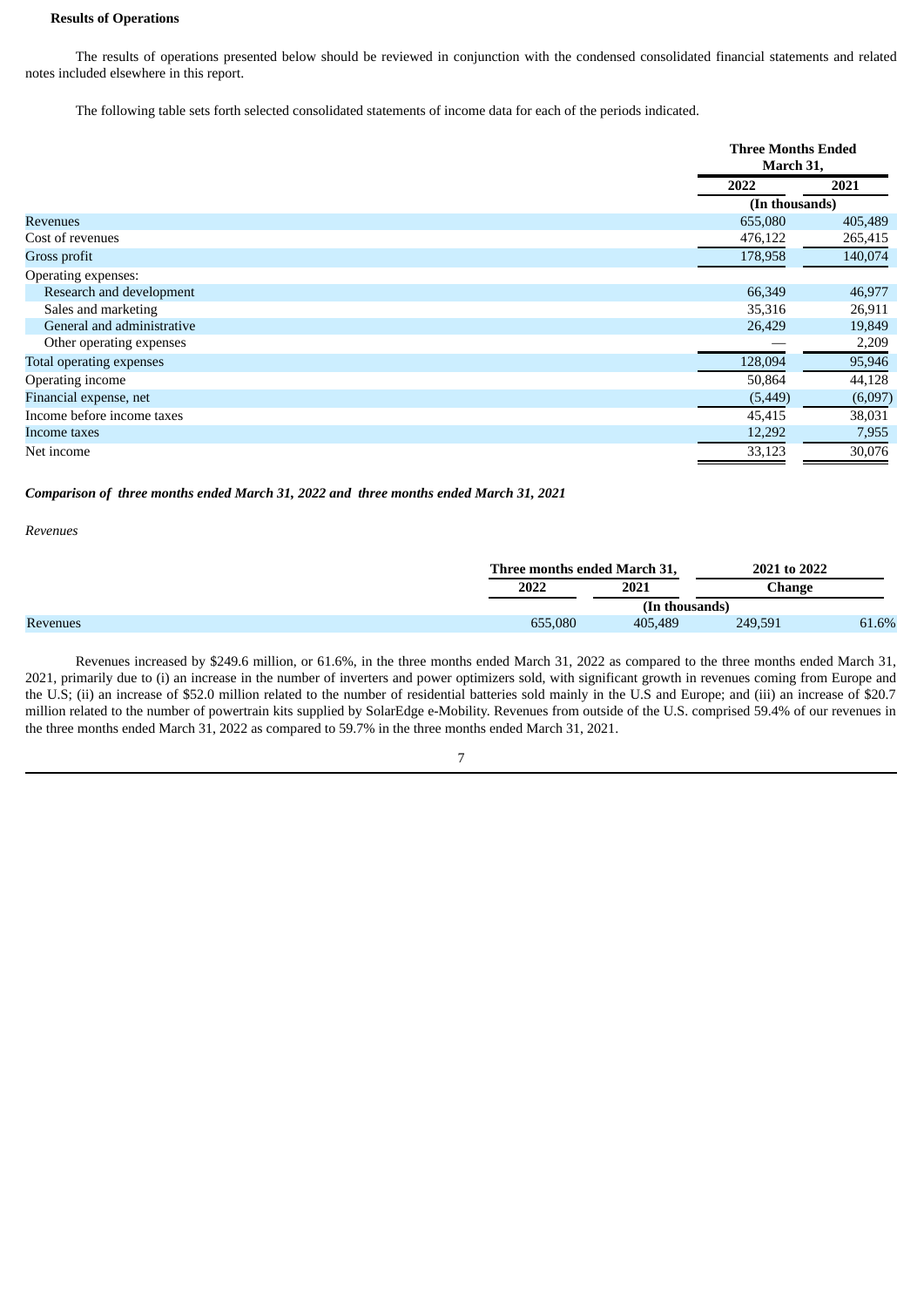**Results of Operations**

The results of operations presented below should be reviewed in conjunction with the condensed consolidated financial statements and related notes included elsewhere in this report.

The following table sets forth selected consolidated statements of income data for each of the periods indicated.

| | Three Months Ended March 31, | |
|---|---|---|
| | 2022 | 2021 |
| | (In thousands) | |
| Revenues | 655,080 | 405,489 |
| Cost of revenues | 476,122 | 265,415 |
| Gross profit | 178,958 | 140,074 |
| Operating expenses: | | |
| Research and development | 66,349 | 46,977 |
| Sales and marketing | 35,316 | 26,911 |
| General and administrative | 26,429 | 19,849 |
| Other operating expenses | — | 2,209 |
| Total operating expenses | 128,094 | 95,946 |
| Operating income | 50,864 | 44,128 |
| Financial expense, net | (5,449) | (6,097) |
| Income before income taxes | 45,415 | 38,031 |
| Income taxes | 12,292 | 7,955 |
| Net income | 33,123 | 30,076 |

***Comparison of three months ended March 31, 2022 and three months ended March 31, 2021***

*Revenues*

| | Three months ended March 31, | | 2021 to 2022 | |
|---|---|---|---|---|
| | 2022 | 2021 | Change | |
| | (In thousands) | | | |
| Revenues | 655,080 | 405,489 | 249,591 | 61.6% |

Revenues increased by $249.6 million, or 61.6%, in the three months ended March 31, 2022 as compared to the three months ended March 31, 2021, primarily due to (i) an increase in the number of inverters and power optimizers sold, with significant growth in revenues coming from Europe and the U.S; (ii) an increase of $52.0 million related to the number of residential batteries sold mainly in the U.S and Europe; and (iii) an increase of $20.7 million related to the number of powertrain kits supplied by SolarEdge e-Mobility. Revenues from outside of the U.S. comprised 59.4% of our revenues in the three months ended March 31, 2022 as compared to 59.7% in the three months ended March 31, 2021.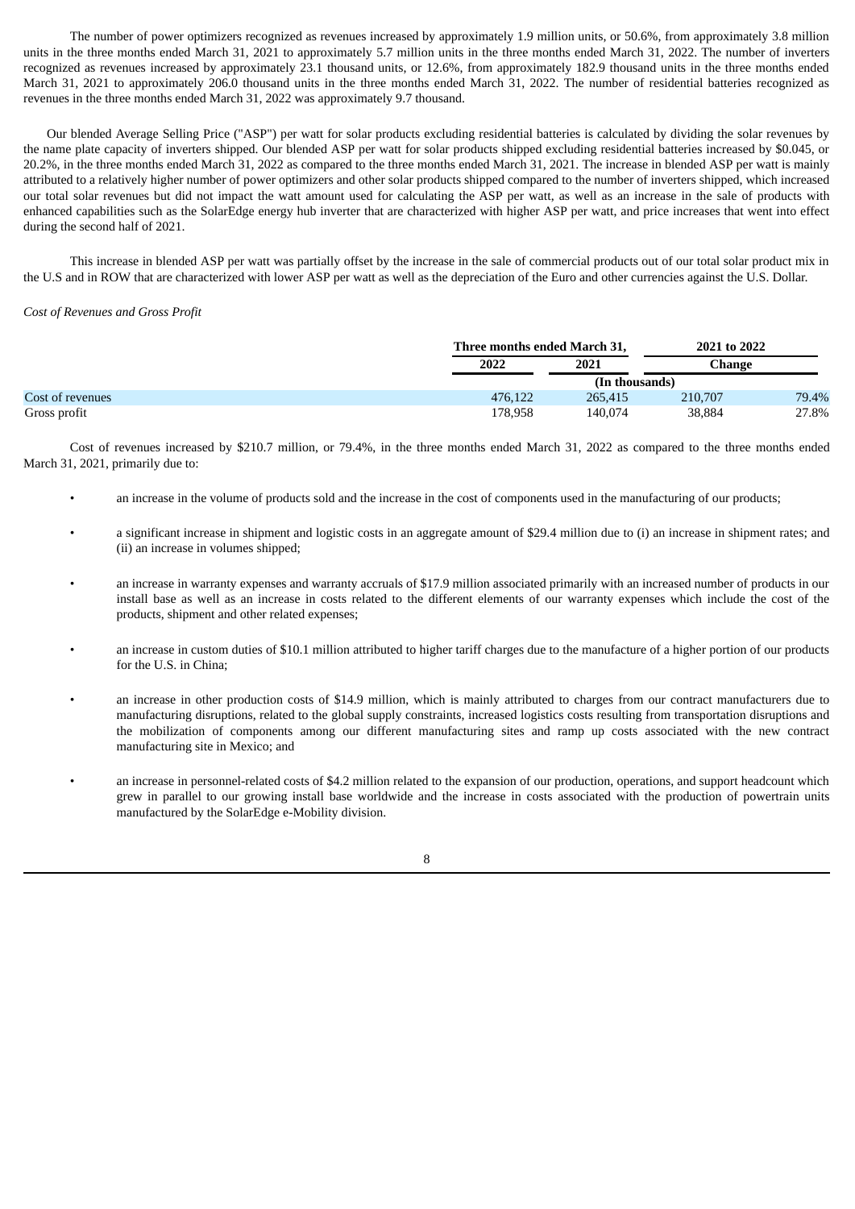The number of power optimizers recognized as revenues increased by approximately 1.9 million units, or 50.6%, from approximately 3.8 million units in the three months ended March 31, 2021 to approximately 5.7 million units in the three months ended March 31, 2022. The number of inverters recognized as revenues increased by approximately 23.1 thousand units, or 12.6%, from approximately 182.9 thousand units in the three months ended March 31, 2021 to approximately 206.0 thousand units in the three months ended March 31, 2022. The number of residential batteries recognized as revenues in the three months ended March 31, 2022 was approximately 9.7 thousand.

Our blended Average Selling Price ("ASP") per watt for solar products excluding residential batteries is calculated by dividing the solar revenues by the name plate capacity of inverters shipped. Our blended ASP per watt for solar products shipped excluding residential batteries increased by $0.045, or 20.2%, in the three months ended March 31, 2022 as compared to the three months ended March 31, 2021. The increase in blended ASP per watt is mainly attributed to a relatively higher number of power optimizers and other solar products shipped compared to the number of inverters shipped, which increased our total solar revenues but did not impact the watt amount used for calculating the ASP per watt, as well as an increase in the sale of products with enhanced capabilities such as the SolarEdge energy hub inverter that are characterized with higher ASP per watt, and price increases that went into effect during the second half of 2021.

This increase in blended ASP per watt was partially offset by the increase in the sale of commercial products out of our total solar product mix in the U.S and in ROW that are characterized with lower ASP per watt as well as the depreciation of the Euro and other currencies against the U.S. Dollar.

*Cost of Revenues and Gross Profit*

| | Three months ended March 31, | | 2021 to 2022 | |
|---|---|---|---|---|
| | 2022 | 2021 | Change | |
| | (In thousands) | | | |
| Cost of revenues | 476,122 | 265,415 | 210,707 | 79.4% |
| Gross profit | 178,958 | 140,074 | 38,884 | 27.8% |

Cost of revenues increased by $210.7 million, or 79.4%, in the three months ended March 31, 2022 as compared to the three months ended March 31, 2021, primarily due to:

- an increase in the volume of products sold and the increase in the cost of components used in the manufacturing of our products;
- a significant increase in shipment and logistic costs in an aggregate amount of $29.4 million due to (i) an increase in shipment rates; and (ii) an increase in volumes shipped;
- an increase in warranty expenses and warranty accruals of $17.9 million associated primarily with an increased number of products in our install base as well as an increase in costs related to the different elements of our warranty expenses which include the cost of the products, shipment and other related expenses;
- an increase in custom duties of $10.1 million attributed to higher tariff charges due to the manufacture of a higher portion of our products for the U.S. in China;
- an increase in other production costs of $14.9 million, which is mainly attributed to charges from our contract manufacturers due to manufacturing disruptions, related to the global supply constraints, increased logistics costs resulting from transportation disruptions and the mobilization of components among our different manufacturing sites and ramp up costs associated with the new contract manufacturing site in Mexico; and
- an increase in personnel-related costs of $4.2 million related to the expansion of our production, operations, and support headcount which grew in parallel to our growing install base worldwide and the increase in costs associated with the production of powertrain units manufactured by the SolarEdge e-Mobility division.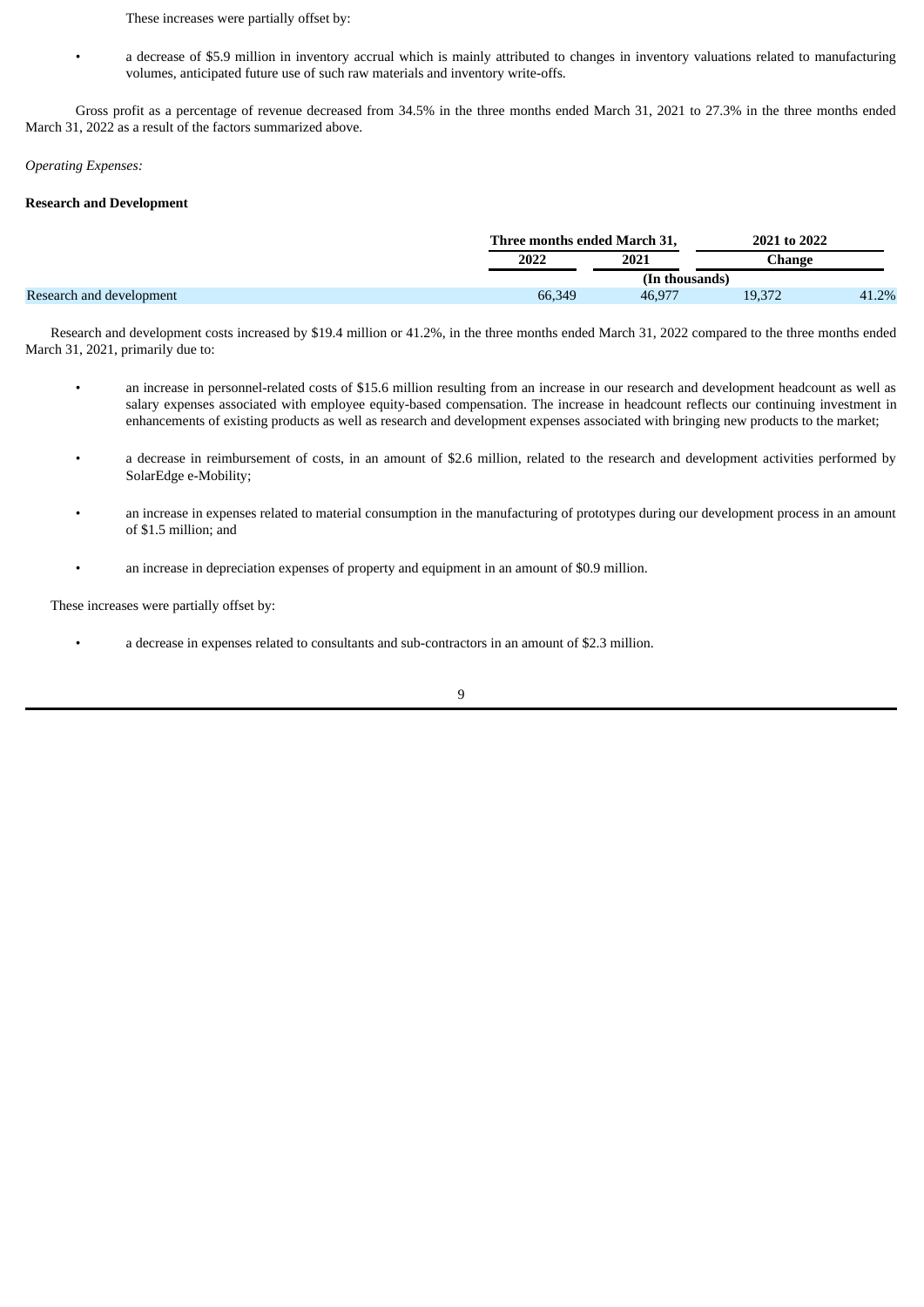These increases were partially offset by:

- a decrease of \$5.9 million in inventory accrual which is mainly attributed to changes in inventory valuations related to manufacturing volumes, anticipated future use of such raw materials and inventory write-offs.

Gross profit as a percentage of revenue decreased from 34.5% in the three months ended March 31, 2021 to 27.3% in the three months ended March 31, 2022 as a result of the factors summarized above.

*Operating Expenses:*

**Research and Development**

| | Three months ended March 31, | | 2021 to 2022 | |
|---|---|---|---|---|
| | 2022 | 2021 | Change | |
| | (In thousands) | | | |
| Research and development | 66,349 | 46,977 | 19,372 | 41.2% |

Research and development costs increased by \$19.4 million or 41.2%, in the three months ended March 31, 2022 compared to the three months ended March 31, 2021, primarily due to:

- an increase in personnel-related costs of \$15.6 million resulting from an increase in our research and development headcount as well as salary expenses associated with employee equity-based compensation. The increase in headcount reflects our continuing investment in enhancements of existing products as well as research and development expenses associated with bringing new products to the market;

- a decrease in reimbursement of costs, in an amount of \$2.6 million, related to the research and development activities performed by SolarEdge e-Mobility;

- an increase in expenses related to material consumption in the manufacturing of prototypes during our development process in an amount of \$1.5 million; and

- an increase in depreciation expenses of property and equipment in an amount of \$0.9 million.

These increases were partially offset by:

- a decrease in expenses related to consultants and sub-contractors in an amount of \$2.3 million.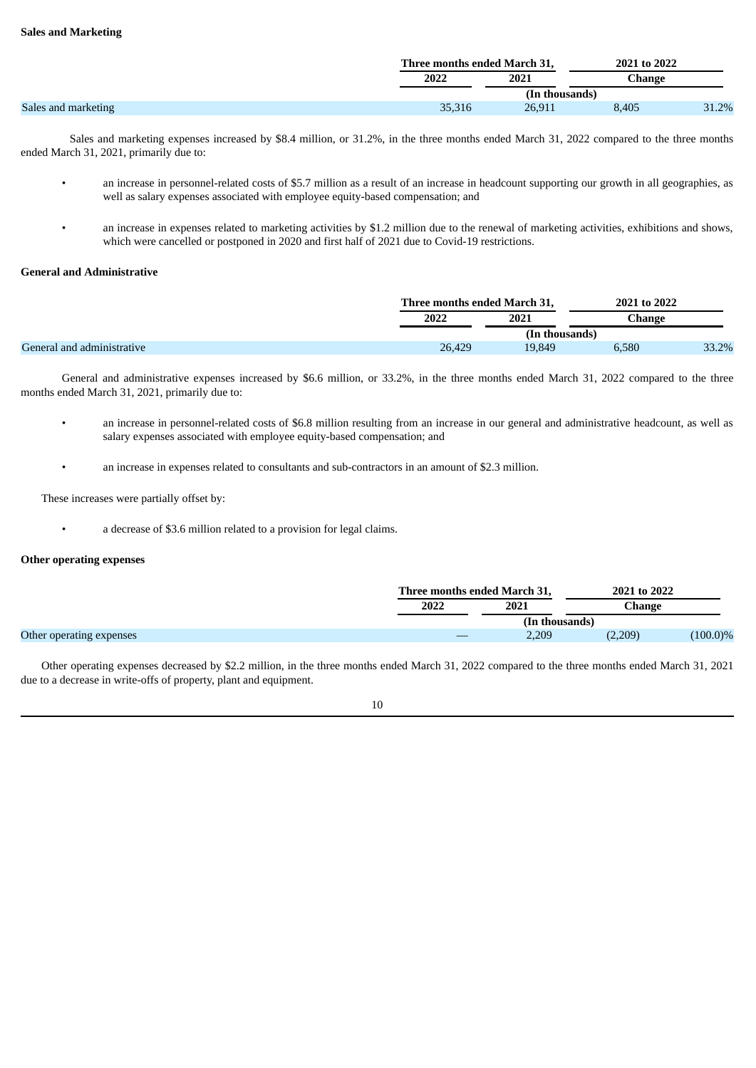**Sales and Marketing**

| | Three months ended March 31, | | 2021 to 2022 | |
|---|---|---|---|---|
| | 2022 | 2021 | Change | |
| | (In thousands) | | | |
| Sales and marketing | 35,316 | 26,911 | 8,405 | 31.2% |

Sales and marketing expenses increased by $8.4 million, or 31.2%, in the three months ended March 31, 2022 compared to the three months ended March 31, 2021, primarily due to:

- an increase in personnel-related costs of $5.7 million as a result of an increase in headcount supporting our growth in all geographies, as well as salary expenses associated with employee equity-based compensation; and
- an increase in expenses related to marketing activities by $1.2 million due to the renewal of marketing activities, exhibitions and shows, which were cancelled or postponed in 2020 and first half of 2021 due to Covid-19 restrictions.

**General and Administrative**

| | Three months ended March 31, | | 2021 to 2022 | |
|---|---|---|---|---|
| | 2022 | 2021 | Change | |
| | (In thousands) | | | |
| General and administrative | 26,429 | 19,849 | 6,580 | 33.2% |

General and administrative expenses increased by $6.6 million, or 33.2%, in the three months ended March 31, 2022 compared to the three months ended March 31, 2021, primarily due to:

- an increase in personnel-related costs of $6.8 million resulting from an increase in our general and administrative headcount, as well as salary expenses associated with employee equity-based compensation; and
- an increase in expenses related to consultants and sub-contractors in an amount of $2.3 million.

These increases were partially offset by:

- a decrease of $3.6 million related to a provision for legal claims.

**Other operating expenses**

| | Three months ended March 31, | | 2021 to 2022 | |
|---|---|---|---|---|
| | 2022 | 2021 | Change | |
| | (In thousands) | | | |
| Other operating expenses | — | 2,209 | (2,209) | (100.0)% |

Other operating expenses decreased by $2.2 million, in the three months ended March 31, 2022 compared to the three months ended March 31, 2021 due to a decrease in write-offs of property, plant and equipment.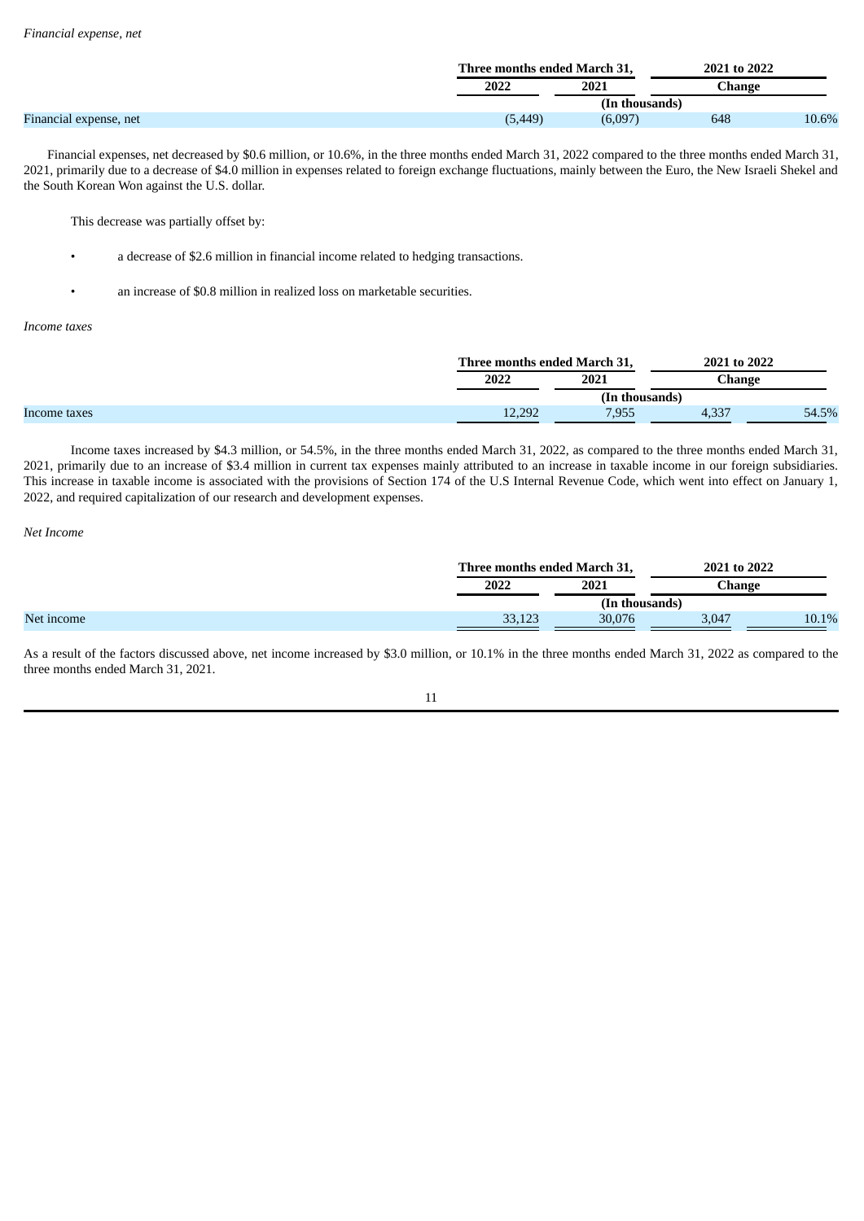*Financial expense, net*

| | Three months ended March 31, | | 2021 to 2022 | |
|---|---|---|---|---|
| | 2022 | 2021 | Change | |
| | (In thousands) | | | |
| Financial expense, net | (5,449) | (6,097) | 648 | 10.6% |

Financial expenses, net decreased by $0.6 million, or 10.6%, in the three months ended March 31, 2022 compared to the three months ended March 31, 2021, primarily due to a decrease of $4.0 million in expenses related to foreign exchange fluctuations, mainly between the Euro, the New Israeli Shekel and the South Korean Won against the U.S. dollar.

This decrease was partially offset by:

- a decrease of $2.6 million in financial income related to hedging transactions.
- an increase of $0.8 million in realized loss on marketable securities.

*Income taxes*

| | Three months ended March 31, | | 2021 to 2022 | |
|---|---|---|---|---|
| | 2022 | 2021 | Change | |
| | (In thousands) | | | |
| Income taxes | 12,292 | 7,955 | 4,337 | 54.5% |

Income taxes increased by $4.3 million, or 54.5%, in the three months ended March 31, 2022, as compared to the three months ended March 31, 2021, primarily due to an increase of $3.4 million in current tax expenses mainly attributed to an increase in taxable income in our foreign subsidiaries. This increase in taxable income is associated with the provisions of Section 174 of the U.S Internal Revenue Code, which went into effect on January 1, 2022, and required capitalization of our research and development expenses.

*Net Income*

| | Three months ended March 31, | | 2021 to 2022 | |
|---|---|---|---|---|
| | 2022 | 2021 | Change | |
| | (In thousands) | | | |
| Net income | 33,123 | 30,076 | 3,047 | 10.1% |

As a result of the factors discussed above, net income increased by $3.0 million, or 10.1% in the three months ended March 31, 2022 as compared to the three months ended March 31, 2021.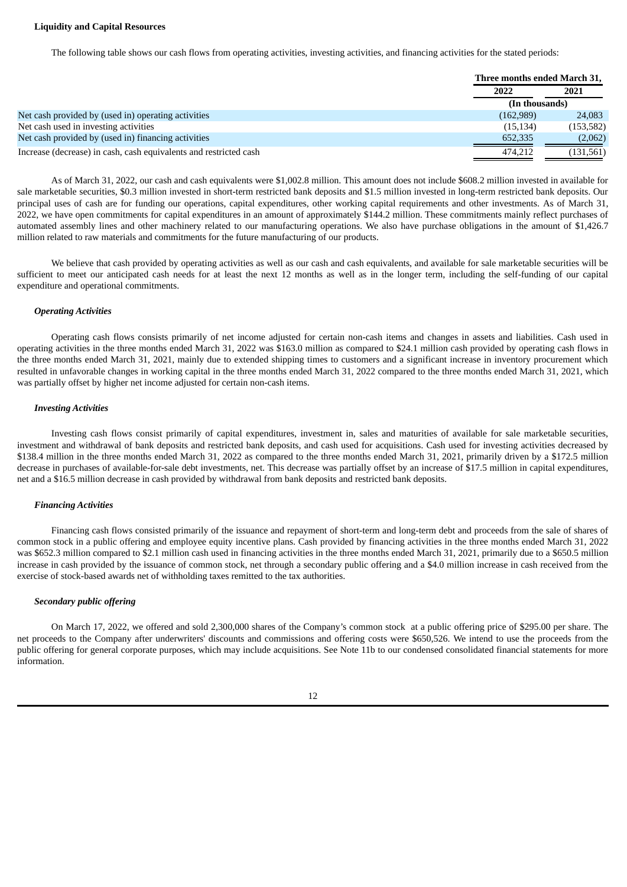**Liquidity and Capital Resources**

The following table shows our cash flows from operating activities, investing activities, and financing activities for the stated periods:

| | Three months ended March 31, | |
|---|---|---|
| | 2022 | 2021 |
| | (In thousands) | |
| Net cash provided by (used in) operating activities | (162,989) | 24,083 |
| Net cash used in investing activities | (15,134) | (153,582) |
| Net cash provided by (used in) financing activities | 652,335 | (2,062) |
| Increase (decrease) in cash, cash equivalents and restricted cash | 474,212 | (131,561) |

As of March 31, 2022, our cash and cash equivalents were $1,002.8 million. This amount does not include $608.2 million invested in available for sale marketable securities, $0.3 million invested in short-term restricted bank deposits and $1.5 million invested in long-term restricted bank deposits. Our principal uses of cash are for funding our operations, capital expenditures, other working capital requirements and other investments. As of March 31, 2022, we have open commitments for capital expenditures in an amount of approximately $144.2 million. These commitments mainly reflect purchases of automated assembly lines and other machinery related to our manufacturing operations. We also have purchase obligations in the amount of $1,426.7 million related to raw materials and commitments for the future manufacturing of our products.

We believe that cash provided by operating activities as well as our cash and cash equivalents, and available for sale marketable securities will be sufficient to meet our anticipated cash needs for at least the next 12 months as well as in the longer term, including the self-funding of our capital expenditure and operational commitments.

***Operating Activities***

Operating cash flows consists primarily of net income adjusted for certain non-cash items and changes in assets and liabilities. Cash used in operating activities in the three months ended March 31, 2022 was $163.0 million as compared to $24.1 million cash provided by operating cash flows in the three months ended March 31, 2021, mainly due to extended shipping times to customers and a significant increase in inventory procurement which resulted in unfavorable changes in working capital in the three months ended March 31, 2022 compared to the three months ended March 31, 2021, which was partially offset by higher net income adjusted for certain non-cash items.

***Investing Activities***

Investing cash flows consist primarily of capital expenditures, investment in, sales and maturities of available for sale marketable securities, investment and withdrawal of bank deposits and restricted bank deposits, and cash used for acquisitions. Cash used for investing activities decreased by $138.4 million in the three months ended March 31, 2022 as compared to the three months ended March 31, 2021, primarily driven by a $172.5 million decrease in purchases of available-for-sale debt investments, net. This decrease was partially offset by an increase of $17.5 million in capital expenditures, net and a $16.5 million decrease in cash provided by withdrawal from bank deposits and restricted bank deposits.

***Financing Activities***

Financing cash flows consisted primarily of the issuance and repayment of short-term and long-term debt and proceeds from the sale of shares of common stock in a public offering and employee equity incentive plans. Cash provided by financing activities in the three months ended March 31, 2022 was $652.3 million compared to $2.1 million cash used in financing activities in the three months ended March 31, 2021, primarily due to a $650.5 million increase in cash provided by the issuance of common stock, net through a secondary public offering and a $4.0 million increase in cash received from the exercise of stock-based awards net of withholding taxes remitted to the tax authorities.

***Secondary public offering***

On March 17, 2022, we offered and sold 2,300,000 shares of the Company's common stock at a public offering price of $295.00 per share. The net proceeds to the Company after underwriters' discounts and commissions and offering costs were $650,526. We intend to use the proceeds from the public offering for general corporate purposes, which may include acquisitions. See Note 11b to our condensed consolidated financial statements for more information.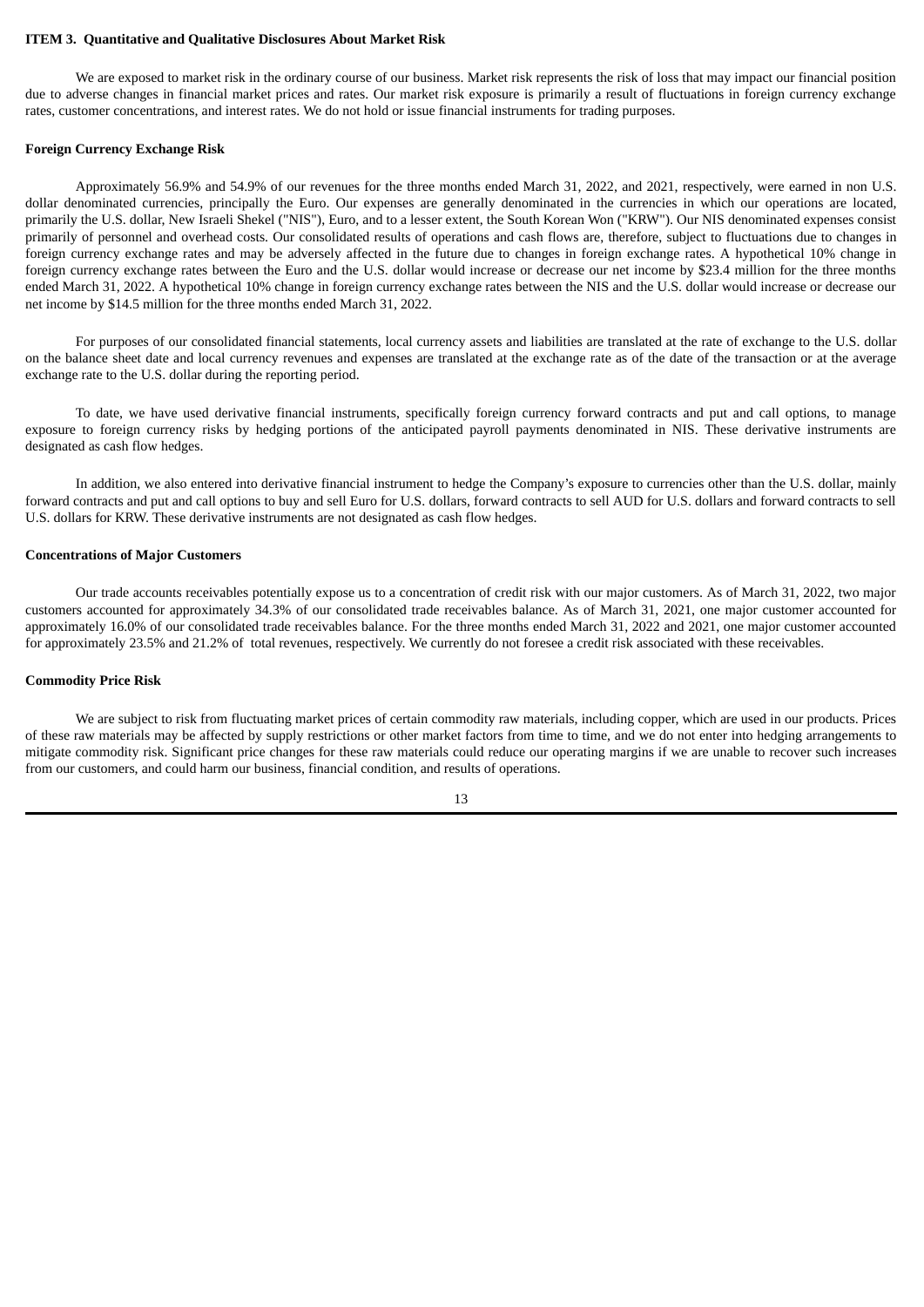**ITEM 3. Quantitative and Qualitative Disclosures About Market Risk**

We are exposed to market risk in the ordinary course of our business. Market risk represents the risk of loss that may impact our financial position due to adverse changes in financial market prices and rates. Our market risk exposure is primarily a result of fluctuations in foreign currency exchange rates, customer concentrations, and interest rates. We do not hold or issue financial instruments for trading purposes.

**Foreign Currency Exchange Risk**

Approximately 56.9% and 54.9% of our revenues for the three months ended March 31, 2022, and 2021, respectively, were earned in non U.S. dollar denominated currencies, principally the Euro. Our expenses are generally denominated in the currencies in which our operations are located, primarily the U.S. dollar, New Israeli Shekel ("NIS"), Euro, and to a lesser extent, the South Korean Won ("KRW"). Our NIS denominated expenses consist primarily of personnel and overhead costs. Our consolidated results of operations and cash flows are, therefore, subject to fluctuations due to changes in foreign currency exchange rates and may be adversely affected in the future due to changes in foreign exchange rates. A hypothetical 10% change in foreign currency exchange rates between the Euro and the U.S. dollar would increase or decrease our net income by $23.4 million for the three months ended March 31, 2022. A hypothetical 10% change in foreign currency exchange rates between the NIS and the U.S. dollar would increase or decrease our net income by $14.5 million for the three months ended March 31, 2022.

For purposes of our consolidated financial statements, local currency assets and liabilities are translated at the rate of exchange to the U.S. dollar on the balance sheet date and local currency revenues and expenses are translated at the exchange rate as of the date of the transaction or at the average exchange rate to the U.S. dollar during the reporting period.

To date, we have used derivative financial instruments, specifically foreign currency forward contracts and put and call options, to manage exposure to foreign currency risks by hedging portions of the anticipated payroll payments denominated in NIS. These derivative instruments are designated as cash flow hedges.

In addition, we also entered into derivative financial instrument to hedge the Company's exposure to currencies other than the U.S. dollar, mainly forward contracts and put and call options to buy and sell Euro for U.S. dollars, forward contracts to sell AUD for U.S. dollars and forward contracts to sell U.S. dollars for KRW. These derivative instruments are not designated as cash flow hedges.

**Concentrations of Major Customers**

Our trade accounts receivables potentially expose us to a concentration of credit risk with our major customers. As of March 31, 2022, two major customers accounted for approximately 34.3% of our consolidated trade receivables balance. As of March 31, 2021, one major customer accounted for approximately 16.0% of our consolidated trade receivables balance. For the three months ended March 31, 2022 and 2021, one major customer accounted for approximately 23.5% and 21.2% of total revenues, respectively. We currently do not foresee a credit risk associated with these receivables.

**Commodity Price Risk**

We are subject to risk from fluctuating market prices of certain commodity raw materials, including copper, which are used in our products. Prices of these raw materials may be affected by supply restrictions or other market factors from time to time, and we do not enter into hedging arrangements to mitigate commodity risk. Significant price changes for these raw materials could reduce our operating margins if we are unable to recover such increases from our customers, and could harm our business, financial condition, and results of operations.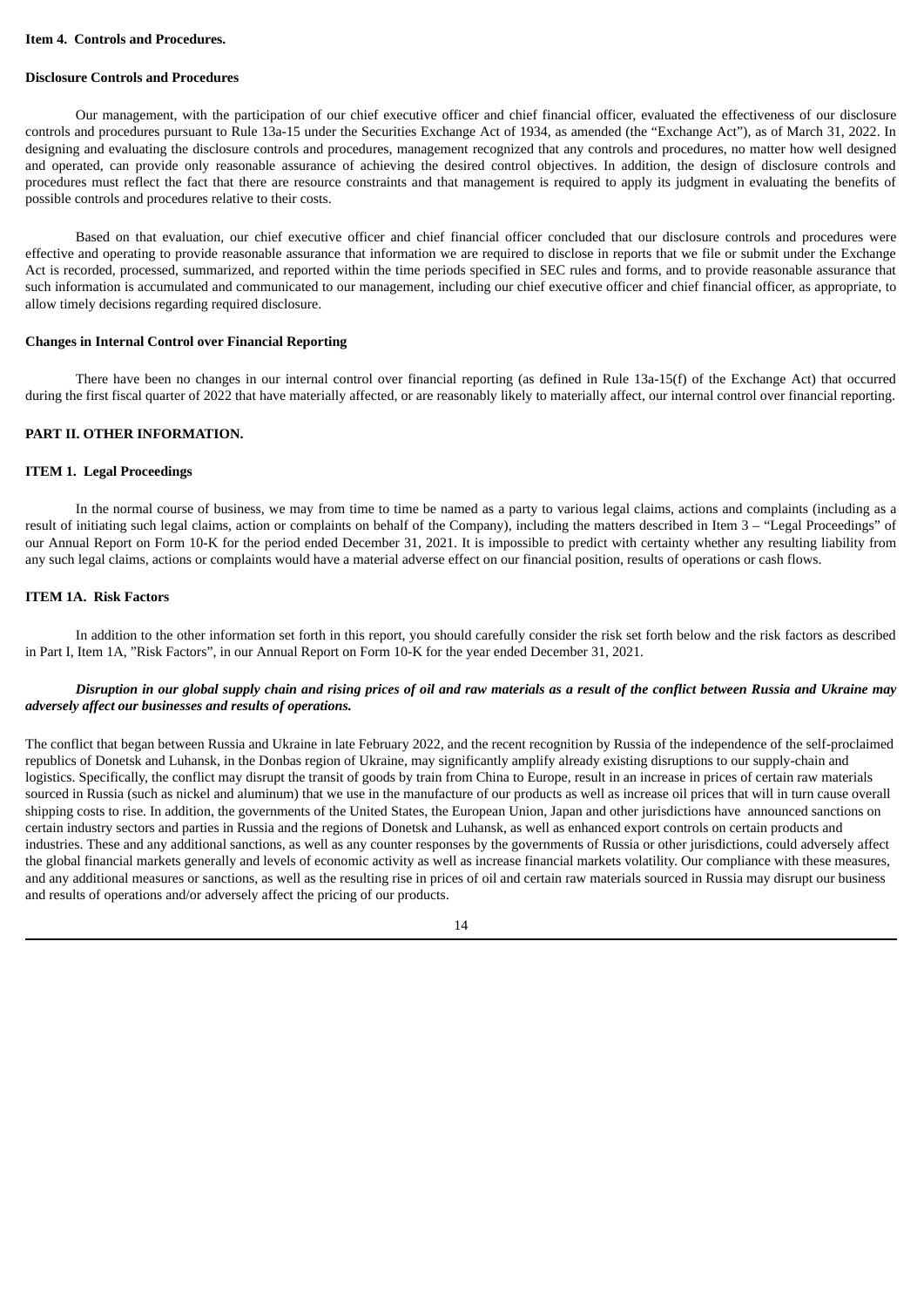**Item 4. Controls and Procedures.**

**Disclosure Controls and Procedures**

Our management, with the participation of our chief executive officer and chief financial officer, evaluated the effectiveness of our disclosure controls and procedures pursuant to Rule 13a-15 under the Securities Exchange Act of 1934, as amended (the "Exchange Act"), as of March 31, 2022. In designing and evaluating the disclosure controls and procedures, management recognized that any controls and procedures, no matter how well designed and operated, can provide only reasonable assurance of achieving the desired control objectives. In addition, the design of disclosure controls and procedures must reflect the fact that there are resource constraints and that management is required to apply its judgment in evaluating the benefits of possible controls and procedures relative to their costs.

Based on that evaluation, our chief executive officer and chief financial officer concluded that our disclosure controls and procedures were effective and operating to provide reasonable assurance that information we are required to disclose in reports that we file or submit under the Exchange Act is recorded, processed, summarized, and reported within the time periods specified in SEC rules and forms, and to provide reasonable assurance that such information is accumulated and communicated to our management, including our chief executive officer and chief financial officer, as appropriate, to allow timely decisions regarding required disclosure.

**Changes in Internal Control over Financial Reporting**

There have been no changes in our internal control over financial reporting (as defined in Rule 13a-15(f) of the Exchange Act) that occurred during the first fiscal quarter of 2022 that have materially affected, or are reasonably likely to materially affect, our internal control over financial reporting.

**PART II. OTHER INFORMATION.**

**ITEM 1. Legal Proceedings**

In the normal course of business, we may from time to time be named as a party to various legal claims, actions and complaints (including as a result of initiating such legal claims, action or complaints on behalf of the Company), including the matters described in Item 3 – "Legal Proceedings" of our Annual Report on Form 10-K for the period ended December 31, 2021. It is impossible to predict with certainty whether any resulting liability from any such legal claims, actions or complaints would have a material adverse effect on our financial position, results of operations or cash flows.

**ITEM 1A. Risk Factors**

In addition to the other information set forth in this report, you should carefully consider the risk set forth below and the risk factors as described in Part I, Item 1A, "Risk Factors", in our Annual Report on Form 10-K for the year ended December 31, 2021.

***Disruption in our global supply chain and rising prices of oil and raw materials as a result of the conflict between Russia and Ukraine may adversely affect our businesses and results of operations.***

The conflict that began between Russia and Ukraine in late February 2022, and the recent recognition by Russia of the independence of the self-proclaimed republics of Donetsk and Luhansk, in the Donbas region of Ukraine, may significantly amplify already existing disruptions to our supply-chain and logistics. Specifically, the conflict may disrupt the transit of goods by train from China to Europe, result in an increase in prices of certain raw materials sourced in Russia (such as nickel and aluminum) that we use in the manufacture of our products as well as increase oil prices that will in turn cause overall shipping costs to rise. In addition, the governments of the United States, the European Union, Japan and other jurisdictions have announced sanctions on certain industry sectors and parties in Russia and the regions of Donetsk and Luhansk, as well as enhanced export controls on certain products and industries. These and any additional sanctions, as well as any counter responses by the governments of Russia or other jurisdictions, could adversely affect the global financial markets generally and levels of economic activity as well as increase financial markets volatility. Our compliance with these measures, and any additional measures or sanctions, as well as the resulting rise in prices of oil and certain raw materials sourced in Russia may disrupt our business and results of operations and/or adversely affect the pricing of our products.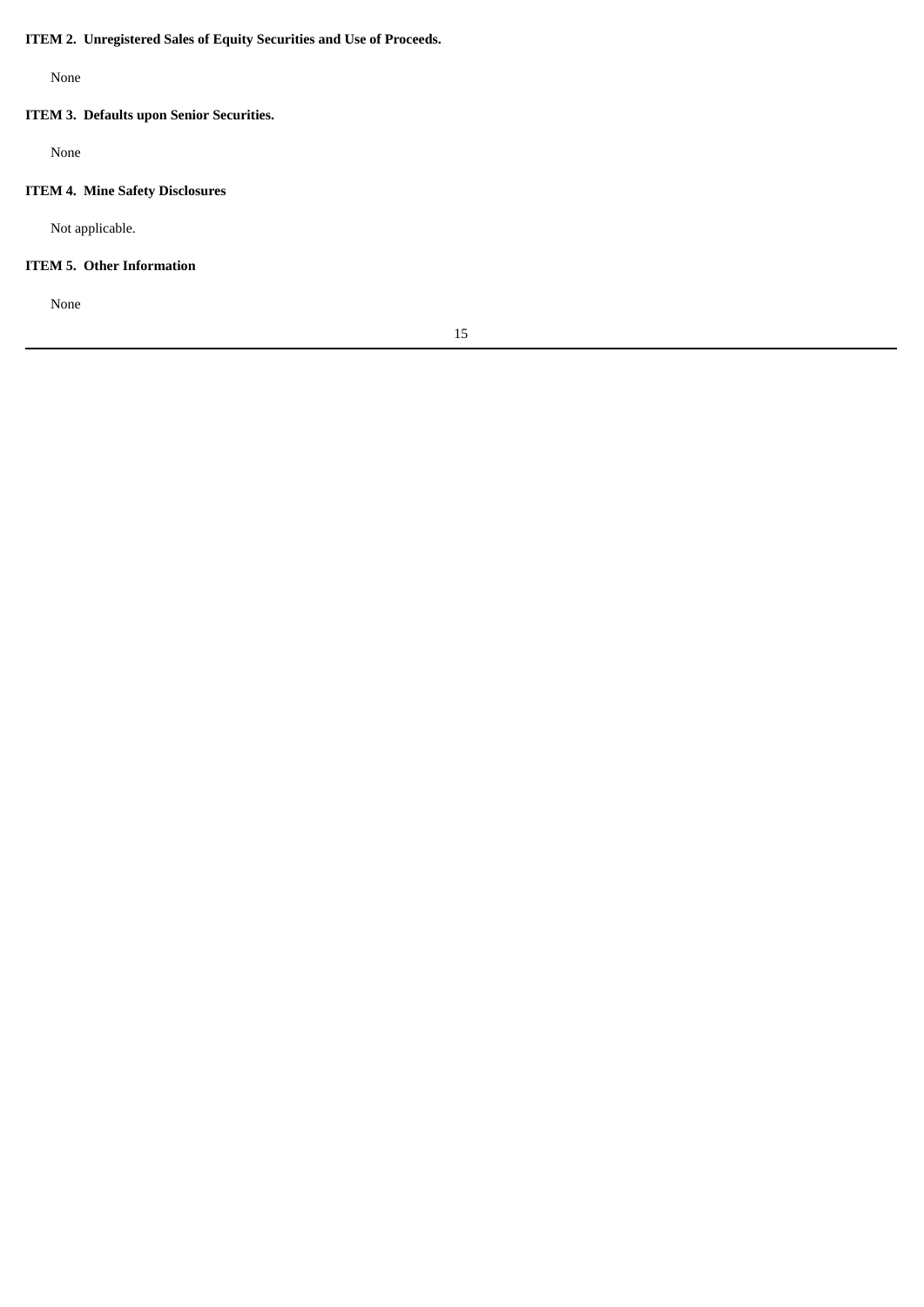### ITEM 2. Unregistered Sales of Equity Securities and Use of Proceeds.

None

### ITEM 3. Defaults upon Senior Securities.

None

### ITEM 4. Mine Safety Disclosures

Not applicable.

### ITEM 5. Other Information

None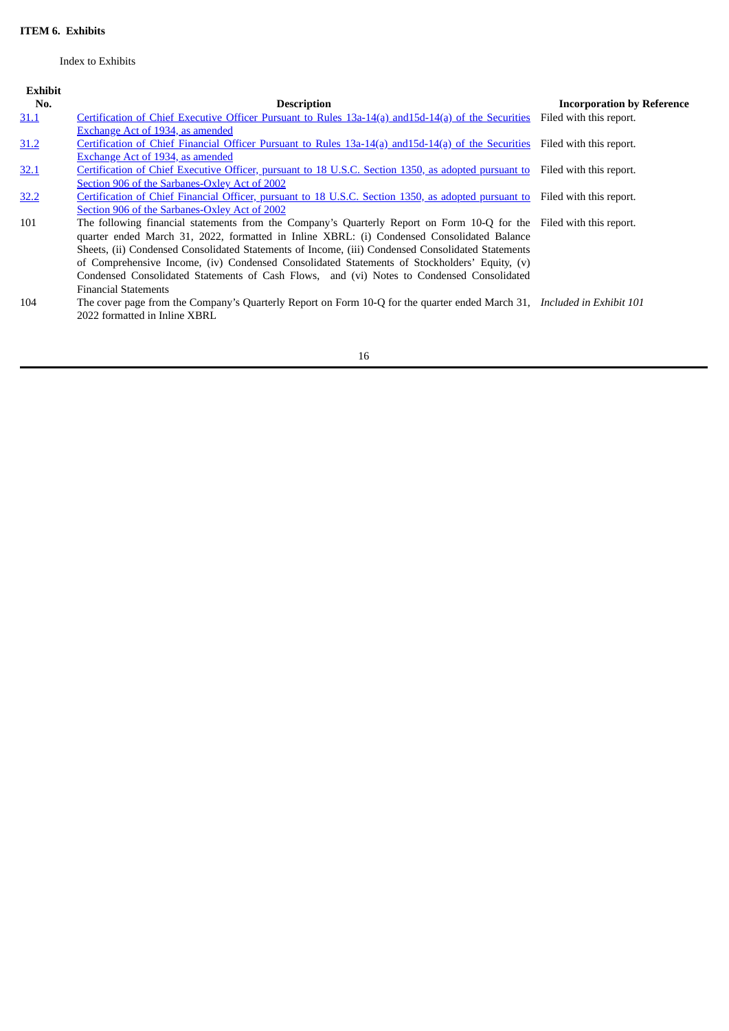**ITEM 6. Exhibits**

Index to Exhibits

| Exhibit No. | Description | Incorporation by Reference |
|---|---|---|
| 31.1 | Certification of Chief Executive Officer Pursuant to Rules 13a-14(a) and15d-14(a) of the Securities Exchange Act of 1934, as amended | Filed with this report. |
| 31.2 | Certification of Chief Financial Officer Pursuant to Rules 13a-14(a) and15d-14(a) of the Securities Exchange Act of 1934, as amended | Filed with this report. |
| 32.1 | Certification of Chief Executive Officer, pursuant to 18 U.S.C. Section 1350, as adopted pursuant to Section 906 of the Sarbanes-Oxley Act of 2002 | Filed with this report. |
| 32.2 | Certification of Chief Financial Officer, pursuant to 18 U.S.C. Section 1350, as adopted pursuant to Section 906 of the Sarbanes-Oxley Act of 2002 | Filed with this report. |
| 101 | The following financial statements from the Company's Quarterly Report on Form 10-Q for the quarter ended March 31, 2022, formatted in Inline XBRL: (i) Condensed Consolidated Balance Sheets, (ii) Condensed Consolidated Statements of Income, (iii) Condensed Consolidated Statements of Comprehensive Income, (iv) Condensed Consolidated Statements of Stockholders' Equity, (v) Condensed Consolidated Statements of Cash Flows, and (vi) Notes to Condensed Consolidated Financial Statements | Filed with this report. |
| 104 | The cover page from the Company's Quarterly Report on Form 10-Q for the quarter ended March 31, 2022 formatted in Inline XBRL | *Included in Exhibit 101* |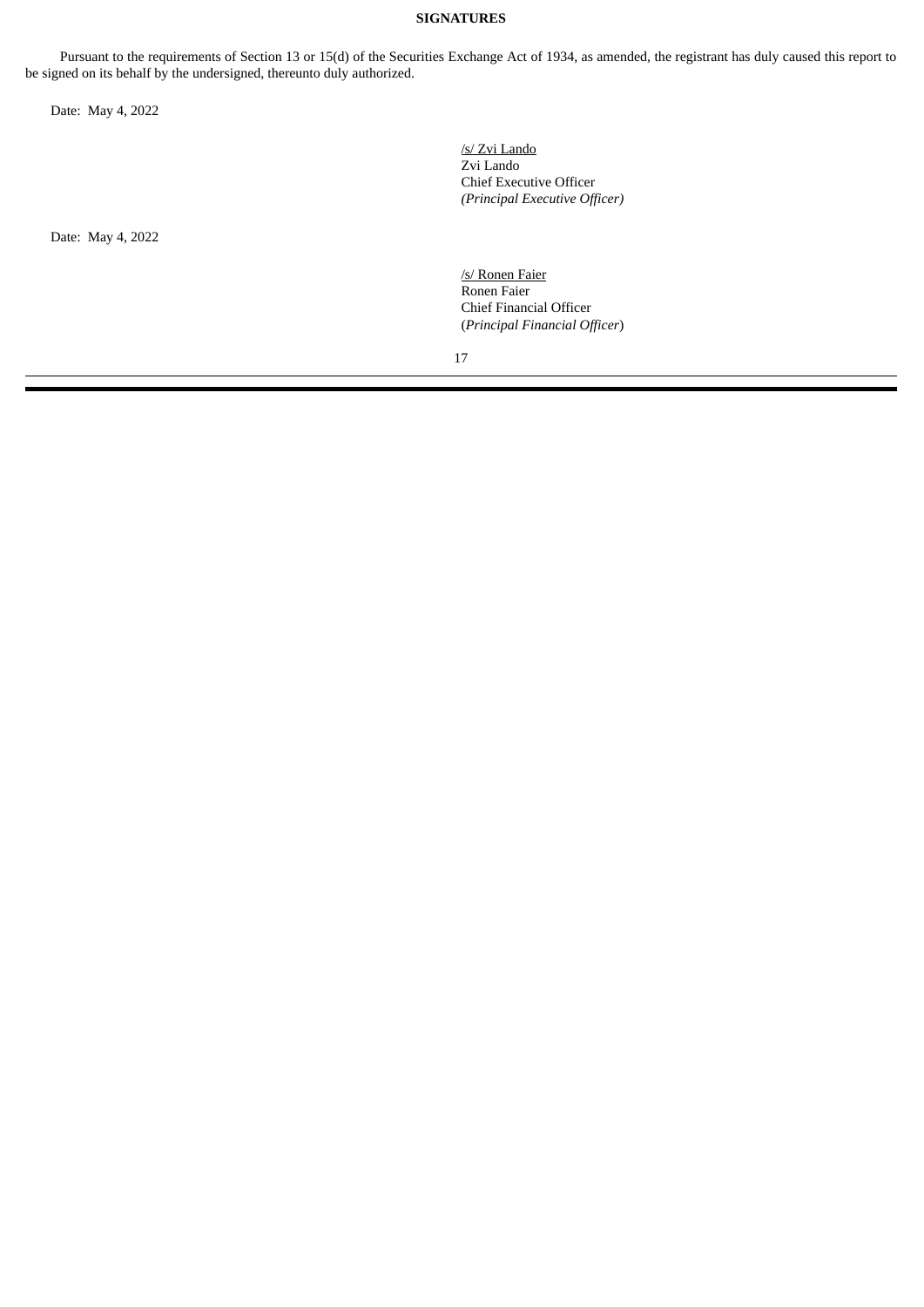**SIGNATURES**

Pursuant to the requirements of Section 13 or 15(d) of the Securities Exchange Act of 1934, as amended, the registrant has duly caused this report to be signed on its behalf by the undersigned, thereunto duly authorized.

Date: May 4, 2022

/s/ Zvi Lando
Zvi Lando
Chief Executive Officer
*(Principal Executive Officer)*

Date: May 4, 2022

/s/ Ronen Faier
Ronen Faier
Chief Financial Officer
(*Principal Financial Officer*)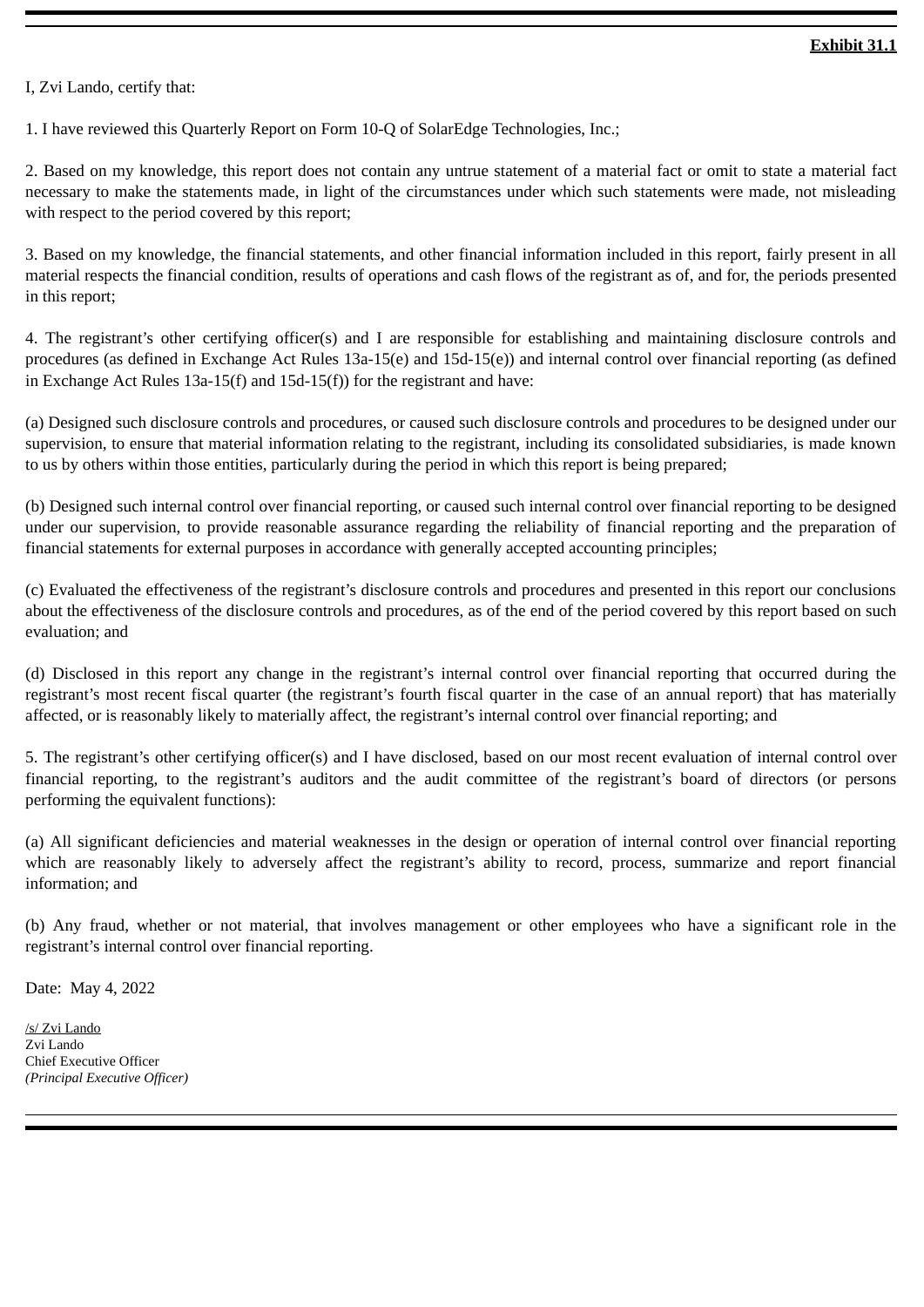**Exhibit 31.1**

I, Zvi Lando, certify that:

1. I have reviewed this Quarterly Report on Form 10-Q of SolarEdge Technologies, Inc.;

2. Based on my knowledge, this report does not contain any untrue statement of a material fact or omit to state a material fact necessary to make the statements made, in light of the circumstances under which such statements were made, not misleading with respect to the period covered by this report;

3. Based on my knowledge, the financial statements, and other financial information included in this report, fairly present in all material respects the financial condition, results of operations and cash flows of the registrant as of, and for, the periods presented in this report;

4. The registrant's other certifying officer(s) and I are responsible for establishing and maintaining disclosure controls and procedures (as defined in Exchange Act Rules 13a-15(e) and 15d-15(e)) and internal control over financial reporting (as defined in Exchange Act Rules 13a-15(f) and 15d-15(f)) for the registrant and have:

(a) Designed such disclosure controls and procedures, or caused such disclosure controls and procedures to be designed under our supervision, to ensure that material information relating to the registrant, including its consolidated subsidiaries, is made known to us by others within those entities, particularly during the period in which this report is being prepared;

(b) Designed such internal control over financial reporting, or caused such internal control over financial reporting to be designed under our supervision, to provide reasonable assurance regarding the reliability of financial reporting and the preparation of financial statements for external purposes in accordance with generally accepted accounting principles;

(c) Evaluated the effectiveness of the registrant's disclosure controls and procedures and presented in this report our conclusions about the effectiveness of the disclosure controls and procedures, as of the end of the period covered by this report based on such evaluation; and

(d) Disclosed in this report any change in the registrant's internal control over financial reporting that occurred during the registrant's most recent fiscal quarter (the registrant's fourth fiscal quarter in the case of an annual report) that has materially affected, or is reasonably likely to materially affect, the registrant's internal control over financial reporting; and

5. The registrant's other certifying officer(s) and I have disclosed, based on our most recent evaluation of internal control over financial reporting, to the registrant's auditors and the audit committee of the registrant's board of directors (or persons performing the equivalent functions):

(a) All significant deficiencies and material weaknesses in the design or operation of internal control over financial reporting which are reasonably likely to adversely affect the registrant's ability to record, process, summarize and report financial information; and

(b) Any fraud, whether or not material, that involves management or other employees who have a significant role in the registrant's internal control over financial reporting.

Date: May 4, 2022

/s/ Zvi Lando
Zvi Lando
Chief Executive Officer
*(Principal Executive Officer)*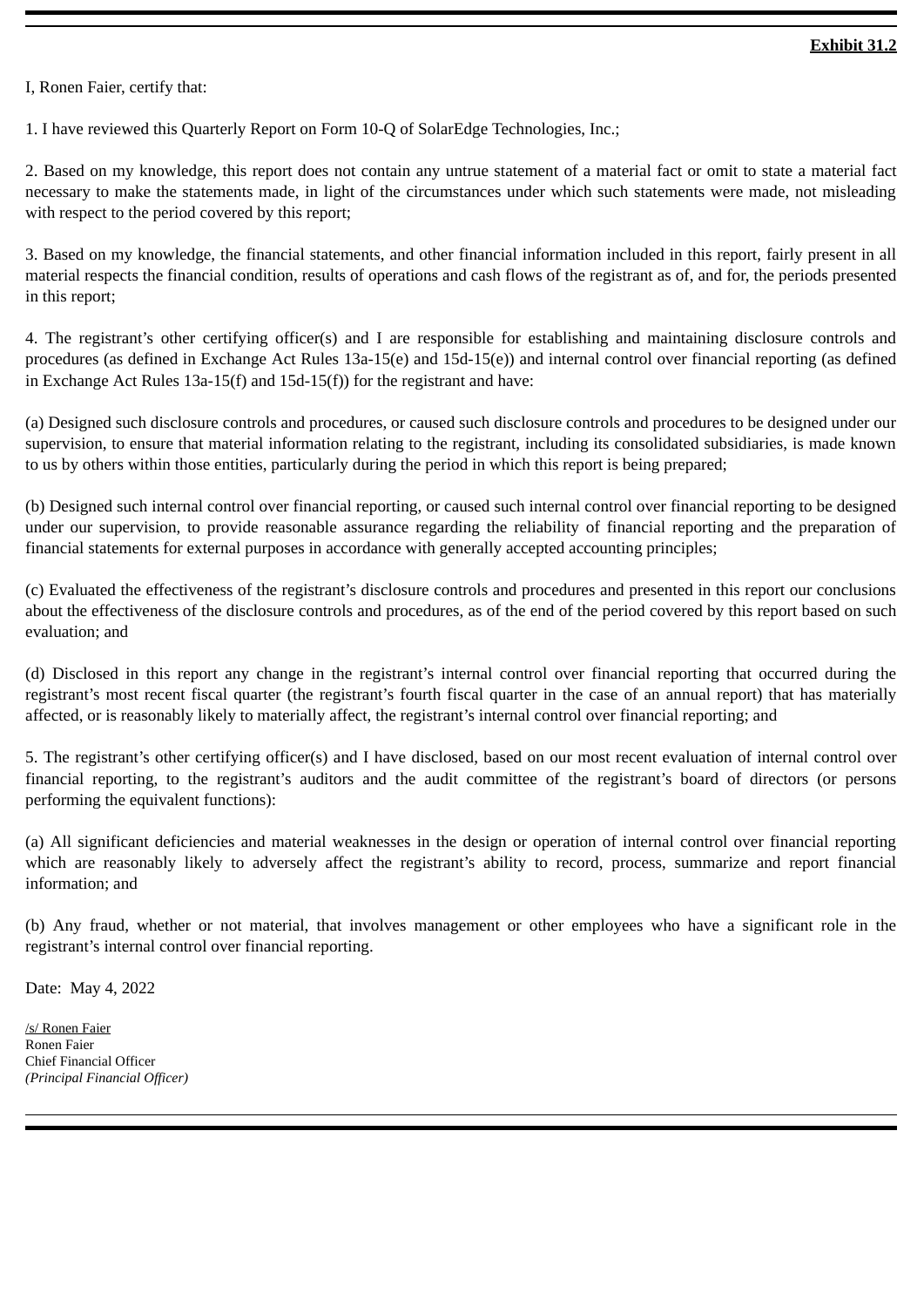**Exhibit 31.2**

I, Ronen Faier, certify that:

1. I have reviewed this Quarterly Report on Form 10-Q of SolarEdge Technologies, Inc.;

2. Based on my knowledge, this report does not contain any untrue statement of a material fact or omit to state a material fact necessary to make the statements made, in light of the circumstances under which such statements were made, not misleading with respect to the period covered by this report;

3. Based on my knowledge, the financial statements, and other financial information included in this report, fairly present in all material respects the financial condition, results of operations and cash flows of the registrant as of, and for, the periods presented in this report;

4. The registrant's other certifying officer(s) and I are responsible for establishing and maintaining disclosure controls and procedures (as defined in Exchange Act Rules 13a-15(e) and 15d-15(e)) and internal control over financial reporting (as defined in Exchange Act Rules 13a-15(f) and 15d-15(f)) for the registrant and have:

(a) Designed such disclosure controls and procedures, or caused such disclosure controls and procedures to be designed under our supervision, to ensure that material information relating to the registrant, including its consolidated subsidiaries, is made known to us by others within those entities, particularly during the period in which this report is being prepared;

(b) Designed such internal control over financial reporting, or caused such internal control over financial reporting to be designed under our supervision, to provide reasonable assurance regarding the reliability of financial reporting and the preparation of financial statements for external purposes in accordance with generally accepted accounting principles;

(c) Evaluated the effectiveness of the registrant's disclosure controls and procedures and presented in this report our conclusions about the effectiveness of the disclosure controls and procedures, as of the end of the period covered by this report based on such evaluation; and

(d) Disclosed in this report any change in the registrant's internal control over financial reporting that occurred during the registrant's most recent fiscal quarter (the registrant's fourth fiscal quarter in the case of an annual report) that has materially affected, or is reasonably likely to materially affect, the registrant's internal control over financial reporting; and

5. The registrant's other certifying officer(s) and I have disclosed, based on our most recent evaluation of internal control over financial reporting, to the registrant's auditors and the audit committee of the registrant's board of directors (or persons performing the equivalent functions):

(a) All significant deficiencies and material weaknesses in the design or operation of internal control over financial reporting which are reasonably likely to adversely affect the registrant's ability to record, process, summarize and report financial information; and

(b) Any fraud, whether or not material, that involves management or other employees who have a significant role in the registrant's internal control over financial reporting.

Date: May 4, 2022

/s/ Ronen Faier
Ronen Faier
Chief Financial Officer
*(Principal Financial Officer)*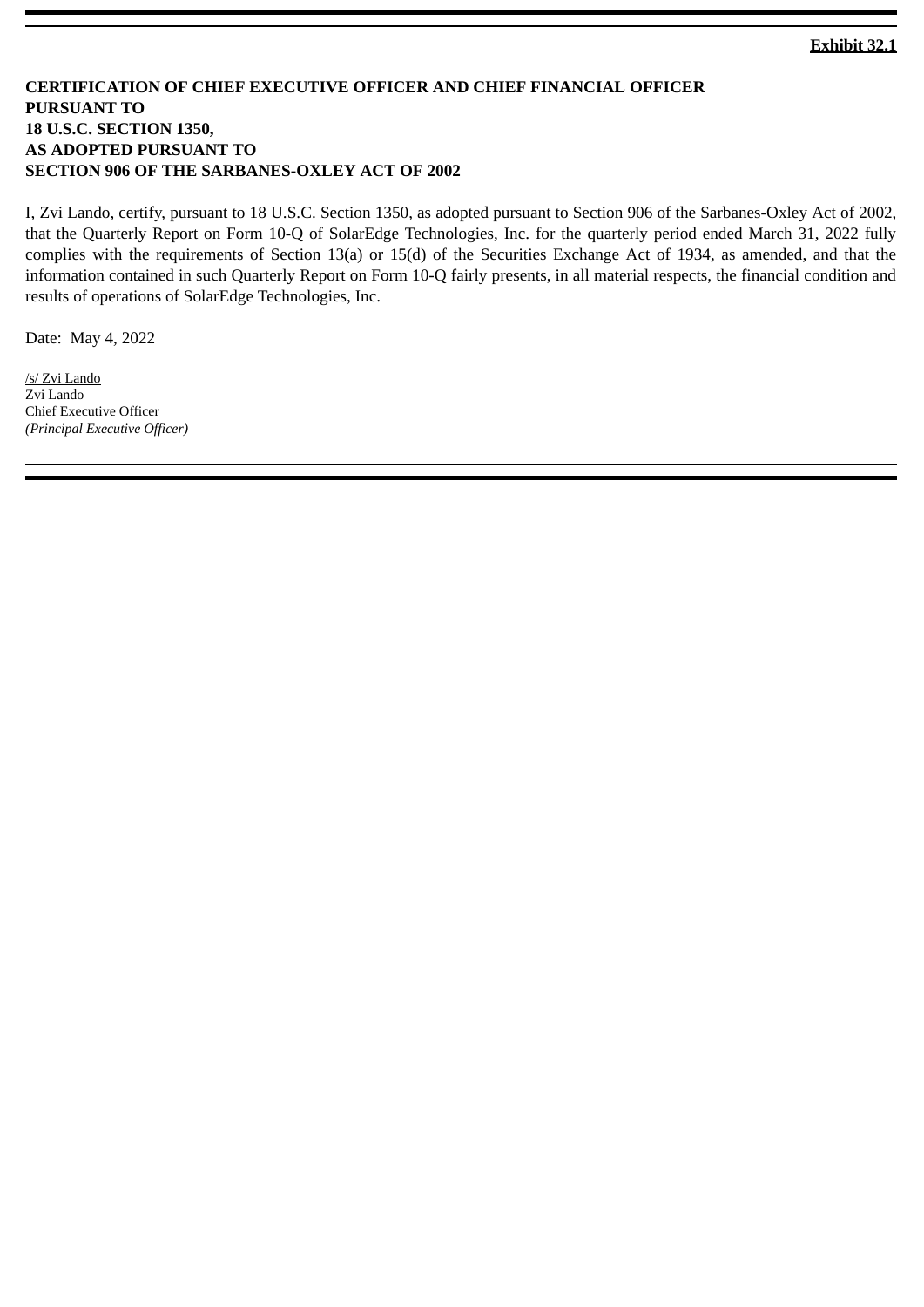**Exhibit 32.1**

**CERTIFICATION OF CHIEF EXECUTIVE OFFICER AND CHIEF FINANCIAL OFFICER PURSUANT TO 18 U.S.C. SECTION 1350, AS ADOPTED PURSUANT TO SECTION 906 OF THE SARBANES-OXLEY ACT OF 2002**

I, Zvi Lando, certify, pursuant to 18 U.S.C. Section 1350, as adopted pursuant to Section 906 of the Sarbanes-Oxley Act of 2002, that the Quarterly Report on Form 10-Q of SolarEdge Technologies, Inc. for the quarterly period ended March 31, 2022 fully complies with the requirements of Section 13(a) or 15(d) of the Securities Exchange Act of 1934, as amended, and that the information contained in such Quarterly Report on Form 10-Q fairly presents, in all material respects, the financial condition and results of operations of SolarEdge Technologies, Inc.

Date: May 4, 2022

/s/ Zvi Lando
Zvi Lando
Chief Executive Officer
*(Principal Executive Officer)*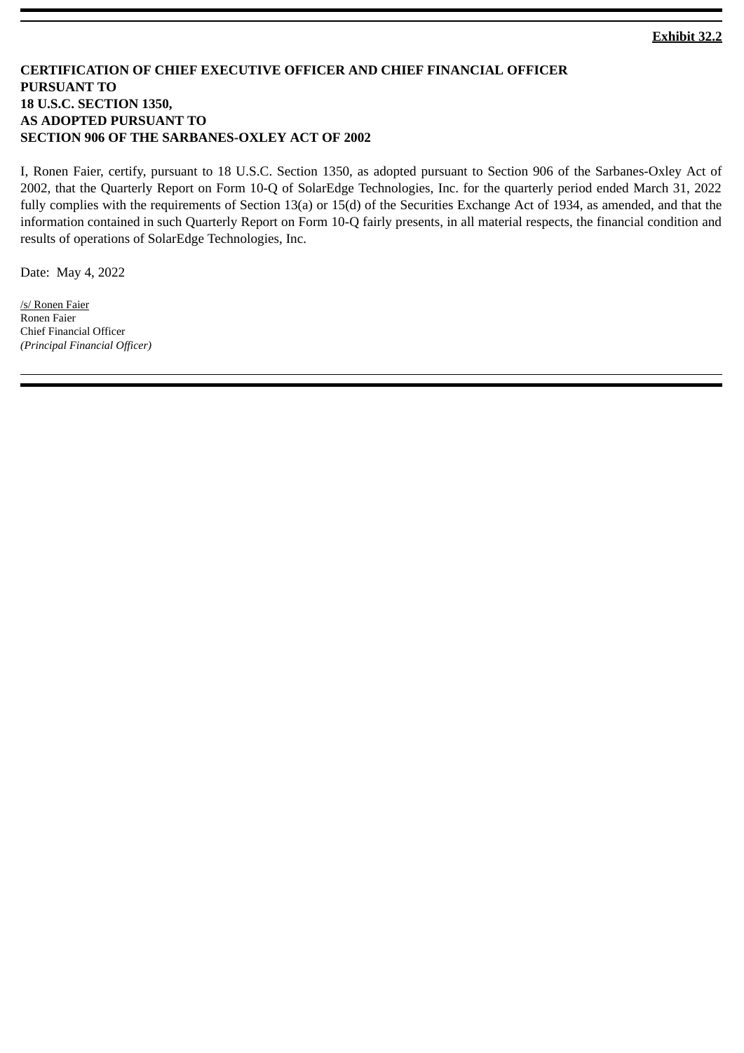**Exhibit 32.2**

**CERTIFICATION OF CHIEF EXECUTIVE OFFICER AND CHIEF FINANCIAL OFFICER**
**PURSUANT TO**
**18 U.S.C. SECTION 1350,**
**AS ADOPTED PURSUANT TO**
**SECTION 906 OF THE SARBANES-OXLEY ACT OF 2002**

I, Ronen Faier, certify, pursuant to 18 U.S.C. Section 1350, as adopted pursuant to Section 906 of the Sarbanes-Oxley Act of 2002, that the Quarterly Report on Form 10-Q of SolarEdge Technologies, Inc. for the quarterly period ended March 31, 2022 fully complies with the requirements of Section 13(a) or 15(d) of the Securities Exchange Act of 1934, as amended, and that the information contained in such Quarterly Report on Form 10-Q fairly presents, in all material respects, the financial condition and results of operations of SolarEdge Technologies, Inc.

Date: May 4, 2022

/s/ Ronen Faier
Ronen Faier
Chief Financial Officer
*(Principal Financial Officer)*